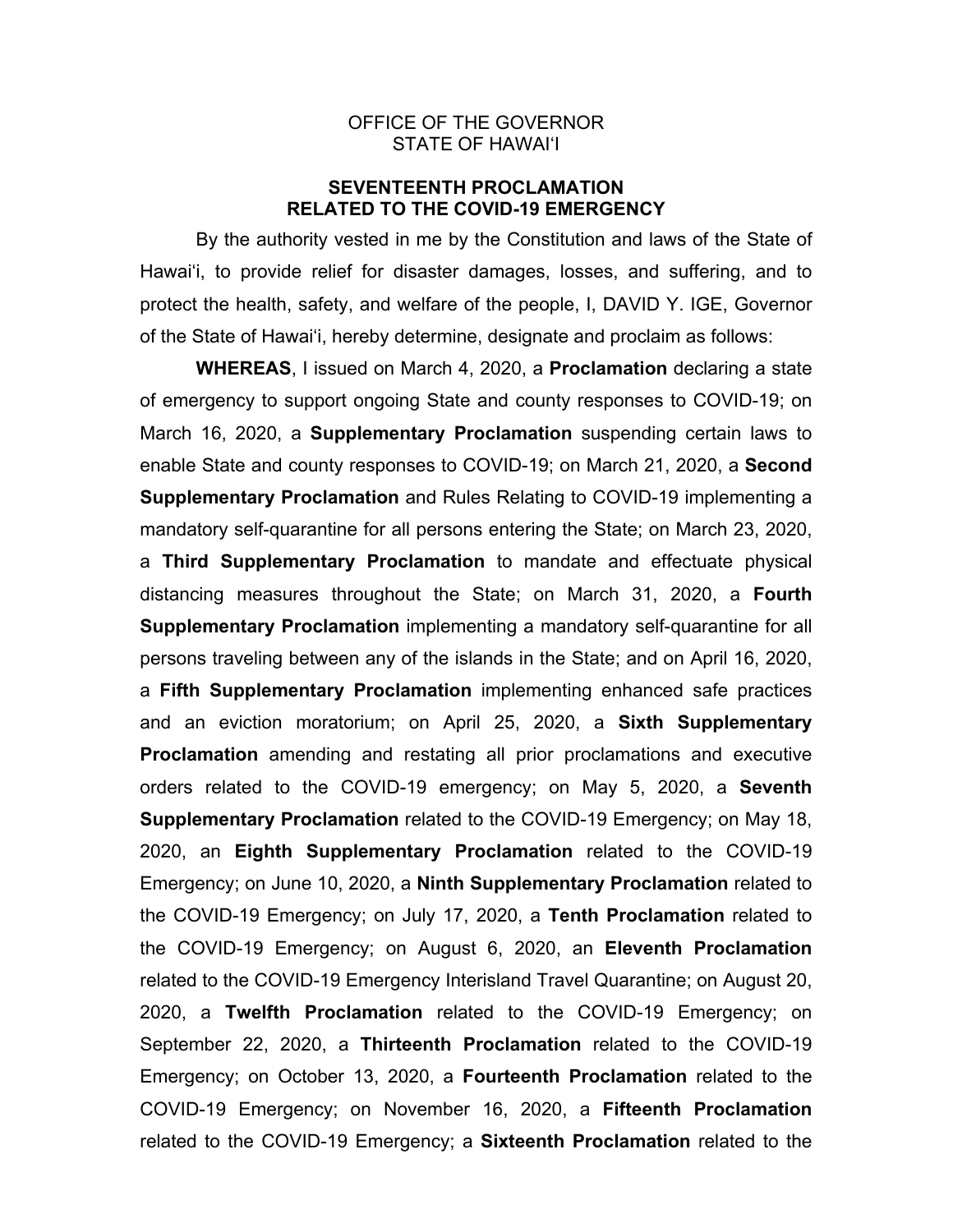OFFICE OF THE GOVERNOR
STATE OF HAWAIʻI

# SEVENTEENTH PROCLAMATION RELATED TO THE COVID-19 EMERGENCY

By the authority vested in me by the Constitution and laws of the State of Hawaiʻi, to provide relief for disaster damages, losses, and suffering, and to protect the health, safety, and welfare of the people, I, DAVID Y. IGE, Governor of the State of Hawaiʻi, hereby determine, designate and proclaim as follows:

**WHEREAS**, I issued on March 4, 2020, a **Proclamation** declaring a state of emergency to support ongoing State and county responses to COVID-19; on March 16, 2020, a **Supplementary Proclamation** suspending certain laws to enable State and county responses to COVID-19; on March 21, 2020, a **Second Supplementary Proclamation** and Rules Relating to COVID-19 implementing a mandatory self-quarantine for all persons entering the State; on March 23, 2020, a **Third Supplementary Proclamation** to mandate and effectuate physical distancing measures throughout the State; on March 31, 2020, a **Fourth Supplementary Proclamation** implementing a mandatory self-quarantine for all persons traveling between any of the islands in the State; and on April 16, 2020, a **Fifth Supplementary Proclamation** implementing enhanced safe practices and an eviction moratorium; on April 25, 2020, a **Sixth Supplementary Proclamation** amending and restating all prior proclamations and executive orders related to the COVID-19 emergency; on May 5, 2020, a **Seventh Supplementary Proclamation** related to the COVID-19 Emergency; on May 18, 2020, an **Eighth Supplementary Proclamation** related to the COVID-19 Emergency; on June 10, 2020, a **Ninth Supplementary Proclamation** related to the COVID-19 Emergency; on July 17, 2020, a **Tenth Proclamation** related to the COVID-19 Emergency; on August 6, 2020, an **Eleventh Proclamation** related to the COVID-19 Emergency Interisland Travel Quarantine; on August 20, 2020, a **Twelfth Proclamation** related to the COVID-19 Emergency; on September 22, 2020, a **Thirteenth Proclamation** related to the COVID-19 Emergency; on October 13, 2020, a **Fourteenth Proclamation** related to the COVID-19 Emergency; on November 16, 2020, a **Fifteenth Proclamation** related to the COVID-19 Emergency; a **Sixteenth Proclamation** related to the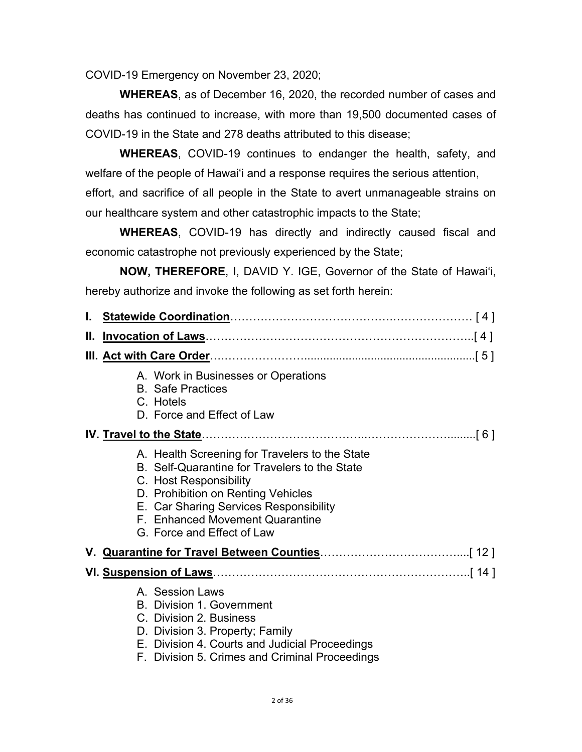COVID-19 Emergency on November 23, 2020;

**WHEREAS**, as of December 16, 2020, the recorded number of cases and deaths has continued to increase, with more than 19,500 documented cases of COVID-19 in the State and 278 deaths attributed to this disease;

**WHEREAS**, COVID-19 continues to endanger the health, safety, and welfare of the people of Hawaiʻi and a response requires the serious attention, effort, and sacrifice of all people in the State to avert unmanageable strains on our healthcare system and other catastrophic impacts to the State;

**WHEREAS**, COVID-19 has directly and indirectly caused fiscal and economic catastrophe not previously experienced by the State;

**NOW, THEREFORE**, I, DAVID Y. IGE, Governor of the State of Hawaiʻi, hereby authorize and invoke the following as set forth herein:

**I. Statewide Coordination**……………………………………………………… [ 4 ]

**II. Invocation of Laws**…………………………………………………………..[ 4 ]

**III. Act with Care Order**……………………………………………………….[ 5 ]

- A. Work in Businesses or Operations
- B. Safe Practices
- C. Hotels
- D. Force and Effect of Law

**IV. Travel to the State**…………………………………………………………..[ 6 ]

- A. Health Screening for Travelers to the State
- B. Self-Quarantine for Travelers to the State
- C. Host Responsibility
- D. Prohibition on Renting Vehicles
- E. Car Sharing Services Responsibility
- F. Enhanced Movement Quarantine
- G. Force and Effect of Law

**V. Quarantine for Travel Between Counties**……………………………….[ 12 ]

**VI. Suspension of Laws**…………………………………………………………..[ 14 ]

- A. Session Laws
- B. Division 1. Government
- C. Division 2. Business
- D. Division 3. Property; Family
- E. Division 4. Courts and Judicial Proceedings
- F. Division 5. Crimes and Criminal Proceedings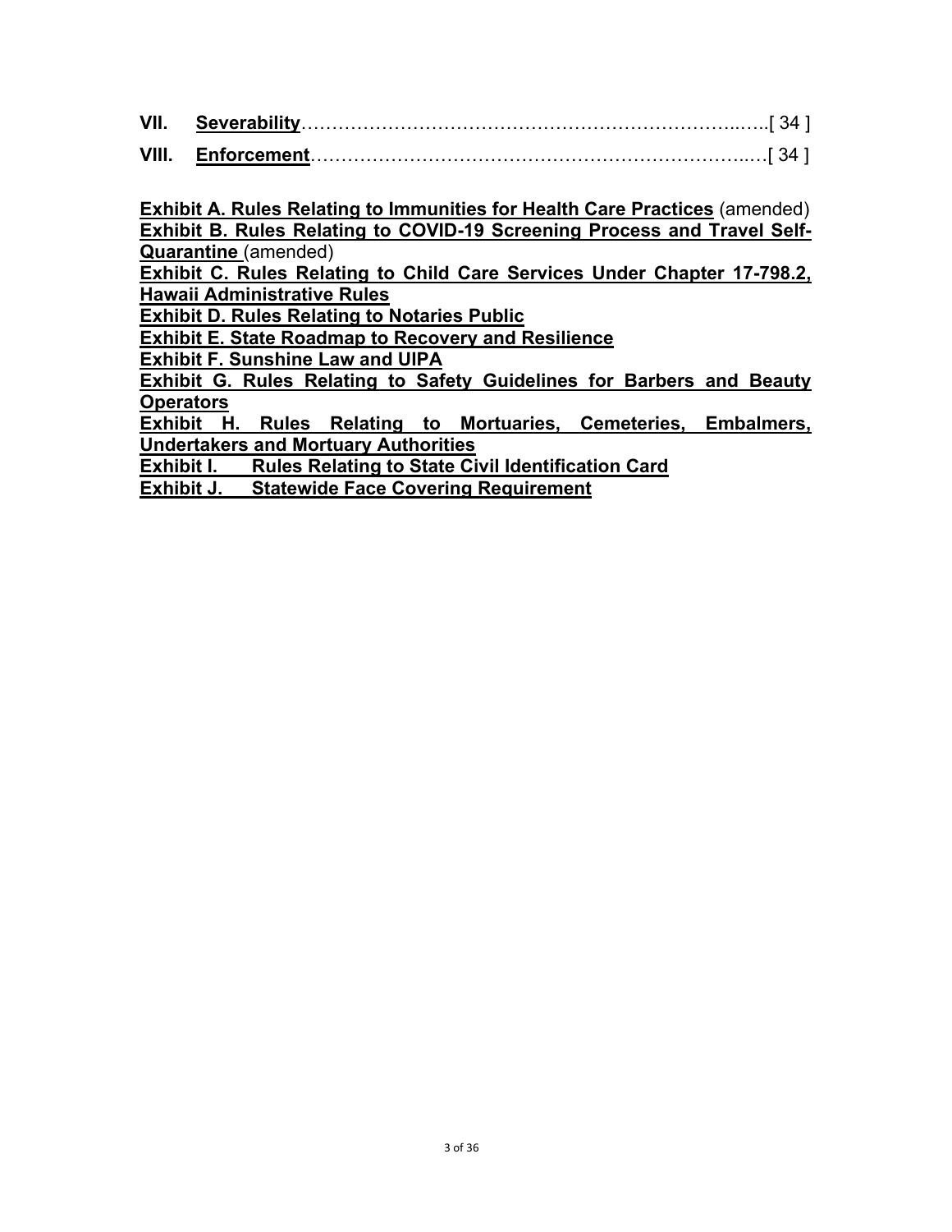**VII.** **<u>Severability</u>**……………………………………………………………..…..[ 34 ]

**VIII.** **<u>Enforcement</u>**…………………………………………………………….…[ 34 ]

**<u>Exhibit A. Rules Relating to Immunities for Health Care Practices</u>** (amended)
**<u>Exhibit B. Rules Relating to COVID-19 Screening Process and Travel Self-Quarantine</u>** (amended)
**<u>Exhibit C. Rules Relating to Child Care Services Under Chapter 17-798.2, Hawaii Administrative Rules</u>**
**<u>Exhibit D. Rules Relating to Notaries Public</u>**
**<u>Exhibit E. State Roadmap to Recovery and Resilience</u>**
**<u>Exhibit F. Sunshine Law and UIPA</u>**
**<u>Exhibit G. Rules Relating to Safety Guidelines for Barbers and Beauty Operators</u>**
**<u>Exhibit H. Rules Relating to Mortuaries, Cemeteries, Embalmers, Undertakers and Mortuary Authorities</u>**
**<u>Exhibit I. Rules Relating to State Civil Identification Card</u>**
**<u>Exhibit J. Statewide Face Covering Requirement</u>**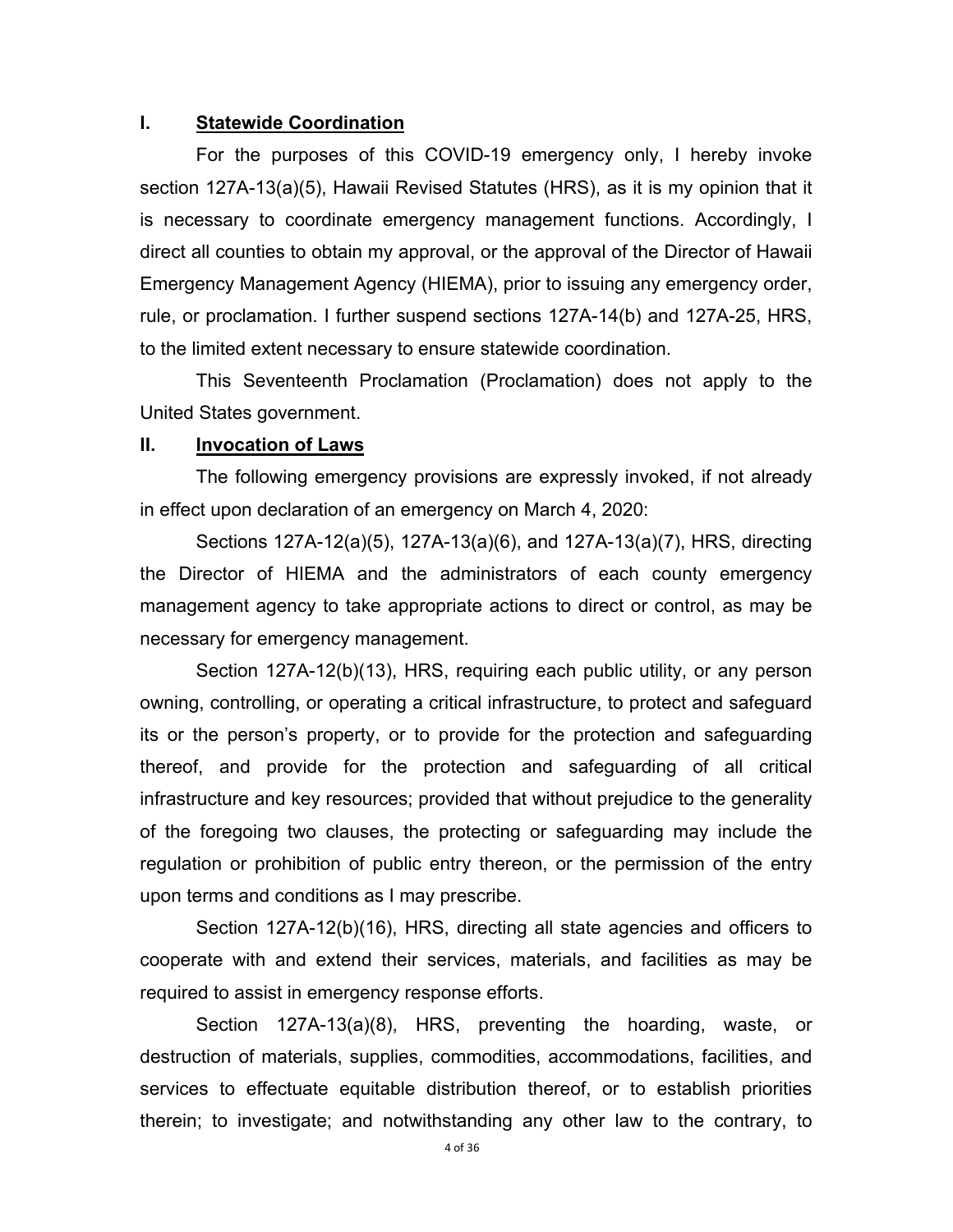## I. Statewide Coordination

For the purposes of this COVID-19 emergency only, I hereby invoke section 127A-13(a)(5), Hawaii Revised Statutes (HRS), as it is my opinion that it is necessary to coordinate emergency management functions. Accordingly, I direct all counties to obtain my approval, or the approval of the Director of Hawaii Emergency Management Agency (HIEMA), prior to issuing any emergency order, rule, or proclamation. I further suspend sections 127A-14(b) and 127A-25, HRS, to the limited extent necessary to ensure statewide coordination.

This Seventeenth Proclamation (Proclamation) does not apply to the United States government.

## II. Invocation of Laws

The following emergency provisions are expressly invoked, if not already in effect upon declaration of an emergency on March 4, 2020:

Sections 127A-12(a)(5), 127A-13(a)(6), and 127A-13(a)(7), HRS, directing the Director of HIEMA and the administrators of each county emergency management agency to take appropriate actions to direct or control, as may be necessary for emergency management.

Section 127A-12(b)(13), HRS, requiring each public utility, or any person owning, controlling, or operating a critical infrastructure, to protect and safeguard its or the person's property, or to provide for the protection and safeguarding thereof, and provide for the protection and safeguarding of all critical infrastructure and key resources; provided that without prejudice to the generality of the foregoing two clauses, the protecting or safeguarding may include the regulation or prohibition of public entry thereon, or the permission of the entry upon terms and conditions as I may prescribe.

Section 127A-12(b)(16), HRS, directing all state agencies and officers to cooperate with and extend their services, materials, and facilities as may be required to assist in emergency response efforts.

Section 127A-13(a)(8), HRS, preventing the hoarding, waste, or destruction of materials, supplies, commodities, accommodations, facilities, and services to effectuate equitable distribution thereof, or to establish priorities therein; to investigate; and notwithstanding any other law to the contrary, to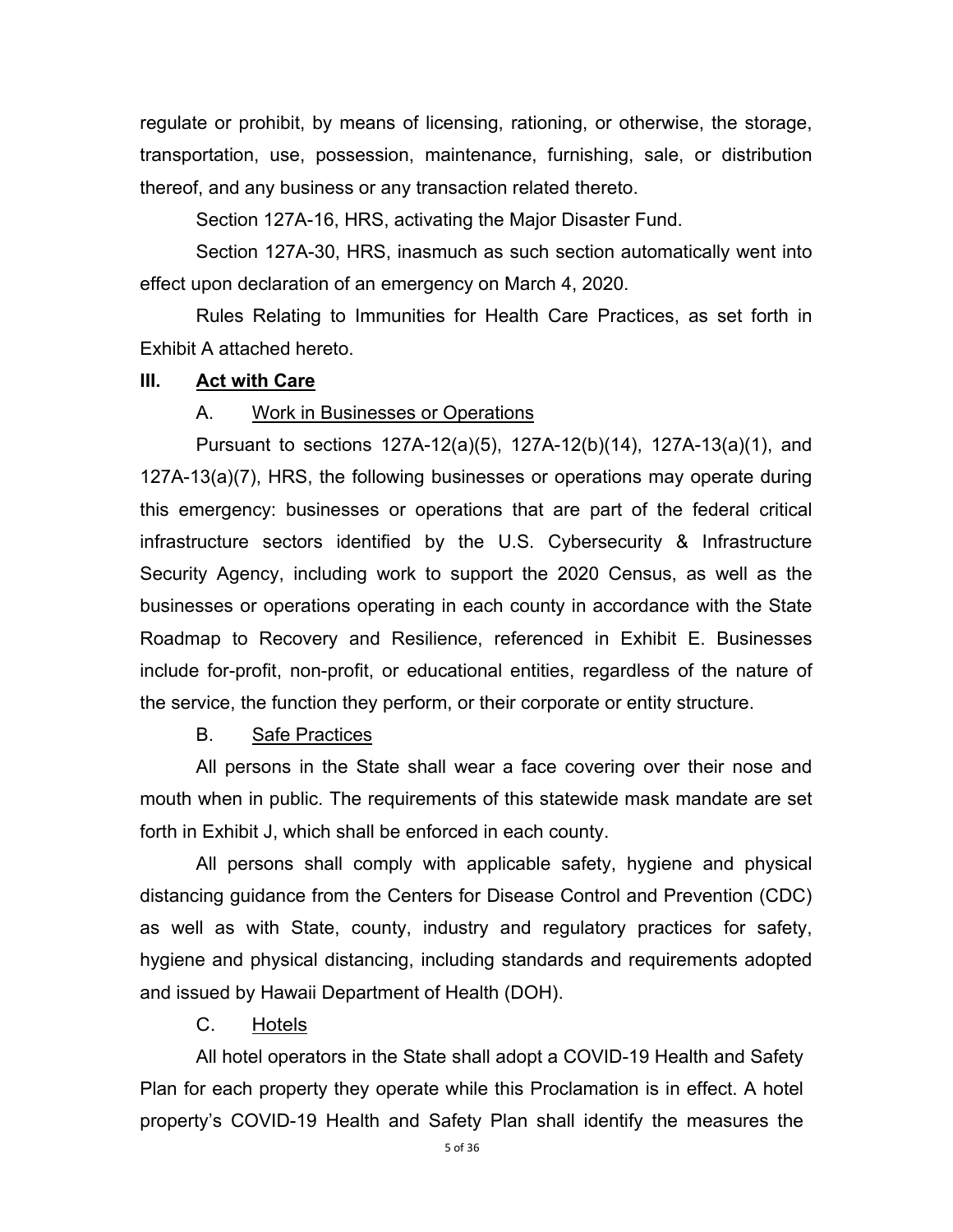regulate or prohibit, by means of licensing, rationing, or otherwise, the storage, transportation, use, possession, maintenance, furnishing, sale, or distribution thereof, and any business or any transaction related thereto.

Section 127A-16, HRS, activating the Major Disaster Fund.

Section 127A-30, HRS, inasmuch as such section automatically went into effect upon declaration of an emergency on March 4, 2020.

Rules Relating to Immunities for Health Care Practices, as set forth in Exhibit A attached hereto.

## III. Act with Care

### A. Work in Businesses or Operations

Pursuant to sections 127A-12(a)(5), 127A-12(b)(14), 127A-13(a)(1), and 127A-13(a)(7), HRS, the following businesses or operations may operate during this emergency: businesses or operations that are part of the federal critical infrastructure sectors identified by the U.S. Cybersecurity & Infrastructure Security Agency, including work to support the 2020 Census, as well as the businesses or operations operating in each county in accordance with the State Roadmap to Recovery and Resilience, referenced in Exhibit E. Businesses include for-profit, non-profit, or educational entities, regardless of the nature of the service, the function they perform, or their corporate or entity structure.

### B. Safe Practices

All persons in the State shall wear a face covering over their nose and mouth when in public. The requirements of this statewide mask mandate are set forth in Exhibit J, which shall be enforced in each county.

All persons shall comply with applicable safety, hygiene and physical distancing guidance from the Centers for Disease Control and Prevention (CDC) as well as with State, county, industry and regulatory practices for safety, hygiene and physical distancing, including standards and requirements adopted and issued by Hawaii Department of Health (DOH).

### C. Hotels

All hotel operators in the State shall adopt a COVID-19 Health and Safety Plan for each property they operate while this Proclamation is in effect. A hotel property's COVID-19 Health and Safety Plan shall identify the measures the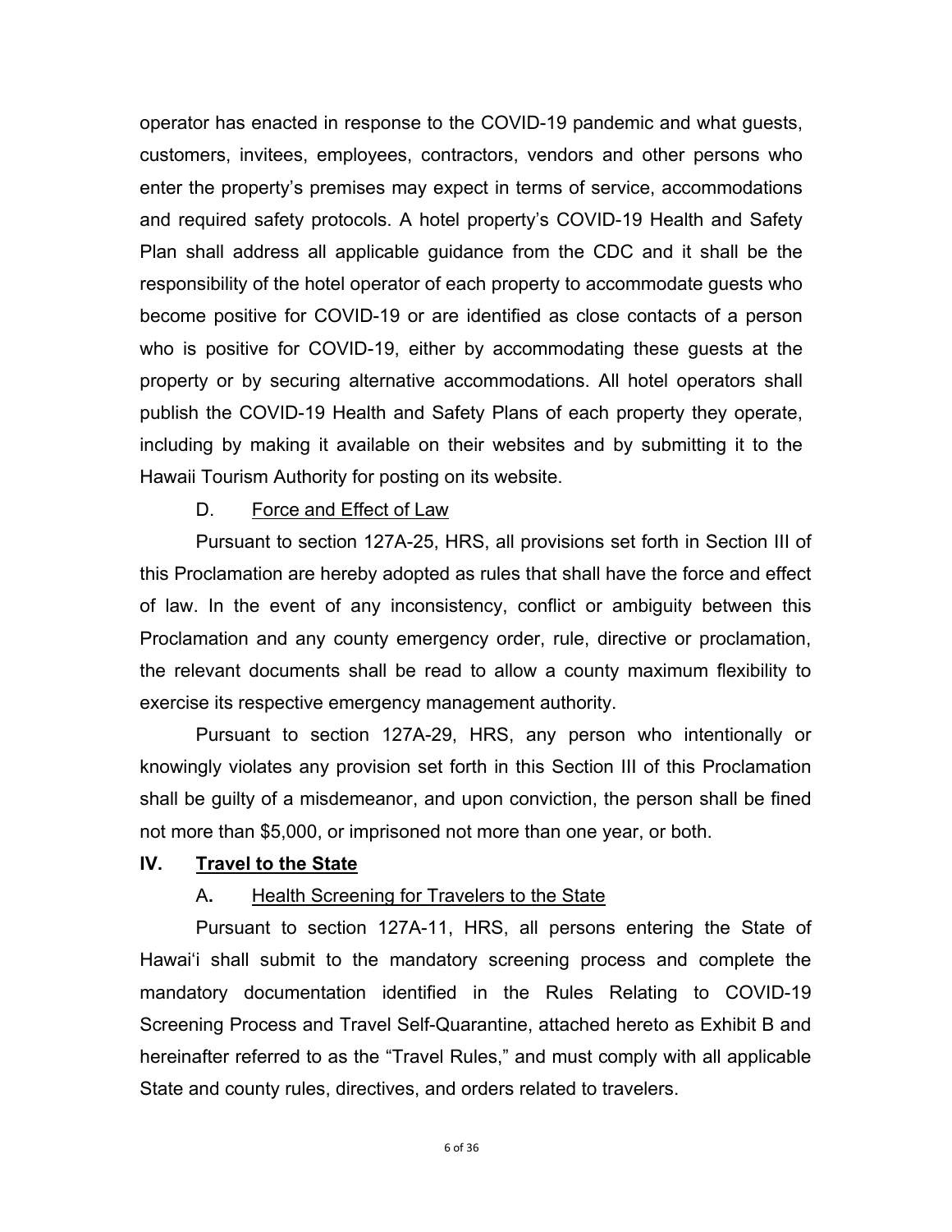operator has enacted in response to the COVID-19 pandemic and what guests, customers, invitees, employees, contractors, vendors and other persons who enter the property's premises may expect in terms of service, accommodations and required safety protocols. A hotel property's COVID-19 Health and Safety Plan shall address all applicable guidance from the CDC and it shall be the responsibility of the hotel operator of each property to accommodate guests who become positive for COVID-19 or are identified as close contacts of a person who is positive for COVID-19, either by accommodating these guests at the property or by securing alternative accommodations. All hotel operators shall publish the COVID-19 Health and Safety Plans of each property they operate, including by making it available on their websites and by submitting it to the Hawaii Tourism Authority for posting on its website.

D. Force and Effect of Law

Pursuant to section 127A-25, HRS, all provisions set forth in Section III of this Proclamation are hereby adopted as rules that shall have the force and effect of law. In the event of any inconsistency, conflict or ambiguity between this Proclamation and any county emergency order, rule, directive or proclamation, the relevant documents shall be read to allow a county maximum flexibility to exercise its respective emergency management authority.

Pursuant to section 127A-29, HRS, any person who intentionally or knowingly violates any provision set forth in this Section III of this Proclamation shall be guilty of a misdemeanor, and upon conviction, the person shall be fined not more than $5,000, or imprisoned not more than one year, or both.

## IV. Travel to the State

A. Health Screening for Travelers to the State

Pursuant to section 127A-11, HRS, all persons entering the State of Hawaiʻi shall submit to the mandatory screening process and complete the mandatory documentation identified in the Rules Relating to COVID-19 Screening Process and Travel Self-Quarantine, attached hereto as Exhibit B and hereinafter referred to as the "Travel Rules," and must comply with all applicable State and county rules, directives, and orders related to travelers.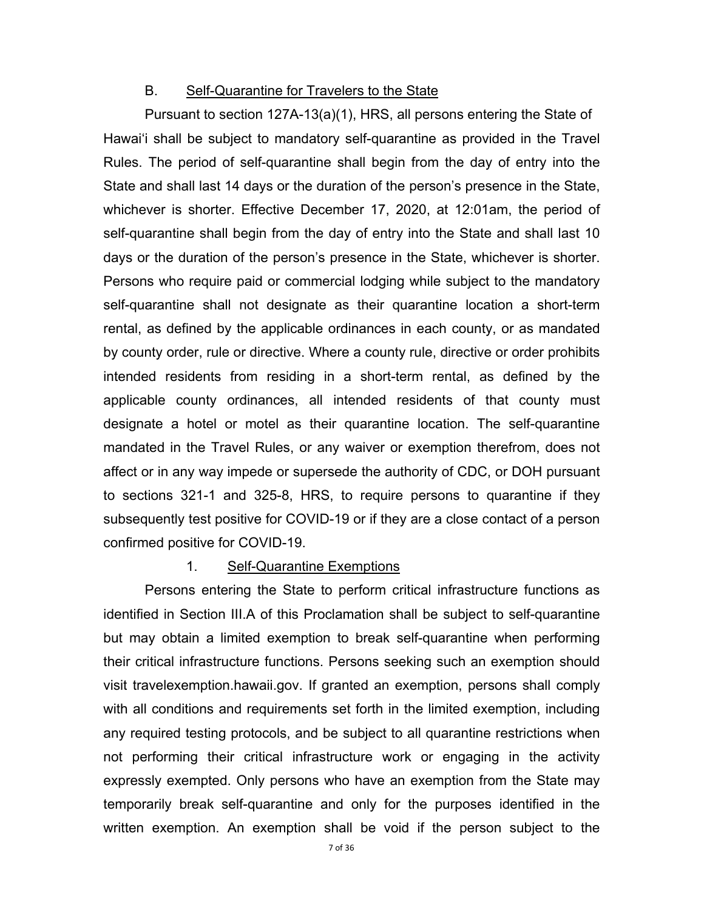### B. Self-Quarantine for Travelers to the State

Pursuant to section 127A-13(a)(1), HRS, all persons entering the State of Hawaiʻi shall be subject to mandatory self-quarantine as provided in the Travel Rules. The period of self-quarantine shall begin from the day of entry into the State and shall last 14 days or the duration of the person's presence in the State, whichever is shorter. Effective December 17, 2020, at 12:01am, the period of self-quarantine shall begin from the day of entry into the State and shall last 10 days or the duration of the person's presence in the State, whichever is shorter. Persons who require paid or commercial lodging while subject to the mandatory self-quarantine shall not designate as their quarantine location a short-term rental, as defined by the applicable ordinances in each county, or as mandated by county order, rule or directive. Where a county rule, directive or order prohibits intended residents from residing in a short-term rental, as defined by the applicable county ordinances, all intended residents of that county must designate a hotel or motel as their quarantine location. The self-quarantine mandated in the Travel Rules, or any waiver or exemption therefrom, does not affect or in any way impede or supersede the authority of CDC, or DOH pursuant to sections 321-1 and 325-8, HRS, to require persons to quarantine if they subsequently test positive for COVID-19 or if they are a close contact of a person confirmed positive for COVID-19.

#### 1. Self-Quarantine Exemptions

Persons entering the State to perform critical infrastructure functions as identified in Section III.A of this Proclamation shall be subject to self-quarantine but may obtain a limited exemption to break self-quarantine when performing their critical infrastructure functions. Persons seeking such an exemption should visit travelexemption.hawaii.gov. If granted an exemption, persons shall comply with all conditions and requirements set forth in the limited exemption, including any required testing protocols, and be subject to all quarantine restrictions when not performing their critical infrastructure work or engaging in the activity expressly exempted. Only persons who have an exemption from the State may temporarily break self-quarantine and only for the purposes identified in the written exemption. An exemption shall be void if the person subject to the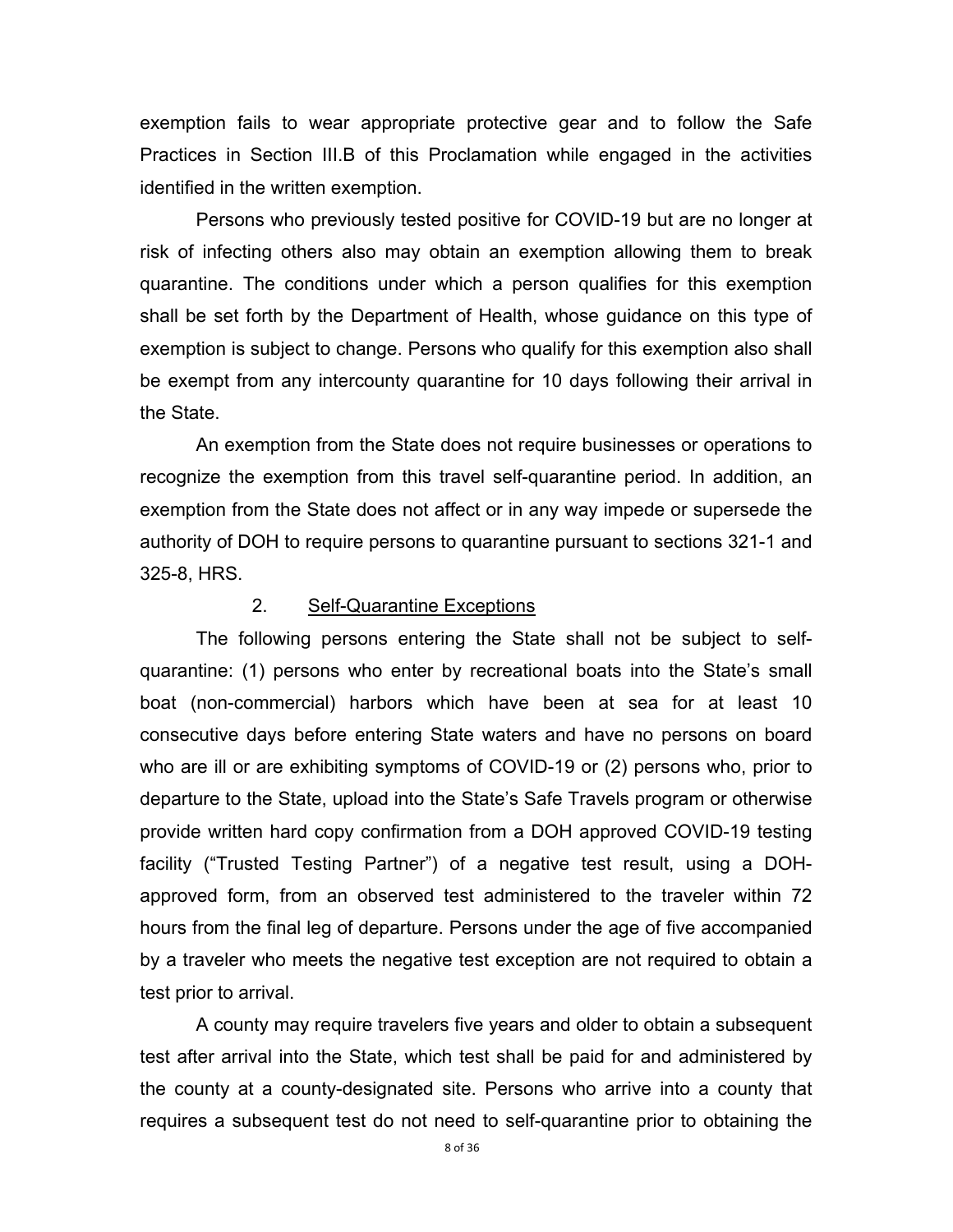exemption fails to wear appropriate protective gear and to follow the Safe Practices in Section III.B of this Proclamation while engaged in the activities identified in the written exemption.

Persons who previously tested positive for COVID-19 but are no longer at risk of infecting others also may obtain an exemption allowing them to break quarantine. The conditions under which a person qualifies for this exemption shall be set forth by the Department of Health, whose guidance on this type of exemption is subject to change. Persons who qualify for this exemption also shall be exempt from any intercounty quarantine for 10 days following their arrival in the State.

An exemption from the State does not require businesses or operations to recognize the exemption from this travel self-quarantine period. In addition, an exemption from the State does not affect or in any way impede or supersede the authority of DOH to require persons to quarantine pursuant to sections 321-1 and 325-8, HRS.

2. <u>Self-Quarantine Exceptions</u>

The following persons entering the State shall not be subject to self-quarantine: (1) persons who enter by recreational boats into the State's small boat (non-commercial) harbors which have been at sea for at least 10 consecutive days before entering State waters and have no persons on board who are ill or are exhibiting symptoms of COVID-19 or (2) persons who, prior to departure to the State, upload into the State's Safe Travels program or otherwise provide written hard copy confirmation from a DOH approved COVID-19 testing facility ("Trusted Testing Partner") of a negative test result, using a DOH-approved form, from an observed test administered to the traveler within 72 hours from the final leg of departure. Persons under the age of five accompanied by a traveler who meets the negative test exception are not required to obtain a test prior to arrival.

A county may require travelers five years and older to obtain a subsequent test after arrival into the State, which test shall be paid for and administered by the county at a county-designated site. Persons who arrive into a county that requires a subsequent test do not need to self-quarantine prior to obtaining the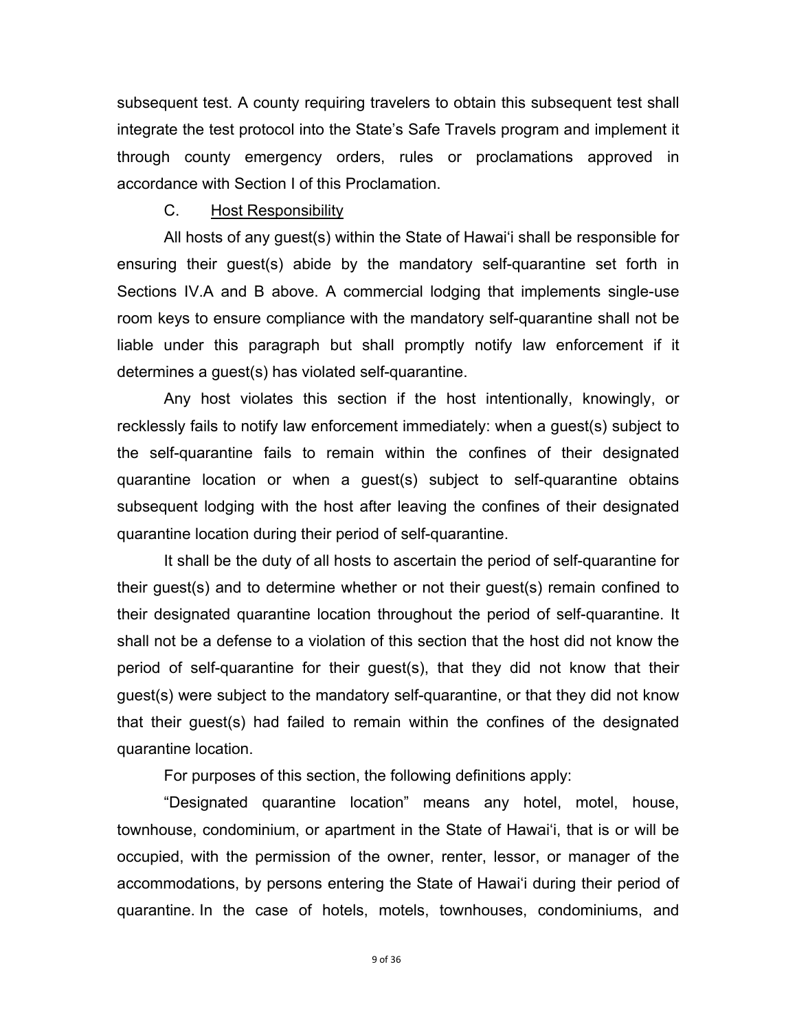subsequent test. A county requiring travelers to obtain this subsequent test shall integrate the test protocol into the State's Safe Travels program and implement it through county emergency orders, rules or proclamations approved in accordance with Section I of this Proclamation.

C. Host Responsibility

All hosts of any guest(s) within the State of Hawaiʻi shall be responsible for ensuring their guest(s) abide by the mandatory self-quarantine set forth in Sections IV.A and B above. A commercial lodging that implements single-use room keys to ensure compliance with the mandatory self-quarantine shall not be liable under this paragraph but shall promptly notify law enforcement if it determines a guest(s) has violated self-quarantine.

Any host violates this section if the host intentionally, knowingly, or recklessly fails to notify law enforcement immediately: when a guest(s) subject to the self-quarantine fails to remain within the confines of their designated quarantine location or when a guest(s) subject to self-quarantine obtains subsequent lodging with the host after leaving the confines of their designated quarantine location during their period of self-quarantine.

It shall be the duty of all hosts to ascertain the period of self-quarantine for their guest(s) and to determine whether or not their guest(s) remain confined to their designated quarantine location throughout the period of self-quarantine. It shall not be a defense to a violation of this section that the host did not know the period of self-quarantine for their guest(s), that they did not know that their guest(s) were subject to the mandatory self-quarantine, or that they did not know that their guest(s) had failed to remain within the confines of the designated quarantine location.

For purposes of this section, the following definitions apply:

"Designated quarantine location" means any hotel, motel, house, townhouse, condominium, or apartment in the State of Hawaiʻi, that is or will be occupied, with the permission of the owner, renter, lessor, or manager of the accommodations, by persons entering the State of Hawaiʻi during their period of quarantine. In the case of hotels, motels, townhouses, condominiums, and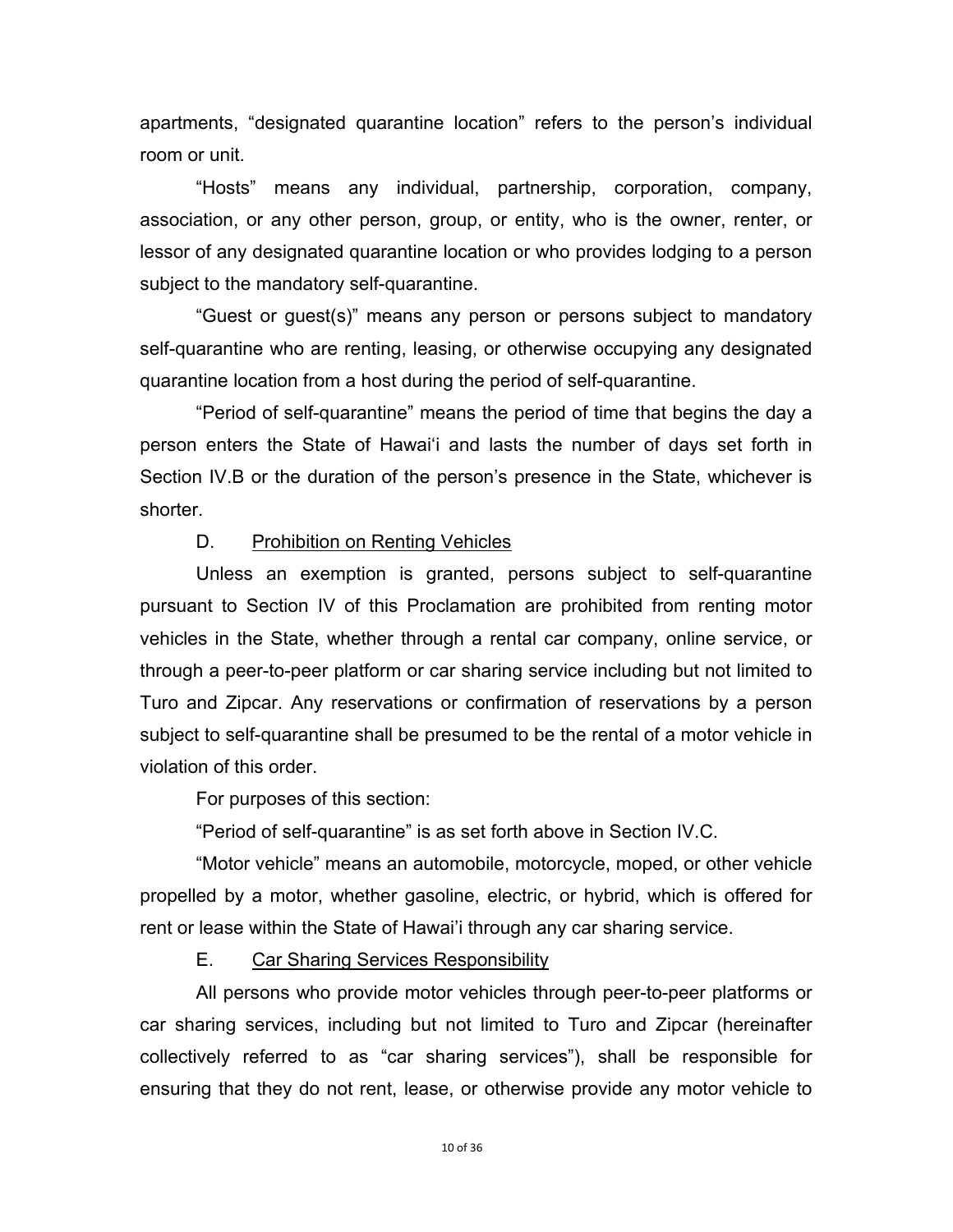apartments, "designated quarantine location" refers to the person's individual room or unit.

"Hosts" means any individual, partnership, corporation, company, association, or any other person, group, or entity, who is the owner, renter, or lessor of any designated quarantine location or who provides lodging to a person subject to the mandatory self-quarantine.

"Guest or guest(s)" means any person or persons subject to mandatory self-quarantine who are renting, leasing, or otherwise occupying any designated quarantine location from a host during the period of self-quarantine.

"Period of self-quarantine" means the period of time that begins the day a person enters the State of Hawaiʻi and lasts the number of days set forth in Section IV.B or the duration of the person's presence in the State, whichever is shorter.

D. Prohibition on Renting Vehicles

Unless an exemption is granted, persons subject to self-quarantine pursuant to Section IV of this Proclamation are prohibited from renting motor vehicles in the State, whether through a rental car company, online service, or through a peer-to-peer platform or car sharing service including but not limited to Turo and Zipcar. Any reservations or confirmation of reservations by a person subject to self-quarantine shall be presumed to be the rental of a motor vehicle in violation of this order.

For purposes of this section:

"Period of self-quarantine" is as set forth above in Section IV.C.

"Motor vehicle" means an automobile, motorcycle, moped, or other vehicle propelled by a motor, whether gasoline, electric, or hybrid, which is offered for rent or lease within the State of Hawai'i through any car sharing service.

E. Car Sharing Services Responsibility

All persons who provide motor vehicles through peer-to-peer platforms or car sharing services, including but not limited to Turo and Zipcar (hereinafter collectively referred to as "car sharing services"), shall be responsible for ensuring that they do not rent, lease, or otherwise provide any motor vehicle to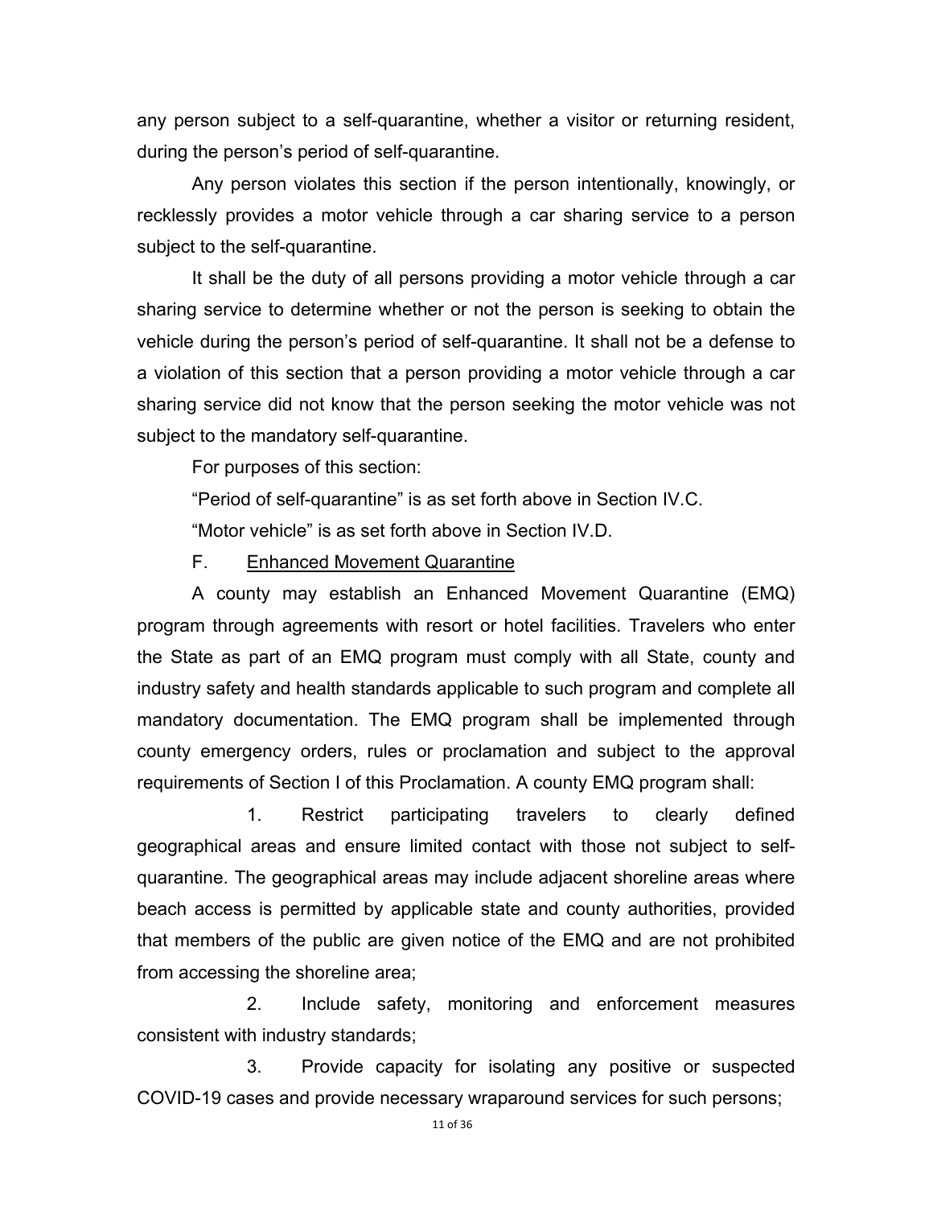any person subject to a self-quarantine, whether a visitor or returning resident, during the person's period of self-quarantine.

Any person violates this section if the person intentionally, knowingly, or recklessly provides a motor vehicle through a car sharing service to a person subject to the self-quarantine.

It shall be the duty of all persons providing a motor vehicle through a car sharing service to determine whether or not the person is seeking to obtain the vehicle during the person's period of self-quarantine. It shall not be a defense to a violation of this section that a person providing a motor vehicle through a car sharing service did not know that the person seeking the motor vehicle was not subject to the mandatory self-quarantine.

For purposes of this section:

"Period of self-quarantine" is as set forth above in Section IV.C.

"Motor vehicle" is as set forth above in Section IV.D.

F. Enhanced Movement Quarantine

A county may establish an Enhanced Movement Quarantine (EMQ) program through agreements with resort or hotel facilities. Travelers who enter the State as part of an EMQ program must comply with all State, county and industry safety and health standards applicable to such program and complete all mandatory documentation. The EMQ program shall be implemented through county emergency orders, rules or proclamation and subject to the approval requirements of Section I of this Proclamation. A county EMQ program shall:

1. Restrict participating travelers to clearly defined geographical areas and ensure limited contact with those not subject to self-quarantine. The geographical areas may include adjacent shoreline areas where beach access is permitted by applicable state and county authorities, provided that members of the public are given notice of the EMQ and are not prohibited from accessing the shoreline area;

2. Include safety, monitoring and enforcement measures consistent with industry standards;

3. Provide capacity for isolating any positive or suspected COVID-19 cases and provide necessary wraparound services for such persons;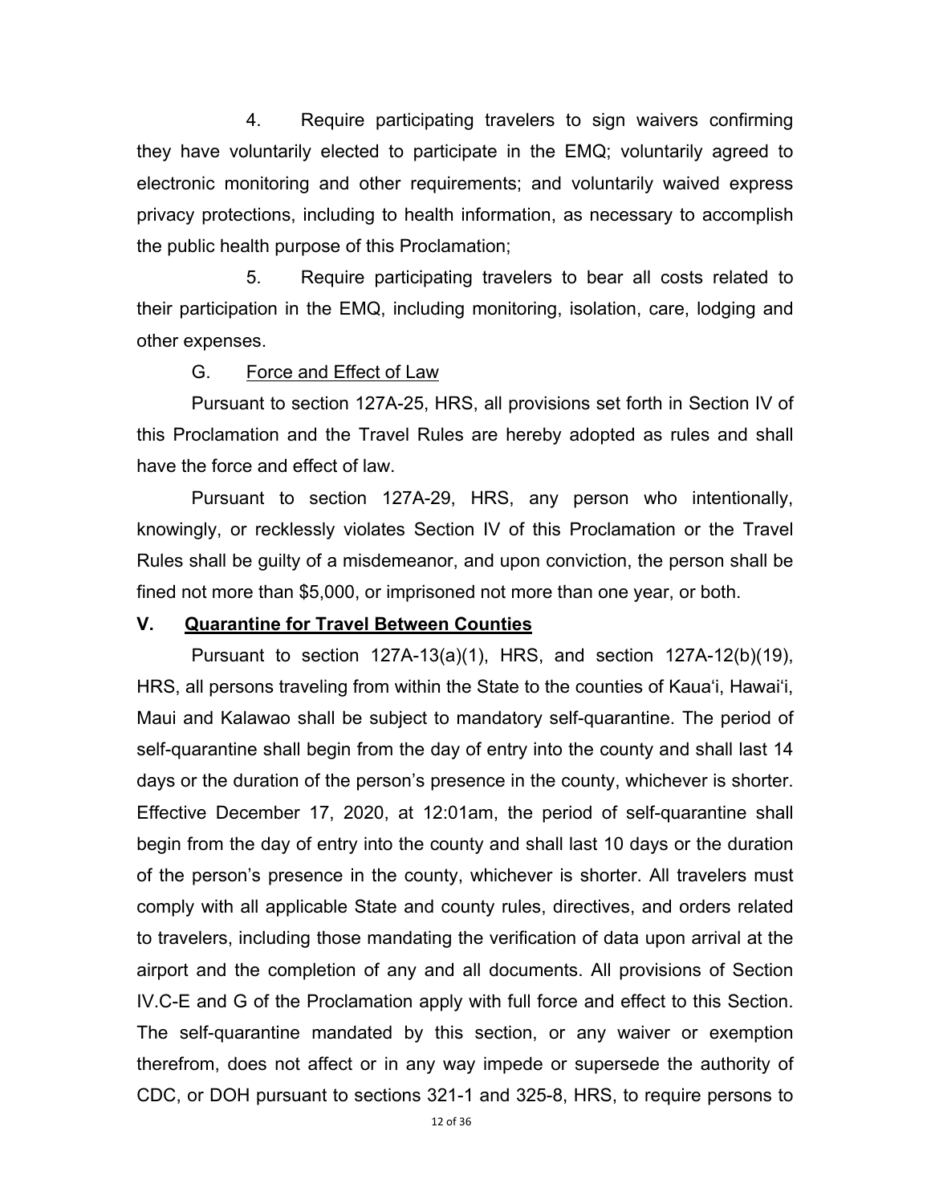4. Require participating travelers to sign waivers confirming they have voluntarily elected to participate in the EMQ; voluntarily agreed to electronic monitoring and other requirements; and voluntarily waived express privacy protections, including to health information, as necessary to accomplish the public health purpose of this Proclamation;

5. Require participating travelers to bear all costs related to their participation in the EMQ, including monitoring, isolation, care, lodging and other expenses.

G. Force and Effect of Law

Pursuant to section 127A-25, HRS, all provisions set forth in Section IV of this Proclamation and the Travel Rules are hereby adopted as rules and shall have the force and effect of law.

Pursuant to section 127A-29, HRS, any person who intentionally, knowingly, or recklessly violates Section IV of this Proclamation or the Travel Rules shall be guilty of a misdemeanor, and upon conviction, the person shall be fined not more than $5,000, or imprisoned not more than one year, or both.

## V. Quarantine for Travel Between Counties

Pursuant to section 127A-13(a)(1), HRS, and section 127A-12(b)(19), HRS, all persons traveling from within the State to the counties of Kaua'i, Hawai'i, Maui and Kalawao shall be subject to mandatory self-quarantine. The period of self-quarantine shall begin from the day of entry into the county and shall last 14 days or the duration of the person's presence in the county, whichever is shorter. Effective December 17, 2020, at 12:01am, the period of self-quarantine shall begin from the day of entry into the county and shall last 10 days or the duration of the person's presence in the county, whichever is shorter. All travelers must comply with all applicable State and county rules, directives, and orders related to travelers, including those mandating the verification of data upon arrival at the airport and the completion of any and all documents. All provisions of Section IV.C-E and G of the Proclamation apply with full force and effect to this Section. The self-quarantine mandated by this section, or any waiver or exemption therefrom, does not affect or in any way impede or supersede the authority of CDC, or DOH pursuant to sections 321-1 and 325-8, HRS, to require persons to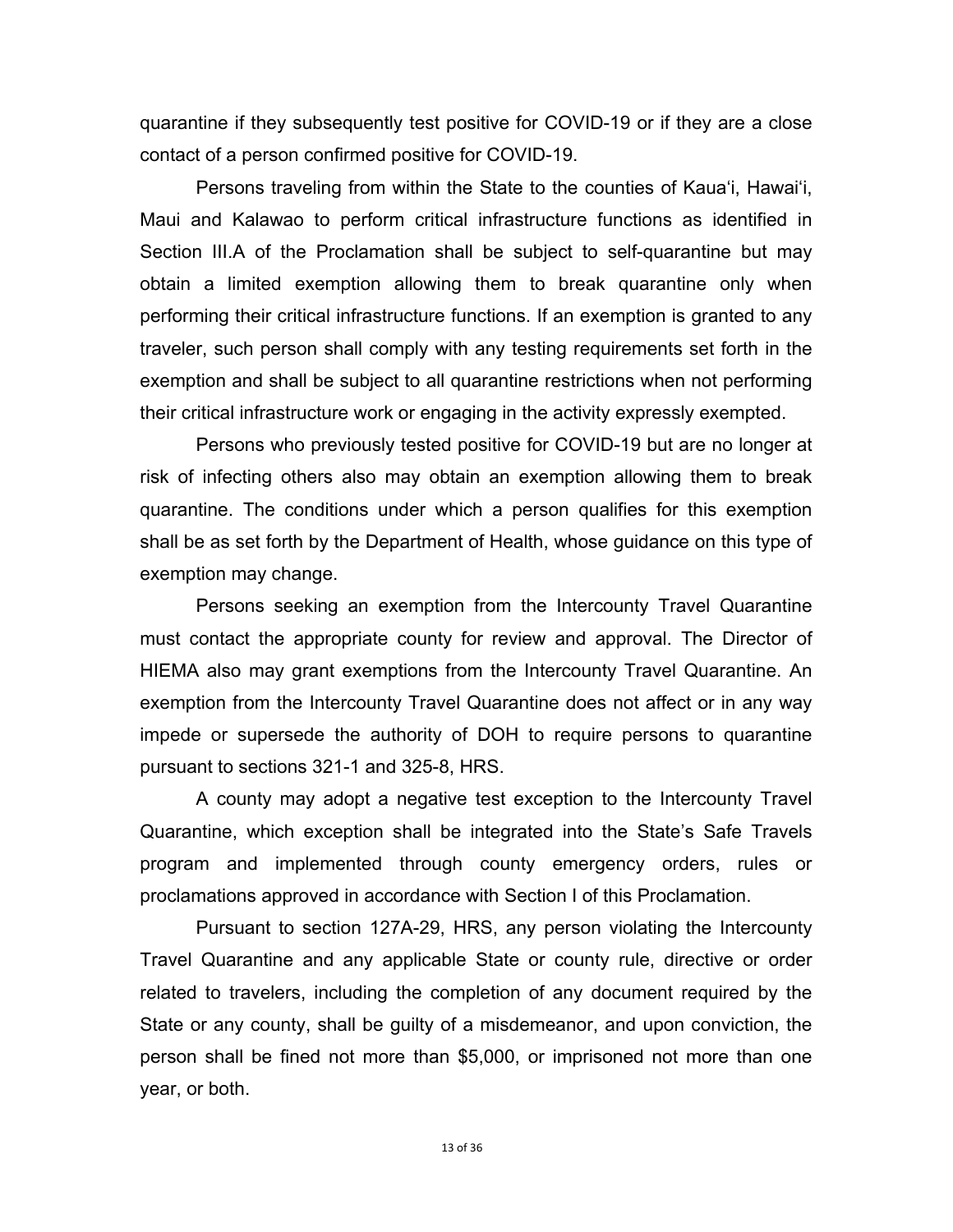quarantine if they subsequently test positive for COVID-19 or if they are a close contact of a person confirmed positive for COVID-19.

Persons traveling from within the State to the counties of Kaua'i, Hawai'i, Maui and Kalawao to perform critical infrastructure functions as identified in Section III.A of the Proclamation shall be subject to self-quarantine but may obtain a limited exemption allowing them to break quarantine only when performing their critical infrastructure functions. If an exemption is granted to any traveler, such person shall comply with any testing requirements set forth in the exemption and shall be subject to all quarantine restrictions when not performing their critical infrastructure work or engaging in the activity expressly exempted.

Persons who previously tested positive for COVID-19 but are no longer at risk of infecting others also may obtain an exemption allowing them to break quarantine. The conditions under which a person qualifies for this exemption shall be as set forth by the Department of Health, whose guidance on this type of exemption may change.

Persons seeking an exemption from the Intercounty Travel Quarantine must contact the appropriate county for review and approval. The Director of HIEMA also may grant exemptions from the Intercounty Travel Quarantine. An exemption from the Intercounty Travel Quarantine does not affect or in any way impede or supersede the authority of DOH to require persons to quarantine pursuant to sections 321-1 and 325-8, HRS.

A county may adopt a negative test exception to the Intercounty Travel Quarantine, which exception shall be integrated into the State's Safe Travels program and implemented through county emergency orders, rules or proclamations approved in accordance with Section I of this Proclamation.

Pursuant to section 127A-29, HRS, any person violating the Intercounty Travel Quarantine and any applicable State or county rule, directive or order related to travelers, including the completion of any document required by the State or any county, shall be guilty of a misdemeanor, and upon conviction, the person shall be fined not more than $5,000, or imprisoned not more than one year, or both.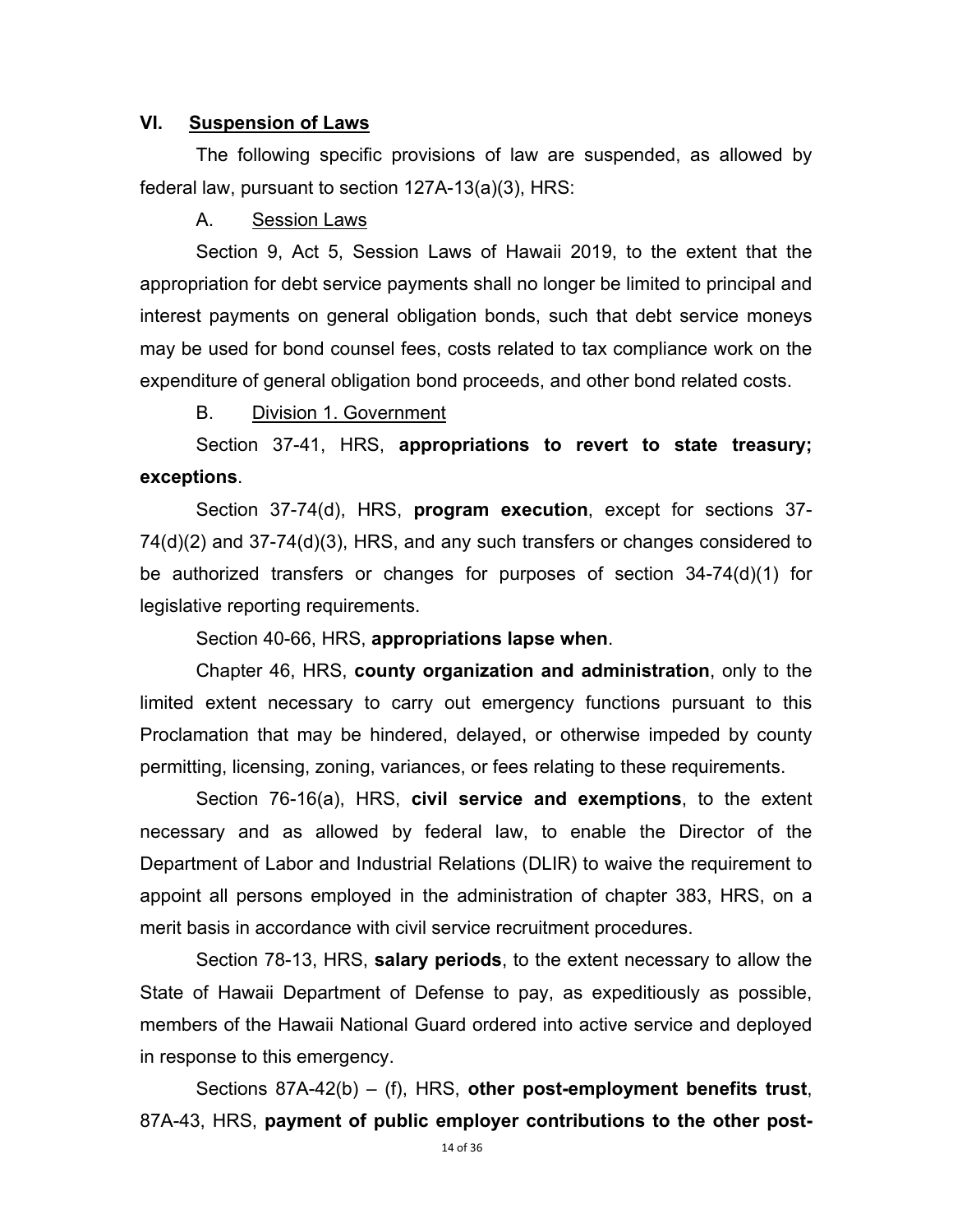## VI. Suspension of Laws

The following specific provisions of law are suspended, as allowed by federal law, pursuant to section 127A-13(a)(3), HRS:

### A. Session Laws

Section 9, Act 5, Session Laws of Hawaii 2019, to the extent that the appropriation for debt service payments shall no longer be limited to principal and interest payments on general obligation bonds, such that debt service moneys may be used for bond counsel fees, costs related to tax compliance work on the expenditure of general obligation bond proceeds, and other bond related costs.

### B. Division 1. Government

Section 37-41, HRS, **appropriations to revert to state treasury; exceptions**.

Section 37-74(d), HRS, **program execution**, except for sections 37-74(d)(2) and 37-74(d)(3), HRS, and any such transfers or changes considered to be authorized transfers or changes for purposes of section 34-74(d)(1) for legislative reporting requirements.

Section 40-66, HRS, **appropriations lapse when**.

Chapter 46, HRS, **county organization and administration**, only to the limited extent necessary to carry out emergency functions pursuant to this Proclamation that may be hindered, delayed, or otherwise impeded by county permitting, licensing, zoning, variances, or fees relating to these requirements.

Section 76-16(a), HRS, **civil service and exemptions**, to the extent necessary and as allowed by federal law, to enable the Director of the Department of Labor and Industrial Relations (DLIR) to waive the requirement to appoint all persons employed in the administration of chapter 383, HRS, on a merit basis in accordance with civil service recruitment procedures.

Section 78-13, HRS, **salary periods**, to the extent necessary to allow the State of Hawaii Department of Defense to pay, as expeditiously as possible, members of the Hawaii National Guard ordered into active service and deployed in response to this emergency.

Sections 87A-42(b) – (f), HRS, **other post-employment benefits trust**, 87A-43, HRS, **payment of public employer contributions to the other post-**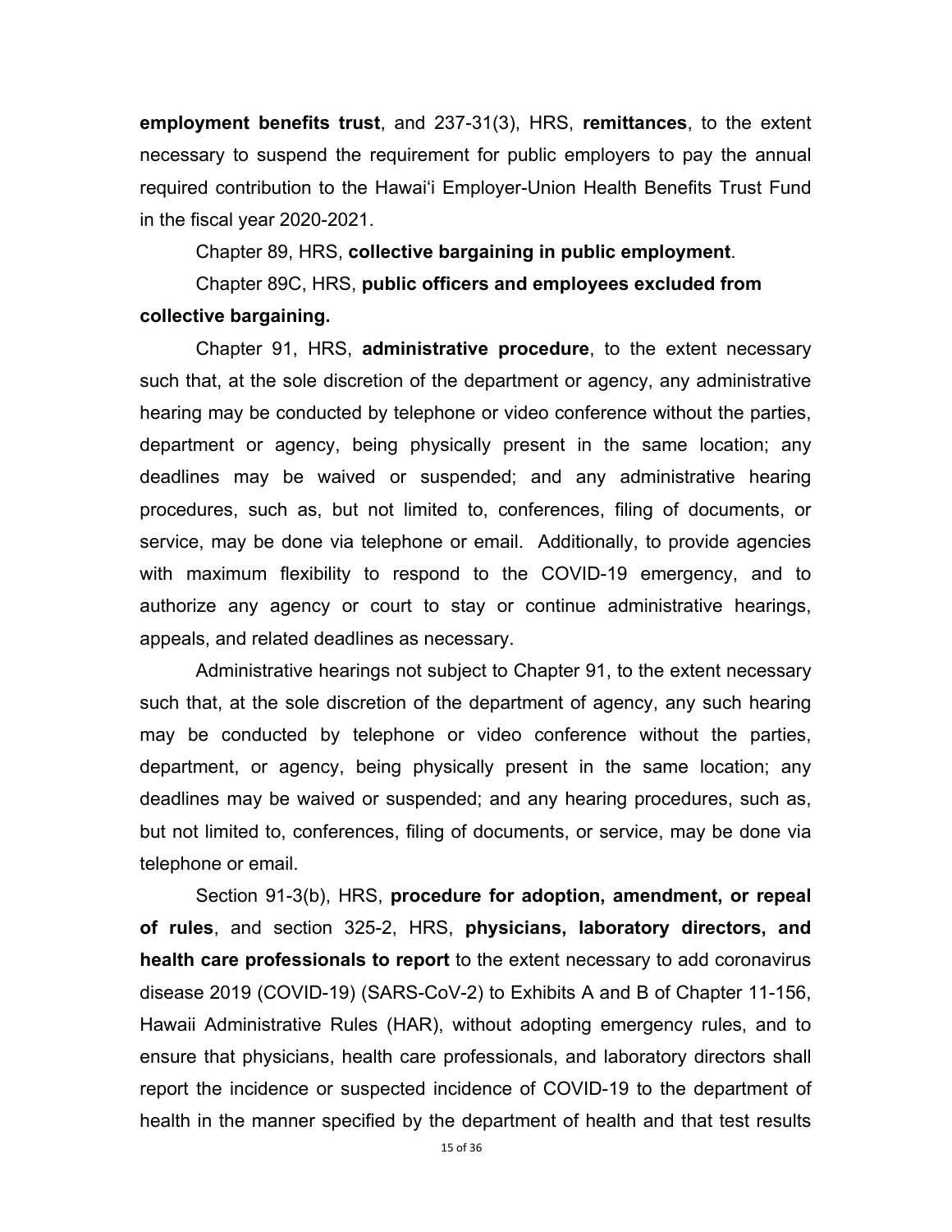**employment benefits trust**, and 237-31(3), HRS, **remittances**, to the extent necessary to suspend the requirement for public employers to pay the annual required contribution to the Hawaiʻi Employer-Union Health Benefits Trust Fund in the fiscal year 2020-2021.

Chapter 89, HRS, **collective bargaining in public employment**.

Chapter 89C, HRS, **public officers and employees excluded from collective bargaining.**

Chapter 91, HRS, **administrative procedure**, to the extent necessary such that, at the sole discretion of the department or agency, any administrative hearing may be conducted by telephone or video conference without the parties, department or agency, being physically present in the same location; any deadlines may be waived or suspended; and any administrative hearing procedures, such as, but not limited to, conferences, filing of documents, or service, may be done via telephone or email. Additionally, to provide agencies with maximum flexibility to respond to the COVID-19 emergency, and to authorize any agency or court to stay or continue administrative hearings, appeals, and related deadlines as necessary.

Administrative hearings not subject to Chapter 91, to the extent necessary such that, at the sole discretion of the department of agency, any such hearing may be conducted by telephone or video conference without the parties, department, or agency, being physically present in the same location; any deadlines may be waived or suspended; and any hearing procedures, such as, but not limited to, conferences, filing of documents, or service, may be done via telephone or email.

Section 91-3(b), HRS, **procedure for adoption, amendment, or repeal of rules**, and section 325-2, HRS, **physicians, laboratory directors, and health care professionals to report** to the extent necessary to add coronavirus disease 2019 (COVID-19) (SARS-CoV-2) to Exhibits A and B of Chapter 11-156, Hawaii Administrative Rules (HAR), without adopting emergency rules, and to ensure that physicians, health care professionals, and laboratory directors shall report the incidence or suspected incidence of COVID-19 to the department of health in the manner specified by the department of health and that test results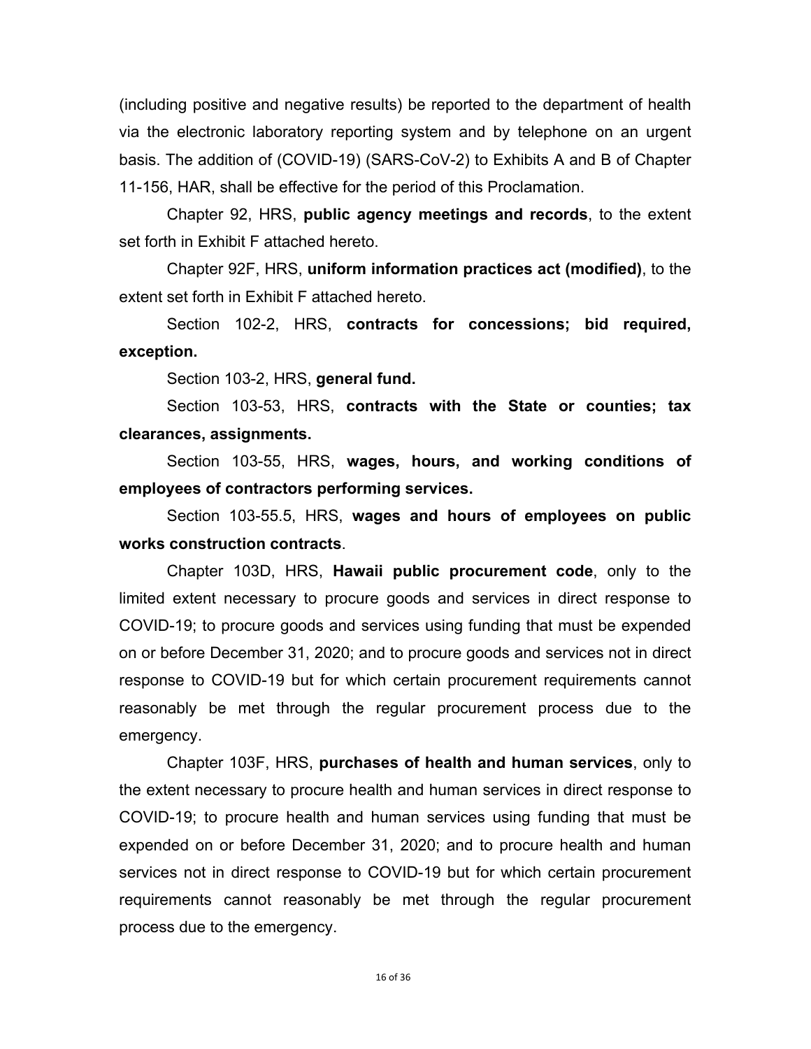(including positive and negative results) be reported to the department of health via the electronic laboratory reporting system and by telephone on an urgent basis. The addition of (COVID-19) (SARS-CoV-2) to Exhibits A and B of Chapter 11-156, HAR, shall be effective for the period of this Proclamation.

Chapter 92, HRS, **public agency meetings and records**, to the extent set forth in Exhibit F attached hereto.

Chapter 92F, HRS, **uniform information practices act (modified)**, to the extent set forth in Exhibit F attached hereto.

Section 102-2, HRS, **contracts for concessions; bid required, exception.**

Section 103-2, HRS, **general fund.**

Section 103-53, HRS, **contracts with the State or counties; tax clearances, assignments.**

Section 103-55, HRS, **wages, hours, and working conditions of employees of contractors performing services.**

Section 103-55.5, HRS, **wages and hours of employees on public works construction contracts**.

Chapter 103D, HRS, **Hawaii public procurement code**, only to the limited extent necessary to procure goods and services in direct response to COVID-19; to procure goods and services using funding that must be expended on or before December 31, 2020; and to procure goods and services not in direct response to COVID-19 but for which certain procurement requirements cannot reasonably be met through the regular procurement process due to the emergency.

Chapter 103F, HRS, **purchases of health and human services**, only to the extent necessary to procure health and human services in direct response to COVID-19; to procure health and human services using funding that must be expended on or before December 31, 2020; and to procure health and human services not in direct response to COVID-19 but for which certain procurement requirements cannot reasonably be met through the regular procurement process due to the emergency.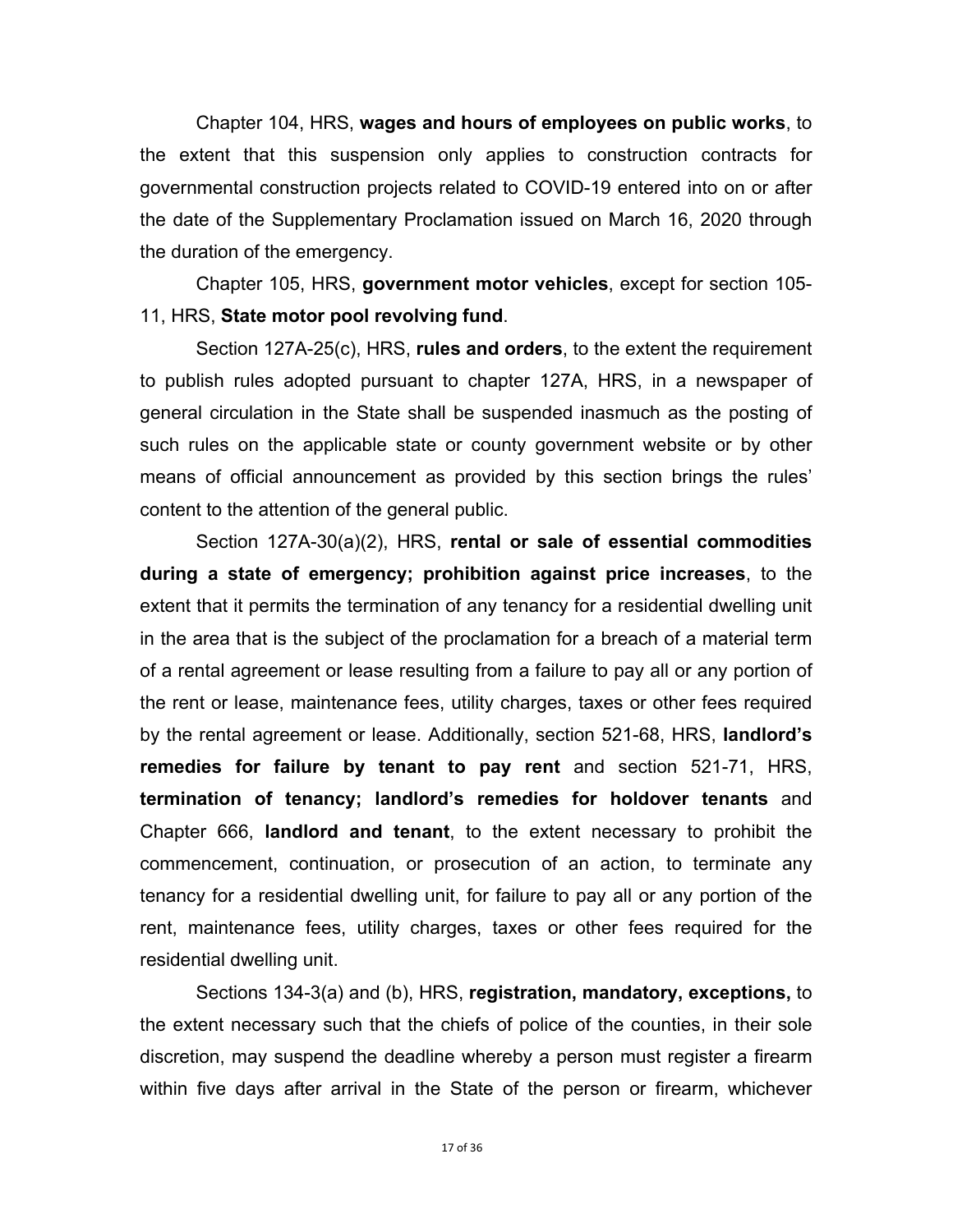Chapter 104, HRS, **wages and hours of employees on public works**, to the extent that this suspension only applies to construction contracts for governmental construction projects related to COVID-19 entered into on or after the date of the Supplementary Proclamation issued on March 16, 2020 through the duration of the emergency.

Chapter 105, HRS, **government motor vehicles**, except for section 105-11, HRS, **State motor pool revolving fund**.

Section 127A-25(c), HRS, **rules and orders**, to the extent the requirement to publish rules adopted pursuant to chapter 127A, HRS, in a newspaper of general circulation in the State shall be suspended inasmuch as the posting of such rules on the applicable state or county government website or by other means of official announcement as provided by this section brings the rules' content to the attention of the general public.

Section 127A-30(a)(2), HRS, **rental or sale of essential commodities during a state of emergency; prohibition against price increases**, to the extent that it permits the termination of any tenancy for a residential dwelling unit in the area that is the subject of the proclamation for a breach of a material term of a rental agreement or lease resulting from a failure to pay all or any portion of the rent or lease, maintenance fees, utility charges, taxes or other fees required by the rental agreement or lease. Additionally, section 521-68, HRS, **landlord's remedies for failure by tenant to pay rent** and section 521-71, HRS, **termination of tenancy; landlord's remedies for holdover tenants** and Chapter 666, **landlord and tenant**, to the extent necessary to prohibit the commencement, continuation, or prosecution of an action, to terminate any tenancy for a residential dwelling unit, for failure to pay all or any portion of the rent, maintenance fees, utility charges, taxes or other fees required for the residential dwelling unit.

Sections 134-3(a) and (b), HRS, **registration, mandatory, exceptions,** to the extent necessary such that the chiefs of police of the counties, in their sole discretion, may suspend the deadline whereby a person must register a firearm within five days after arrival in the State of the person or firearm, whichever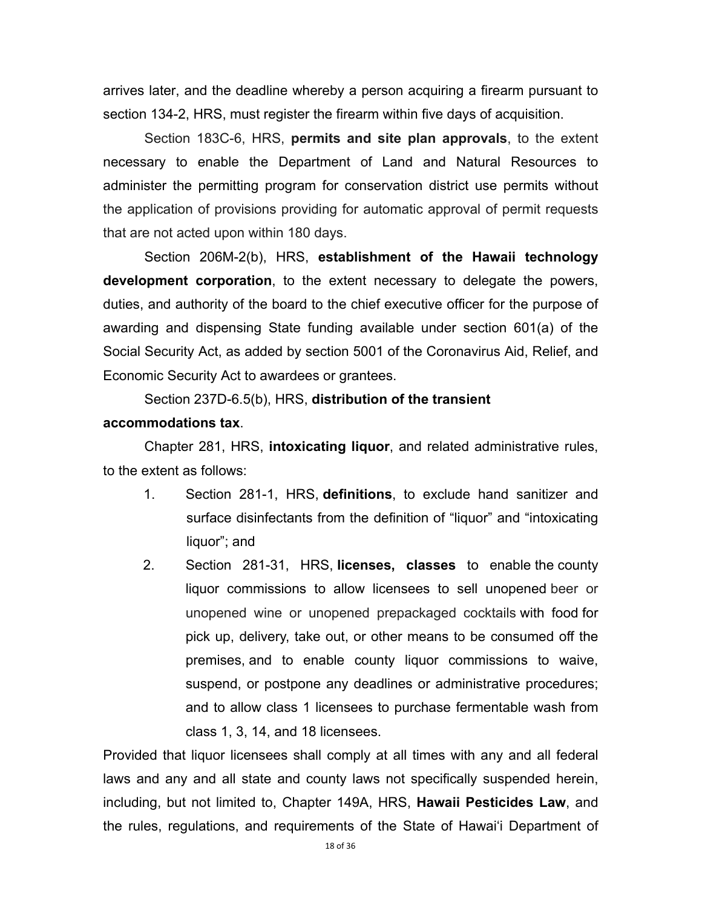arrives later, and the deadline whereby a person acquiring a firearm pursuant to section 134-2, HRS, must register the firearm within five days of acquisition.

Section 183C-6, HRS, **permits and site plan approvals**, to the extent necessary to enable the Department of Land and Natural Resources to administer the permitting program for conservation district use permits without the application of provisions providing for automatic approval of permit requests that are not acted upon within 180 days.

Section 206M-2(b), HRS, **establishment of the Hawaii technology development corporation**, to the extent necessary to delegate the powers, duties, and authority of the board to the chief executive officer for the purpose of awarding and dispensing State funding available under section 601(a) of the Social Security Act, as added by section 5001 of the Coronavirus Aid, Relief, and Economic Security Act to awardees or grantees.

Section 237D-6.5(b), HRS, **distribution of the transient accommodations tax**.

Chapter 281, HRS, **intoxicating liquor**, and related administrative rules, to the extent as follows:

1. Section 281-1, HRS, **definitions**, to exclude hand sanitizer and surface disinfectants from the definition of "liquor" and "intoxicating liquor"; and
2. Section 281-31, HRS, **licenses, classes** to enable the county liquor commissions to allow licensees to sell unopened beer or unopened wine or unopened prepackaged cocktails with food for pick up, delivery, take out, or other means to be consumed off the premises, and to enable county liquor commissions to waive, suspend, or postpone any deadlines or administrative procedures; and to allow class 1 licensees to purchase fermentable wash from class 1, 3, 14, and 18 licensees.

Provided that liquor licensees shall comply at all times with any and all federal laws and any and all state and county laws not specifically suspended herein, including, but not limited to, Chapter 149A, HRS, **Hawaii Pesticides Law**, and the rules, regulations, and requirements of the State of Hawaiʻi Department of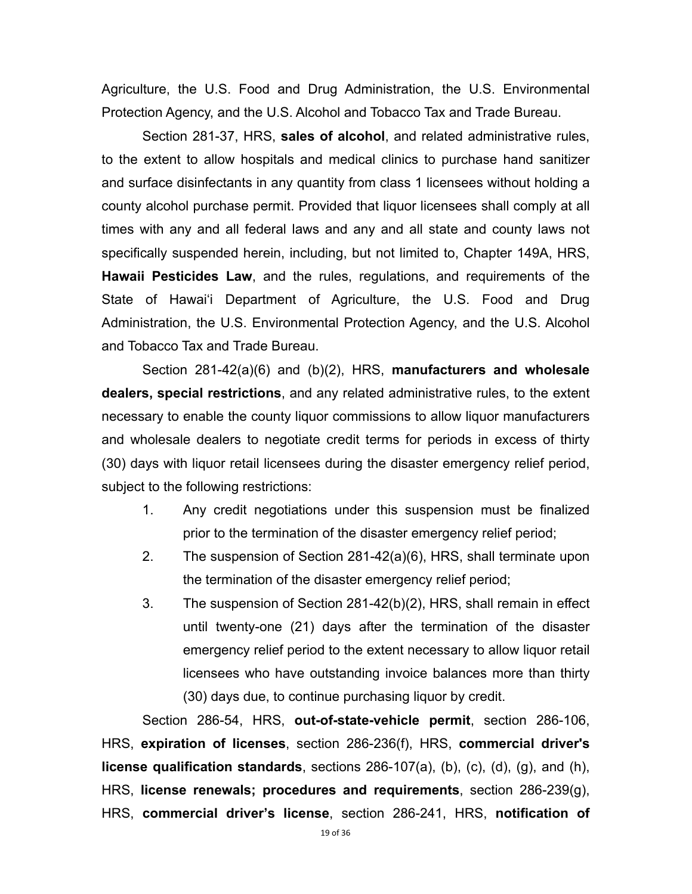Agriculture, the U.S. Food and Drug Administration, the U.S. Environmental Protection Agency, and the U.S. Alcohol and Tobacco Tax and Trade Bureau.

Section 281-37, HRS, **sales of alcohol**, and related administrative rules, to the extent to allow hospitals and medical clinics to purchase hand sanitizer and surface disinfectants in any quantity from class 1 licensees without holding a county alcohol purchase permit. Provided that liquor licensees shall comply at all times with any and all federal laws and any and all state and county laws not specifically suspended herein, including, but not limited to, Chapter 149A, HRS, **Hawaii Pesticides Law**, and the rules, regulations, and requirements of the State of Hawaiʻi Department of Agriculture, the U.S. Food and Drug Administration, the U.S. Environmental Protection Agency, and the U.S. Alcohol and Tobacco Tax and Trade Bureau.

Section 281-42(a)(6) and (b)(2), HRS, **manufacturers and wholesale dealers, special restrictions**, and any related administrative rules, to the extent necessary to enable the county liquor commissions to allow liquor manufacturers and wholesale dealers to negotiate credit terms for periods in excess of thirty (30) days with liquor retail licensees during the disaster emergency relief period, subject to the following restrictions:

1. Any credit negotiations under this suspension must be finalized prior to the termination of the disaster emergency relief period;
2. The suspension of Section 281-42(a)(6), HRS, shall terminate upon the termination of the disaster emergency relief period;
3. The suspension of Section 281-42(b)(2), HRS, shall remain in effect until twenty-one (21) days after the termination of the disaster emergency relief period to the extent necessary to allow liquor retail licensees who have outstanding invoice balances more than thirty (30) days due, to continue purchasing liquor by credit.

Section 286-54, HRS, **out-of-state-vehicle permit**, section 286-106, HRS, **expiration of licenses**, section 286-236(f), HRS, **commercial driver's license qualification standards**, sections 286-107(a), (b), (c), (d), (g), and (h), HRS, **license renewals; procedures and requirements**, section 286-239(g), HRS, **commercial driver's license**, section 286-241, HRS, **notification of**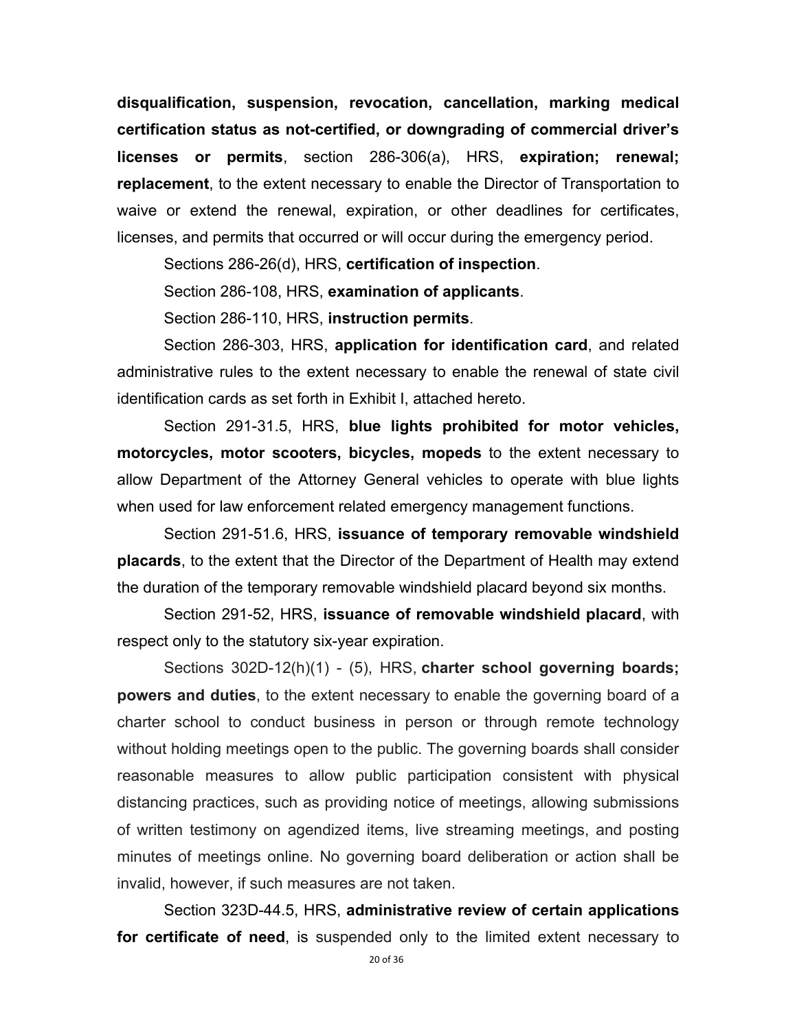**disqualification, suspension, revocation, cancellation, marking medical certification status as not-certified, or downgrading of commercial driver's licenses or permits**, section 286-306(a), HRS, **expiration; renewal; replacement**, to the extent necessary to enable the Director of Transportation to waive or extend the renewal, expiration, or other deadlines for certificates, licenses, and permits that occurred or will occur during the emergency period.

Sections 286-26(d), HRS, **certification of inspection**.

Section 286-108, HRS, **examination of applicants**.

Section 286-110, HRS, **instruction permits**.

Section 286-303, HRS, **application for identification card**, and related administrative rules to the extent necessary to enable the renewal of state civil identification cards as set forth in Exhibit I, attached hereto.

Section 291-31.5, HRS, **blue lights prohibited for motor vehicles, motorcycles, motor scooters, bicycles, mopeds** to the extent necessary to allow Department of the Attorney General vehicles to operate with blue lights when used for law enforcement related emergency management functions.

Section 291-51.6, HRS, **issuance of temporary removable windshield placards**, to the extent that the Director of the Department of Health may extend the duration of the temporary removable windshield placard beyond six months.

Section 291-52, HRS, **issuance of removable windshield placard**, with respect only to the statutory six-year expiration.

Sections 302D-12(h)(1) - (5), HRS, **charter school governing boards; powers and duties**, to the extent necessary to enable the governing board of a charter school to conduct business in person or through remote technology without holding meetings open to the public. The governing boards shall consider reasonable measures to allow public participation consistent with physical distancing practices, such as providing notice of meetings, allowing submissions of written testimony on agendized items, live streaming meetings, and posting minutes of meetings online. No governing board deliberation or action shall be invalid, however, if such measures are not taken.

Section 323D-44.5, HRS, **administrative review of certain applications for certificate of need**, is suspended only to the limited extent necessary to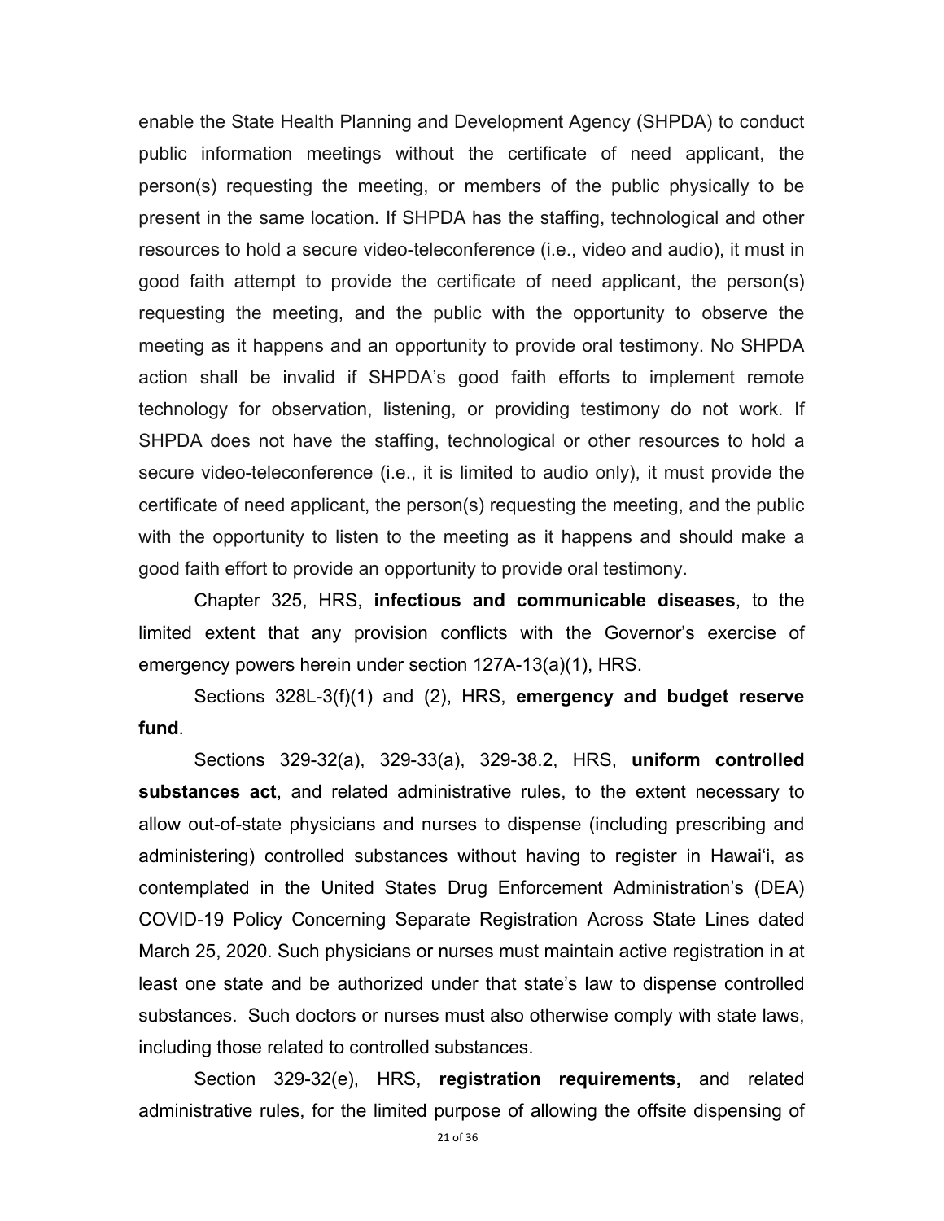enable the State Health Planning and Development Agency (SHPDA) to conduct public information meetings without the certificate of need applicant, the person(s) requesting the meeting, or members of the public physically to be present in the same location. If SHPDA has the staffing, technological and other resources to hold a secure video-teleconference (i.e., video and audio), it must in good faith attempt to provide the certificate of need applicant, the person(s) requesting the meeting, and the public with the opportunity to observe the meeting as it happens and an opportunity to provide oral testimony. No SHPDA action shall be invalid if SHPDA's good faith efforts to implement remote technology for observation, listening, or providing testimony do not work. If SHPDA does not have the staffing, technological or other resources to hold a secure video-teleconference (i.e., it is limited to audio only), it must provide the certificate of need applicant, the person(s) requesting the meeting, and the public with the opportunity to listen to the meeting as it happens and should make a good faith effort to provide an opportunity to provide oral testimony.

Chapter 325, HRS, **infectious and communicable diseases**, to the limited extent that any provision conflicts with the Governor's exercise of emergency powers herein under section 127A-13(a)(1), HRS.

Sections 328L-3(f)(1) and (2), HRS, **emergency and budget reserve fund**.

Sections 329-32(a), 329-33(a), 329-38.2, HRS, **uniform controlled substances act**, and related administrative rules, to the extent necessary to allow out-of-state physicians and nurses to dispense (including prescribing and administering) controlled substances without having to register in Hawaiʻi, as contemplated in the United States Drug Enforcement Administration's (DEA) COVID-19 Policy Concerning Separate Registration Across State Lines dated March 25, 2020. Such physicians or nurses must maintain active registration in at least one state and be authorized under that state's law to dispense controlled substances. Such doctors or nurses must also otherwise comply with state laws, including those related to controlled substances.

Section 329-32(e), HRS, **registration requirements,** and related administrative rules, for the limited purpose of allowing the offsite dispensing of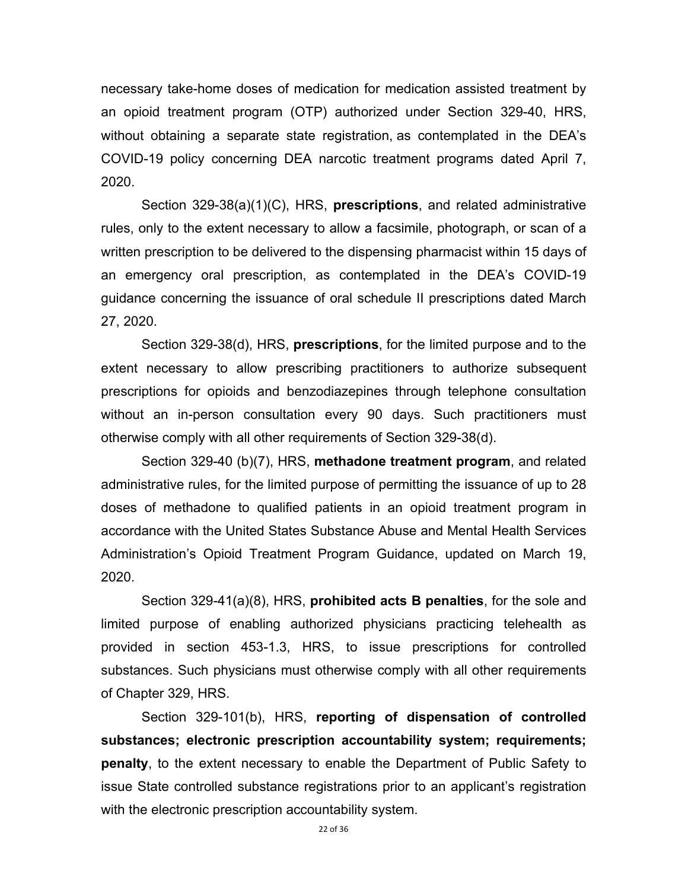necessary take-home doses of medication for medication assisted treatment by an opioid treatment program (OTP) authorized under Section 329-40, HRS, without obtaining a separate state registration, as contemplated in the DEA's COVID-19 policy concerning DEA narcotic treatment programs dated April 7, 2020.

Section 329-38(a)(1)(C), HRS, **prescriptions**, and related administrative rules, only to the extent necessary to allow a facsimile, photograph, or scan of a written prescription to be delivered to the dispensing pharmacist within 15 days of an emergency oral prescription, as contemplated in the DEA's COVID-19 guidance concerning the issuance of oral schedule II prescriptions dated March 27, 2020.

Section 329-38(d), HRS, **prescriptions**, for the limited purpose and to the extent necessary to allow prescribing practitioners to authorize subsequent prescriptions for opioids and benzodiazepines through telephone consultation without an in-person consultation every 90 days. Such practitioners must otherwise comply with all other requirements of Section 329-38(d).

Section 329-40 (b)(7), HRS, **methadone treatment program**, and related administrative rules, for the limited purpose of permitting the issuance of up to 28 doses of methadone to qualified patients in an opioid treatment program in accordance with the United States Substance Abuse and Mental Health Services Administration's Opioid Treatment Program Guidance, updated on March 19, 2020.

Section 329-41(a)(8), HRS, **prohibited acts B penalties**, for the sole and limited purpose of enabling authorized physicians practicing telehealth as provided in section 453-1.3, HRS, to issue prescriptions for controlled substances. Such physicians must otherwise comply with all other requirements of Chapter 329, HRS.

Section 329-101(b), HRS, **reporting of dispensation of controlled substances; electronic prescription accountability system; requirements; penalty**, to the extent necessary to enable the Department of Public Safety to issue State controlled substance registrations prior to an applicant's registration with the electronic prescription accountability system.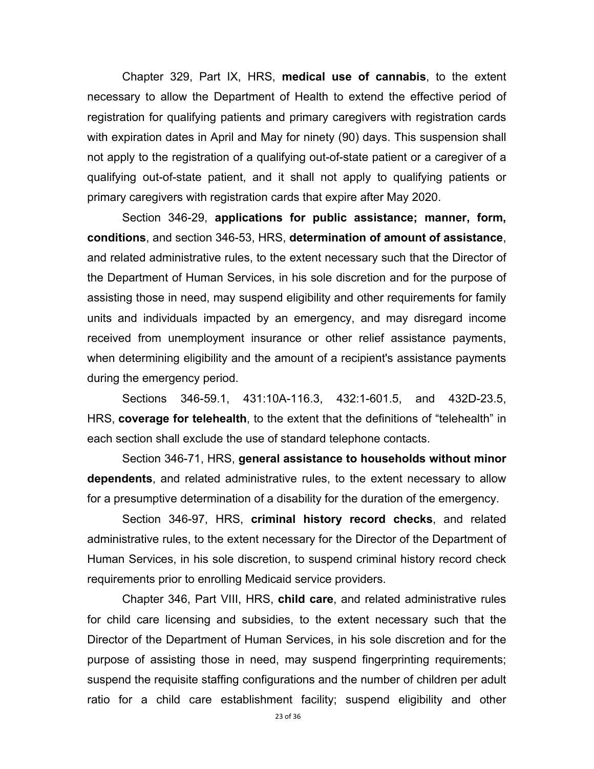Chapter 329, Part IX, HRS, **medical use of cannabis**, to the extent necessary to allow the Department of Health to extend the effective period of registration for qualifying patients and primary caregivers with registration cards with expiration dates in April and May for ninety (90) days. This suspension shall not apply to the registration of a qualifying out-of-state patient or a caregiver of a qualifying out-of-state patient, and it shall not apply to qualifying patients or primary caregivers with registration cards that expire after May 2020.

Section 346-29, **applications for public assistance; manner, form, conditions**, and section 346-53, HRS, **determination of amount of assistance**, and related administrative rules, to the extent necessary such that the Director of the Department of Human Services, in his sole discretion and for the purpose of assisting those in need, may suspend eligibility and other requirements for family units and individuals impacted by an emergency, and may disregard income received from unemployment insurance or other relief assistance payments, when determining eligibility and the amount of a recipient's assistance payments during the emergency period.

Sections 346-59.1, 431:10A-116.3, 432:1-601.5, and 432D-23.5, HRS, **coverage for telehealth**, to the extent that the definitions of "telehealth" in each section shall exclude the use of standard telephone contacts.

Section 346-71, HRS, **general assistance to households without minor dependents**, and related administrative rules, to the extent necessary to allow for a presumptive determination of a disability for the duration of the emergency.

Section 346-97, HRS, **criminal history record checks**, and related administrative rules, to the extent necessary for the Director of the Department of Human Services, in his sole discretion, to suspend criminal history record check requirements prior to enrolling Medicaid service providers.

Chapter 346, Part VIII, HRS, **child care**, and related administrative rules for child care licensing and subsidies, to the extent necessary such that the Director of the Department of Human Services, in his sole discretion and for the purpose of assisting those in need, may suspend fingerprinting requirements; suspend the requisite staffing configurations and the number of children per adult ratio for a child care establishment facility; suspend eligibility and other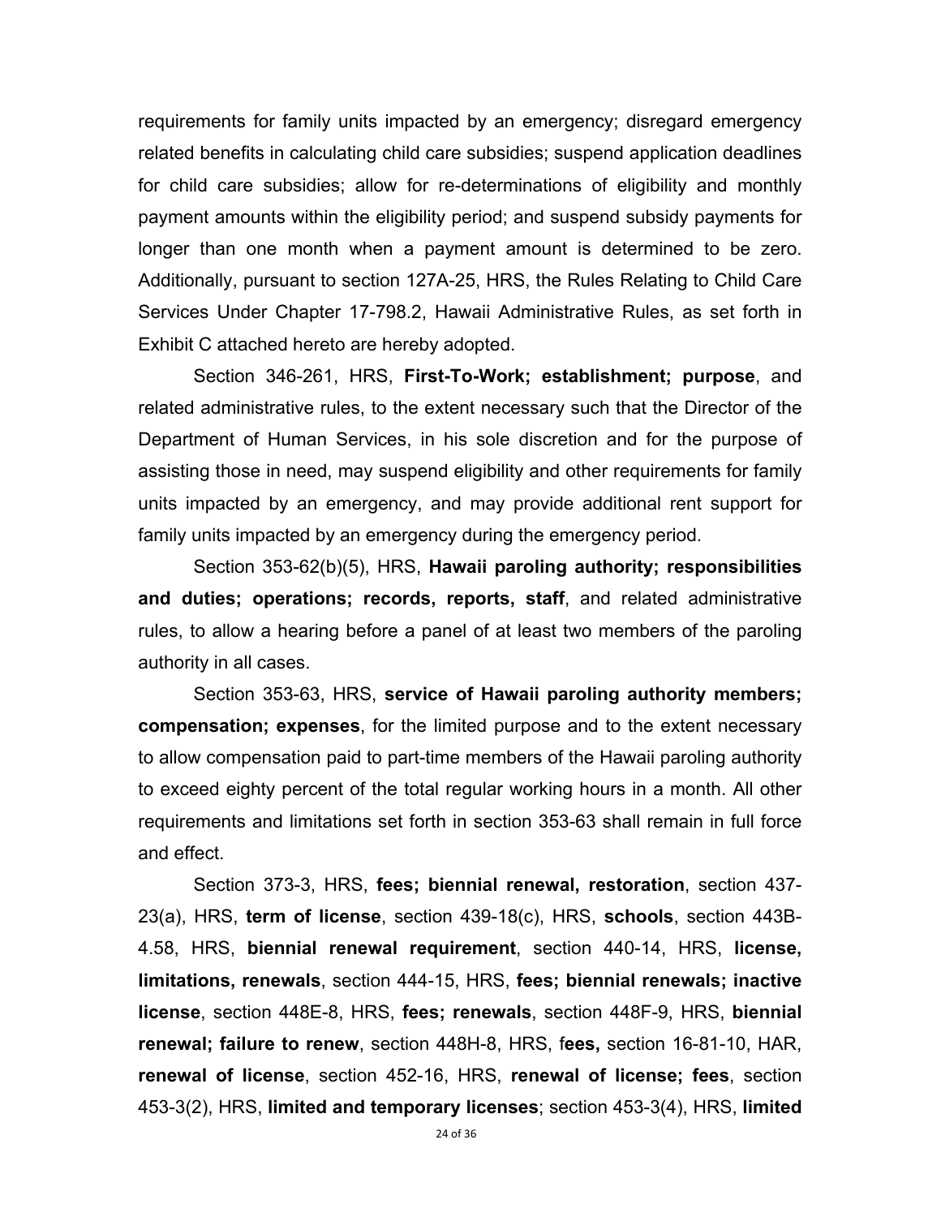requirements for family units impacted by an emergency; disregard emergency related benefits in calculating child care subsidies; suspend application deadlines for child care subsidies; allow for re-determinations of eligibility and monthly payment amounts within the eligibility period; and suspend subsidy payments for longer than one month when a payment amount is determined to be zero. Additionally, pursuant to section 127A-25, HRS, the Rules Relating to Child Care Services Under Chapter 17-798.2, Hawaii Administrative Rules, as set forth in Exhibit C attached hereto are hereby adopted.

Section 346-261, HRS, **First-To-Work; establishment; purpose**, and related administrative rules, to the extent necessary such that the Director of the Department of Human Services, in his sole discretion and for the purpose of assisting those in need, may suspend eligibility and other requirements for family units impacted by an emergency, and may provide additional rent support for family units impacted by an emergency during the emergency period.

Section 353-62(b)(5), HRS, **Hawaii paroling authority; responsibilities and duties; operations; records, reports, staff**, and related administrative rules, to allow a hearing before a panel of at least two members of the paroling authority in all cases.

Section 353-63, HRS, **service of Hawaii paroling authority members; compensation; expenses**, for the limited purpose and to the extent necessary to allow compensation paid to part-time members of the Hawaii paroling authority to exceed eighty percent of the total regular working hours in a month. All other requirements and limitations set forth in section 353-63 shall remain in full force and effect.

Section 373-3, HRS, **fees; biennial renewal, restoration**, section 437-23(a), HRS, **term of license**, section 439-18(c), HRS, **schools**, section 443B-4.58, HRS, **biennial renewal requirement**, section 440-14, HRS, **license, limitations, renewals**, section 444-15, HRS, **fees; biennial renewals; inactive license**, section 448E-8, HRS, **fees; renewals**, section 448F-9, HRS, **biennial renewal; failure to renew**, section 448H-8, HRS, f**ees,** section 16-81-10, HAR, **renewal of license**, section 452-16, HRS, **renewal of license; fees**, section 453-3(2), HRS, **limited and temporary licenses**; section 453-3(4), HRS, **limited**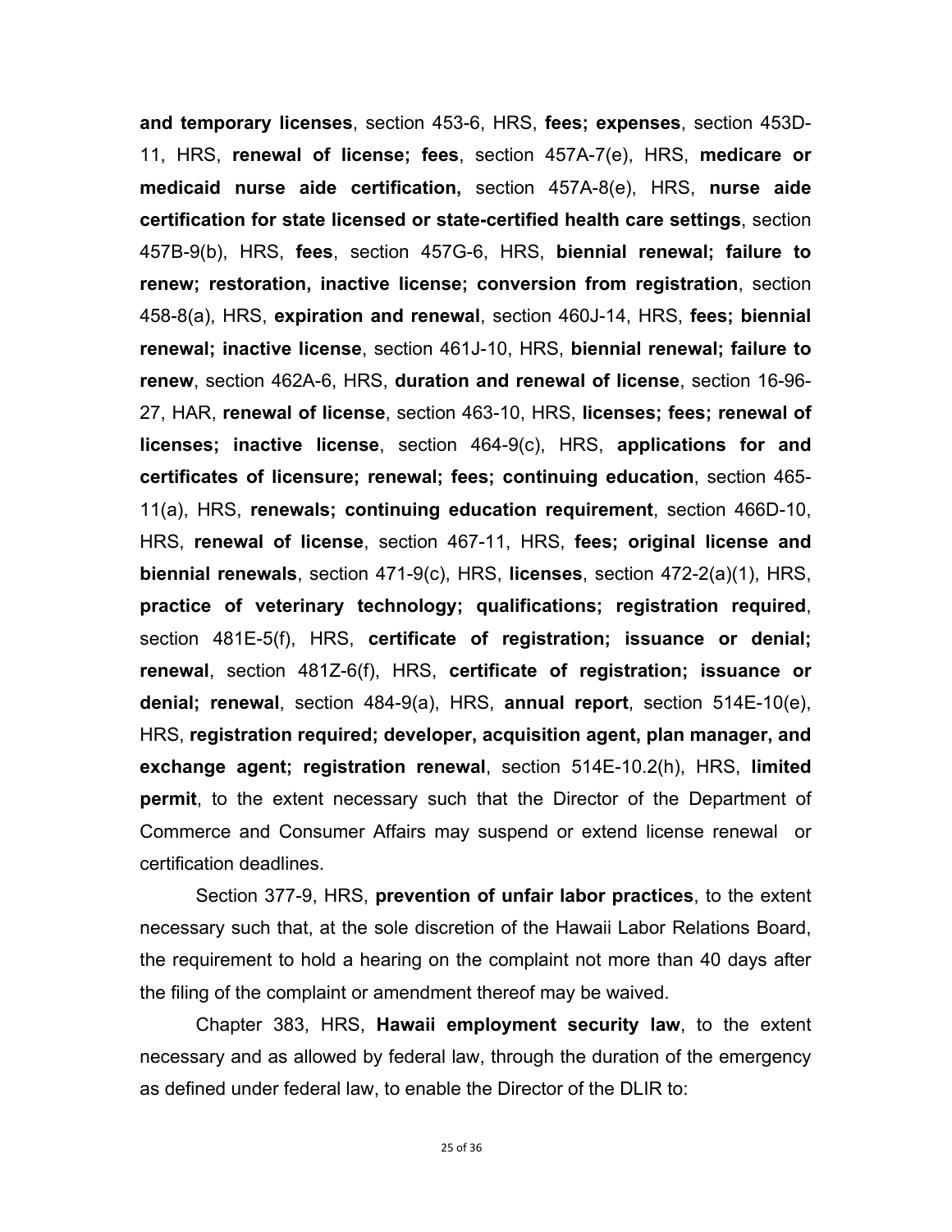**and temporary licenses**, section 453-6, HRS, **fees; expenses**, section 453D-11, HRS, **renewal of license; fees**, section 457A-7(e), HRS, **medicare or medicaid nurse aide certification,** section 457A-8(e), HRS, **nurse aide certification for state licensed or state-certified health care settings**, section 457B-9(b), HRS, **fees**, section 457G-6, HRS, **biennial renewal; failure to renew; restoration, inactive license; conversion from registration**, section 458-8(a), HRS, **expiration and renewal**, section 460J-14, HRS, **fees; biennial renewal; inactive license**, section 461J-10, HRS, **biennial renewal; failure to renew**, section 462A-6, HRS, **duration and renewal of license**, section 16-96-27, HAR, **renewal of license**, section 463-10, HRS, **licenses; fees; renewal of licenses; inactive license**, section 464-9(c), HRS, **applications for and certificates of licensure; renewal; fees; continuing education**, section 465-11(a), HRS, **renewals; continuing education requirement**, section 466D-10, HRS, **renewal of license**, section 467-11, HRS, **fees; original license and biennial renewals**, section 471-9(c), HRS, **licenses**, section 472-2(a)(1), HRS, **practice of veterinary technology; qualifications; registration required**, section 481E-5(f), HRS, **certificate of registration; issuance or denial; renewal**, section 481Z-6(f), HRS, **certificate of registration; issuance or denial; renewal**, section 484-9(a), HRS, **annual report**, section 514E-10(e), HRS, **registration required; developer, acquisition agent, plan manager, and exchange agent; registration renewal**, section 514E-10.2(h), HRS, **limited permit**, to the extent necessary such that the Director of the Department of Commerce and Consumer Affairs may suspend or extend license renewal or certification deadlines.

Section 377-9, HRS, **prevention of unfair labor practices**, to the extent necessary such that, at the sole discretion of the Hawaii Labor Relations Board, the requirement to hold a hearing on the complaint not more than 40 days after the filing of the complaint or amendment thereof may be waived.

Chapter 383, HRS, **Hawaii employment security law**, to the extent necessary and as allowed by federal law, through the duration of the emergency as defined under federal law, to enable the Director of the DLIR to: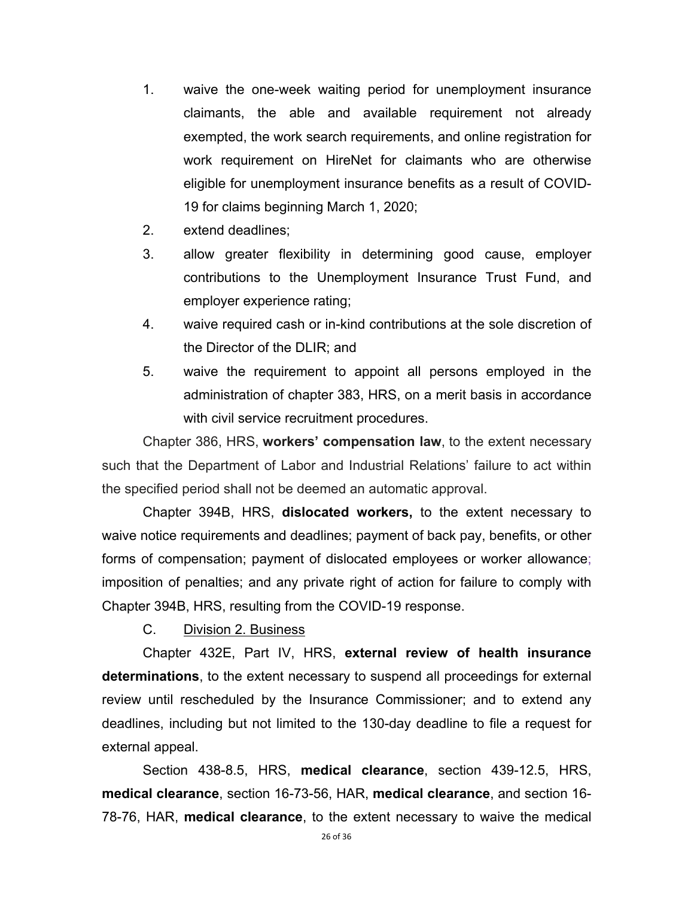1. waive the one-week waiting period for unemployment insurance claimants, the able and available requirement not already exempted, the work search requirements, and online registration for work requirement on HireNet for claimants who are otherwise eligible for unemployment insurance benefits as a result of COVID-19 for claims beginning March 1, 2020;
2. extend deadlines;
3. allow greater flexibility in determining good cause, employer contributions to the Unemployment Insurance Trust Fund, and employer experience rating;
4. waive required cash or in-kind contributions at the sole discretion of the Director of the DLIR; and
5. waive the requirement to appoint all persons employed in the administration of chapter 383, HRS, on a merit basis in accordance with civil service recruitment procedures.

Chapter 386, HRS, **workers' compensation law**, to the extent necessary such that the Department of Labor and Industrial Relations' failure to act within the specified period shall not be deemed an automatic approval.

Chapter 394B, HRS, **dislocated workers,** to the extent necessary to waive notice requirements and deadlines; payment of back pay, benefits, or other forms of compensation; payment of dislocated employees or worker allowance; imposition of penalties; and any private right of action for failure to comply with Chapter 394B, HRS, resulting from the COVID-19 response.

C. Division 2. Business

Chapter 432E, Part IV, HRS, **external review of health insurance determinations**, to the extent necessary to suspend all proceedings for external review until rescheduled by the Insurance Commissioner; and to extend any deadlines, including but not limited to the 130-day deadline to file a request for external appeal.

Section 438-8.5, HRS, **medical clearance**, section 439-12.5, HRS, **medical clearance**, section 16-73-56, HAR, **medical clearance**, and section 16-78-76, HAR, **medical clearance**, to the extent necessary to waive the medical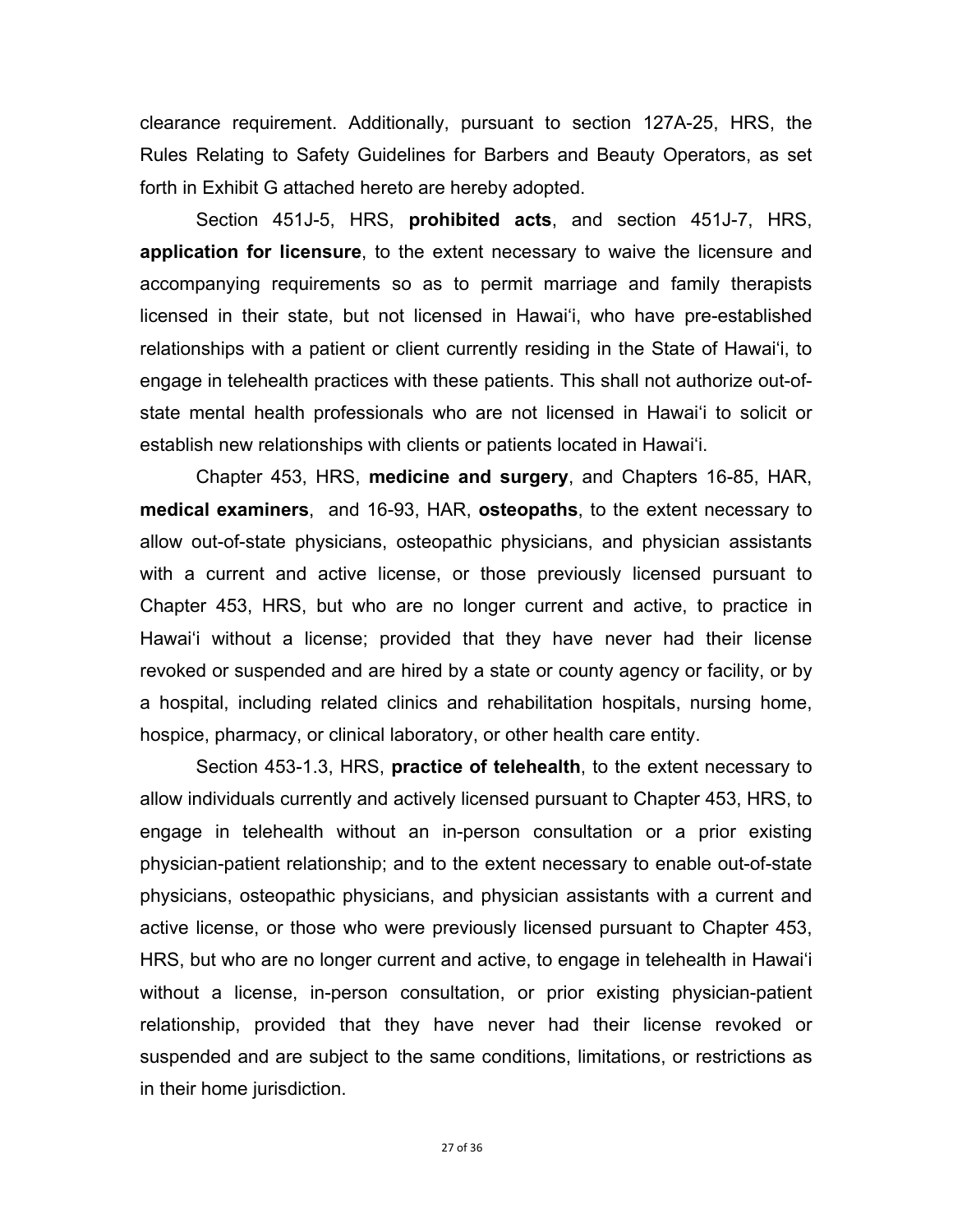clearance requirement. Additionally, pursuant to section 127A-25, HRS, the Rules Relating to Safety Guidelines for Barbers and Beauty Operators, as set forth in Exhibit G attached hereto are hereby adopted.

Section 451J-5, HRS, **prohibited acts**, and section 451J-7, HRS, **application for licensure**, to the extent necessary to waive the licensure and accompanying requirements so as to permit marriage and family therapists licensed in their state, but not licensed in Hawaiʻi, who have pre-established relationships with a patient or client currently residing in the State of Hawaiʻi, to engage in telehealth practices with these patients. This shall not authorize out-of-state mental health professionals who are not licensed in Hawaiʻi to solicit or establish new relationships with clients or patients located in Hawaiʻi.

Chapter 453, HRS, **medicine and surgery**, and Chapters 16-85, HAR, **medical examiners**, and 16-93, HAR, **osteopaths**, to the extent necessary to allow out-of-state physicians, osteopathic physicians, and physician assistants with a current and active license, or those previously licensed pursuant to Chapter 453, HRS, but who are no longer current and active, to practice in Hawaiʻi without a license; provided that they have never had their license revoked or suspended and are hired by a state or county agency or facility, or by a hospital, including related clinics and rehabilitation hospitals, nursing home, hospice, pharmacy, or clinical laboratory, or other health care entity.

Section 453-1.3, HRS, **practice of telehealth**, to the extent necessary to allow individuals currently and actively licensed pursuant to Chapter 453, HRS, to engage in telehealth without an in-person consultation or a prior existing physician-patient relationship; and to the extent necessary to enable out-of-state physicians, osteopathic physicians, and physician assistants with a current and active license, or those who were previously licensed pursuant to Chapter 453, HRS, but who are no longer current and active, to engage in telehealth in Hawaiʻi without a license, in-person consultation, or prior existing physician-patient relationship, provided that they have never had their license revoked or suspended and are subject to the same conditions, limitations, or restrictions as in their home jurisdiction.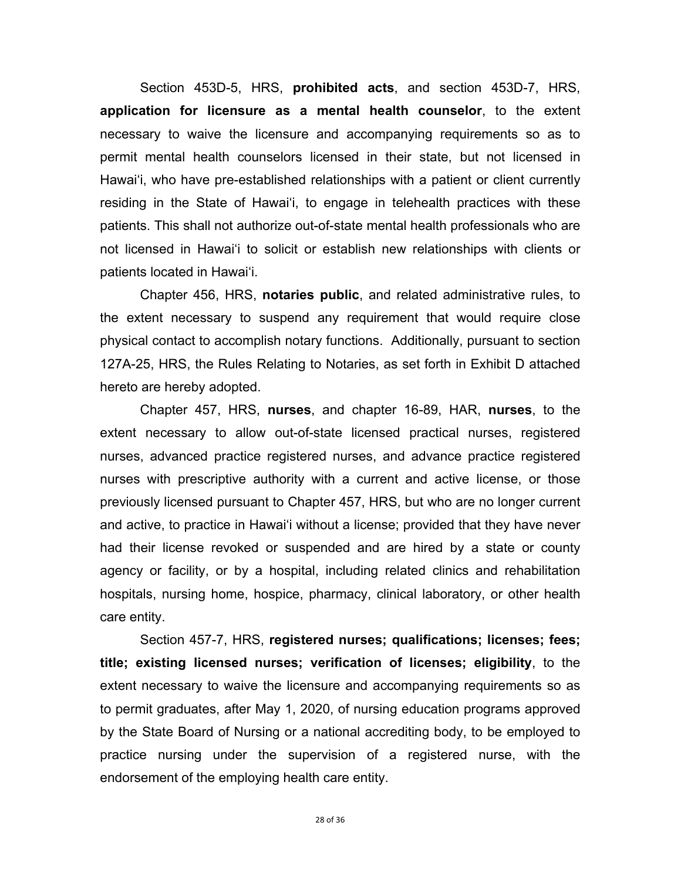Section 453D-5, HRS, **prohibited acts**, and section 453D-7, HRS, **application for licensure as a mental health counselor**, to the extent necessary to waive the licensure and accompanying requirements so as to permit mental health counselors licensed in their state, but not licensed in Hawai‘i, who have pre-established relationships with a patient or client currently residing in the State of Hawai‘i, to engage in telehealth practices with these patients. This shall not authorize out-of-state mental health professionals who are not licensed in Hawai‘i to solicit or establish new relationships with clients or patients located in Hawai‘i.

Chapter 456, HRS, **notaries public**, and related administrative rules, to the extent necessary to suspend any requirement that would require close physical contact to accomplish notary functions. Additionally, pursuant to section 127A-25, HRS, the Rules Relating to Notaries, as set forth in Exhibit D attached hereto are hereby adopted.

Chapter 457, HRS, **nurses**, and chapter 16-89, HAR, **nurses**, to the extent necessary to allow out-of-state licensed practical nurses, registered nurses, advanced practice registered nurses, and advance practice registered nurses with prescriptive authority with a current and active license, or those previously licensed pursuant to Chapter 457, HRS, but who are no longer current and active, to practice in Hawai‘i without a license; provided that they have never had their license revoked or suspended and are hired by a state or county agency or facility, or by a hospital, including related clinics and rehabilitation hospitals, nursing home, hospice, pharmacy, clinical laboratory, or other health care entity.

Section 457-7, HRS, **registered nurses; qualifications; licenses; fees; title; existing licensed nurses; verification of licenses; eligibility**, to the extent necessary to waive the licensure and accompanying requirements so as to permit graduates, after May 1, 2020, of nursing education programs approved by the State Board of Nursing or a national accrediting body, to be employed to practice nursing under the supervision of a registered nurse, with the endorsement of the employing health care entity.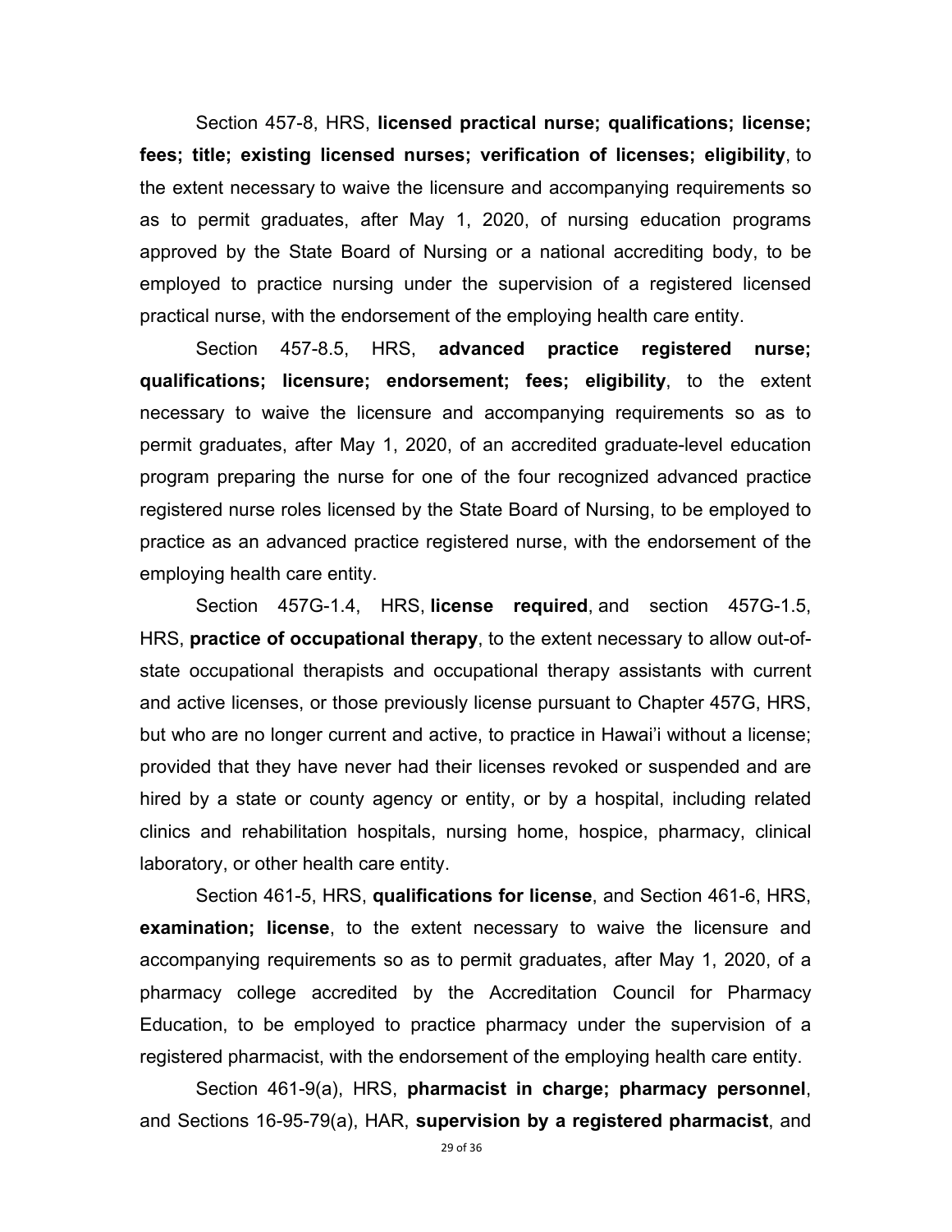Section 457-8, HRS, **licensed practical nurse; qualifications; license; fees; title; existing licensed nurses; verification of licenses; eligibility**, to the extent necessary to waive the licensure and accompanying requirements so as to permit graduates, after May 1, 2020, of nursing education programs approved by the State Board of Nursing or a national accrediting body, to be employed to practice nursing under the supervision of a registered licensed practical nurse, with the endorsement of the employing health care entity.

Section 457-8.5, HRS, **advanced practice registered nurse; qualifications; licensure; endorsement; fees; eligibility**, to the extent necessary to waive the licensure and accompanying requirements so as to permit graduates, after May 1, 2020, of an accredited graduate-level education program preparing the nurse for one of the four recognized advanced practice registered nurse roles licensed by the State Board of Nursing, to be employed to practice as an advanced practice registered nurse, with the endorsement of the employing health care entity.

Section 457G-1.4, HRS, **license required**, and section 457G-1.5, HRS, **practice of occupational therapy**, to the extent necessary to allow out-of-state occupational therapists and occupational therapy assistants with current and active licenses, or those previously license pursuant to Chapter 457G, HRS, but who are no longer current and active, to practice in Hawai'i without a license; provided that they have never had their licenses revoked or suspended and are hired by a state or county agency or entity, or by a hospital, including related clinics and rehabilitation hospitals, nursing home, hospice, pharmacy, clinical laboratory, or other health care entity.

Section 461-5, HRS, **qualifications for license**, and Section 461-6, HRS, **examination; license**, to the extent necessary to waive the licensure and accompanying requirements so as to permit graduates, after May 1, 2020, of a pharmacy college accredited by the Accreditation Council for Pharmacy Education, to be employed to practice pharmacy under the supervision of a registered pharmacist, with the endorsement of the employing health care entity.

Section 461-9(a), HRS, **pharmacist in charge; pharmacy personnel**, and Sections 16-95-79(a), HAR, **supervision by a registered pharmacist**, and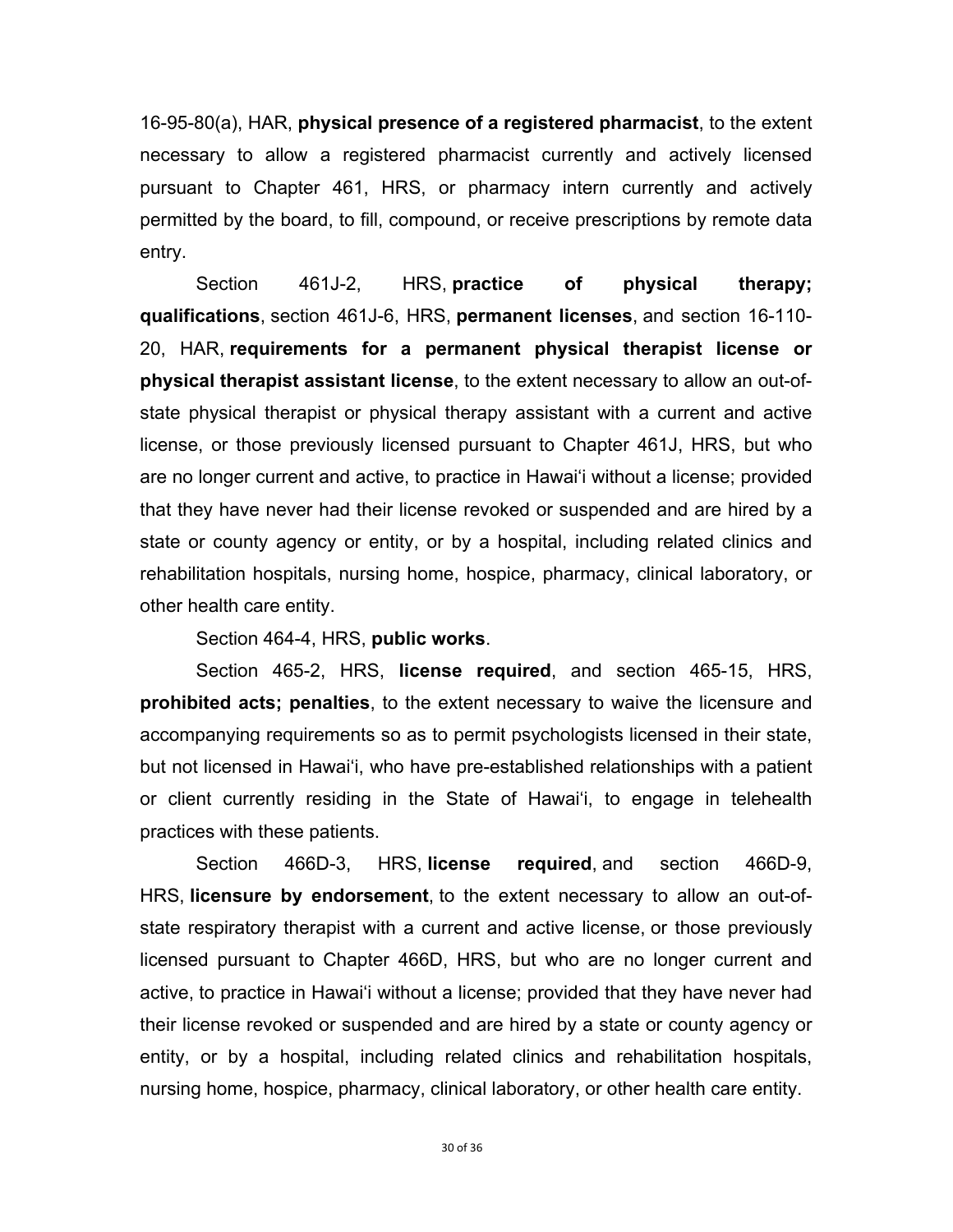16-95-80(a), HAR, **physical presence of a registered pharmacist**, to the extent necessary to allow a registered pharmacist currently and actively licensed pursuant to Chapter 461, HRS, or pharmacy intern currently and actively permitted by the board, to fill, compound, or receive prescriptions by remote data entry.

Section 461J-2, HRS, **practice of physical therapy; qualifications**, section 461J-6, HRS, **permanent licenses**, and section 16-110-20, HAR, **requirements for a permanent physical therapist license or physical therapist assistant license**, to the extent necessary to allow an out-of-state physical therapist or physical therapy assistant with a current and active license, or those previously licensed pursuant to Chapter 461J, HRS, but who are no longer current and active, to practice in Hawaiʻi without a license; provided that they have never had their license revoked or suspended and are hired by a state or county agency or entity, or by a hospital, including related clinics and rehabilitation hospitals, nursing home, hospice, pharmacy, clinical laboratory, or other health care entity.

Section 464-4, HRS, **public works**.

Section 465-2, HRS, **license required**, and section 465-15, HRS, **prohibited acts; penalties**, to the extent necessary to waive the licensure and accompanying requirements so as to permit psychologists licensed in their state, but not licensed in Hawaiʻi, who have pre-established relationships with a patient or client currently residing in the State of Hawaiʻi, to engage in telehealth practices with these patients.

Section 466D-3, HRS, **license required**, and section 466D-9, HRS, **licensure by endorsement**, to the extent necessary to allow an out-of-state respiratory therapist with a current and active license, or those previously licensed pursuant to Chapter 466D, HRS, but who are no longer current and active, to practice in Hawaiʻi without a license; provided that they have never had their license revoked or suspended and are hired by a state or county agency or entity, or by a hospital, including related clinics and rehabilitation hospitals, nursing home, hospice, pharmacy, clinical laboratory, or other health care entity.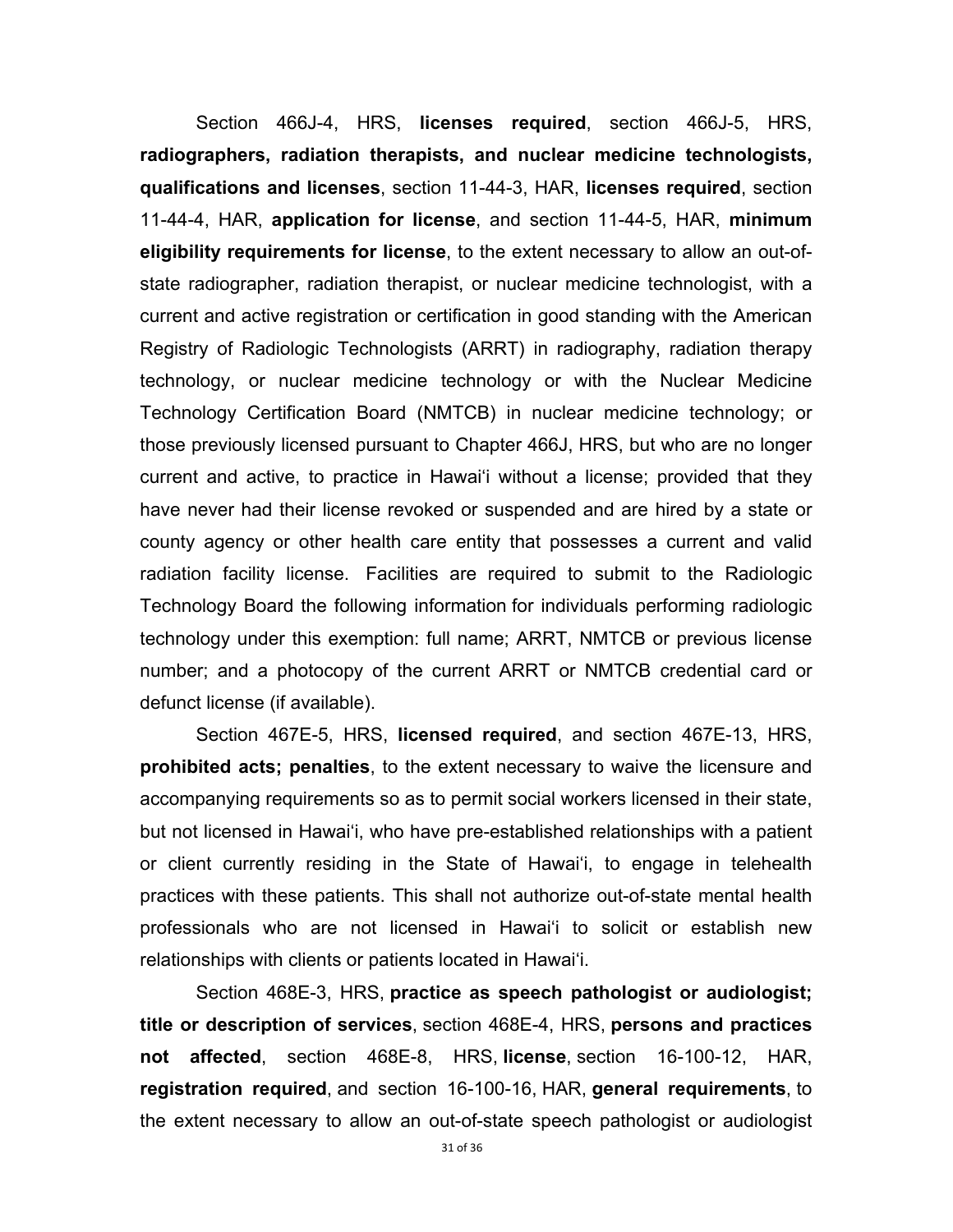Section 466J-4, HRS, **licenses required**, section 466J-5, HRS, **radiographers, radiation therapists, and nuclear medicine technologists, qualifications and licenses**, section 11-44-3, HAR, **licenses required**, section 11-44-4, HAR, **application for license**, and section 11-44-5, HAR, **minimum eligibility requirements for license**, to the extent necessary to allow an out-of-state radiographer, radiation therapist, or nuclear medicine technologist, with a current and active registration or certification in good standing with the American Registry of Radiologic Technologists (ARRT) in radiography, radiation therapy technology, or nuclear medicine technology or with the Nuclear Medicine Technology Certification Board (NMTCB) in nuclear medicine technology; or those previously licensed pursuant to Chapter 466J, HRS, but who are no longer current and active, to practice in Hawaiʻi without a license; provided that they have never had their license revoked or suspended and are hired by a state or county agency or other health care entity that possesses a current and valid radiation facility license. Facilities are required to submit to the Radiologic Technology Board the following information for individuals performing radiologic technology under this exemption: full name; ARRT, NMTCB or previous license number; and a photocopy of the current ARRT or NMTCB credential card or defunct license (if available).

Section 467E-5, HRS, **licensed required**, and section 467E-13, HRS, **prohibited acts; penalties**, to the extent necessary to waive the licensure and accompanying requirements so as to permit social workers licensed in their state, but not licensed in Hawaiʻi, who have pre-established relationships with a patient or client currently residing in the State of Hawaiʻi, to engage in telehealth practices with these patients. This shall not authorize out-of-state mental health professionals who are not licensed in Hawaiʻi to solicit or establish new relationships with clients or patients located in Hawaiʻi.

Section 468E-3, HRS, **practice as speech pathologist or audiologist; title or description of services**, section 468E-4, HRS, **persons and practices not affected**, section 468E-8, HRS, **license**, section 16-100-12, HAR, **registration required**, and section 16-100-16, HAR, **general requirements**, to the extent necessary to allow an out-of-state speech pathologist or audiologist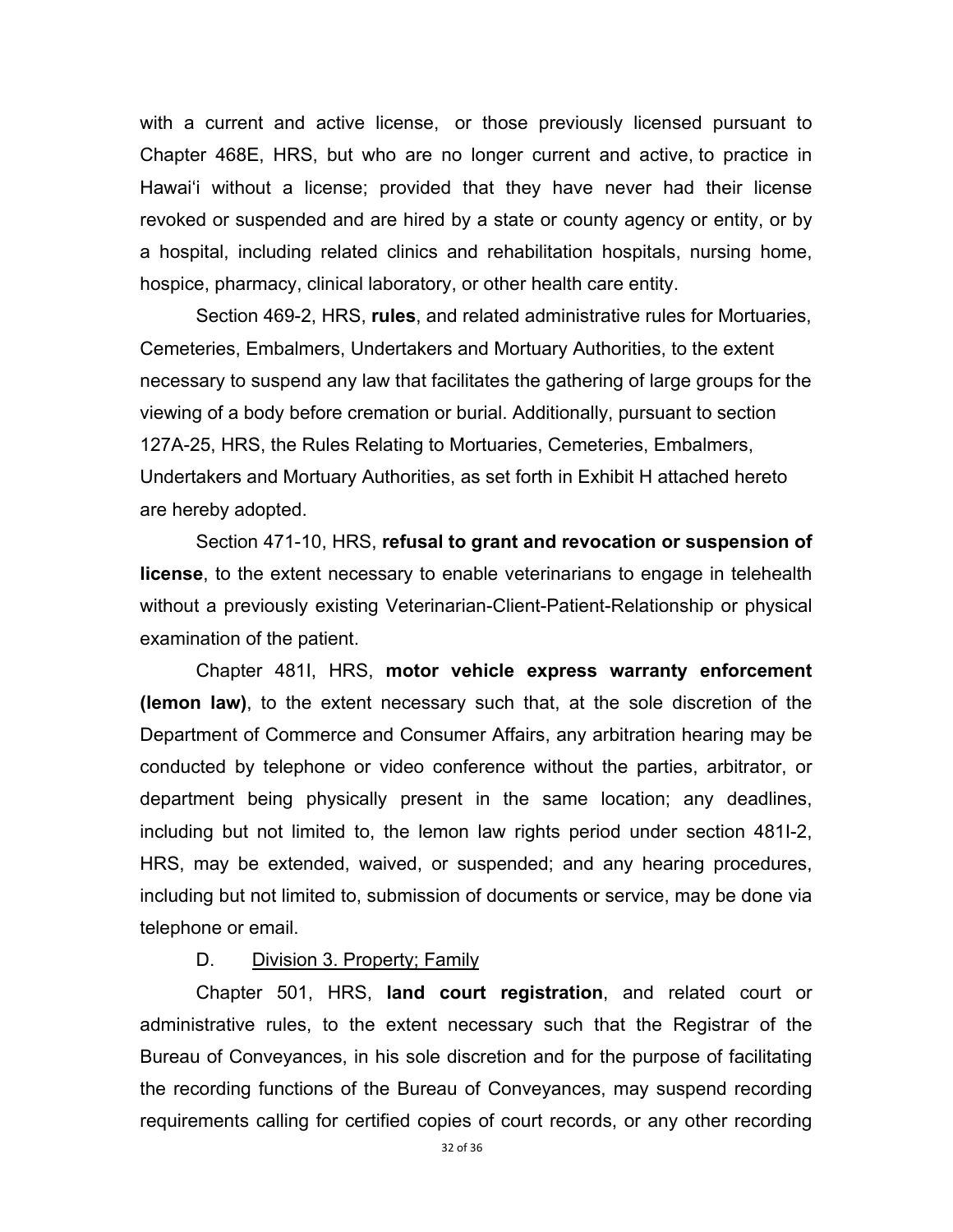with a current and active license, or those previously licensed pursuant to Chapter 468E, HRS, but who are no longer current and active, to practice in Hawaiʻi without a license; provided that they have never had their license revoked or suspended and are hired by a state or county agency or entity, or by a hospital, including related clinics and rehabilitation hospitals, nursing home, hospice, pharmacy, clinical laboratory, or other health care entity.

Section 469-2, HRS, **rules**, and related administrative rules for Mortuaries, Cemeteries, Embalmers, Undertakers and Mortuary Authorities, to the extent necessary to suspend any law that facilitates the gathering of large groups for the viewing of a body before cremation or burial. Additionally, pursuant to section 127A-25, HRS, the Rules Relating to Mortuaries, Cemeteries, Embalmers, Undertakers and Mortuary Authorities, as set forth in Exhibit H attached hereto are hereby adopted.

Section 471-10, HRS, **refusal to grant and revocation or suspension of license**, to the extent necessary to enable veterinarians to engage in telehealth without a previously existing Veterinarian-Client-Patient-Relationship or physical examination of the patient.

Chapter 481I, HRS, **motor vehicle express warranty enforcement (lemon law)**, to the extent necessary such that, at the sole discretion of the Department of Commerce and Consumer Affairs, any arbitration hearing may be conducted by telephone or video conference without the parties, arbitrator, or department being physically present in the same location; any deadlines, including but not limited to, the lemon law rights period under section 481I-2, HRS, may be extended, waived, or suspended; and any hearing procedures, including but not limited to, submission of documents or service, may be done via telephone or email.

D. Division 3. Property; Family

Chapter 501, HRS, **land court registration**, and related court or administrative rules, to the extent necessary such that the Registrar of the Bureau of Conveyances, in his sole discretion and for the purpose of facilitating the recording functions of the Bureau of Conveyances, may suspend recording requirements calling for certified copies of court records, or any other recording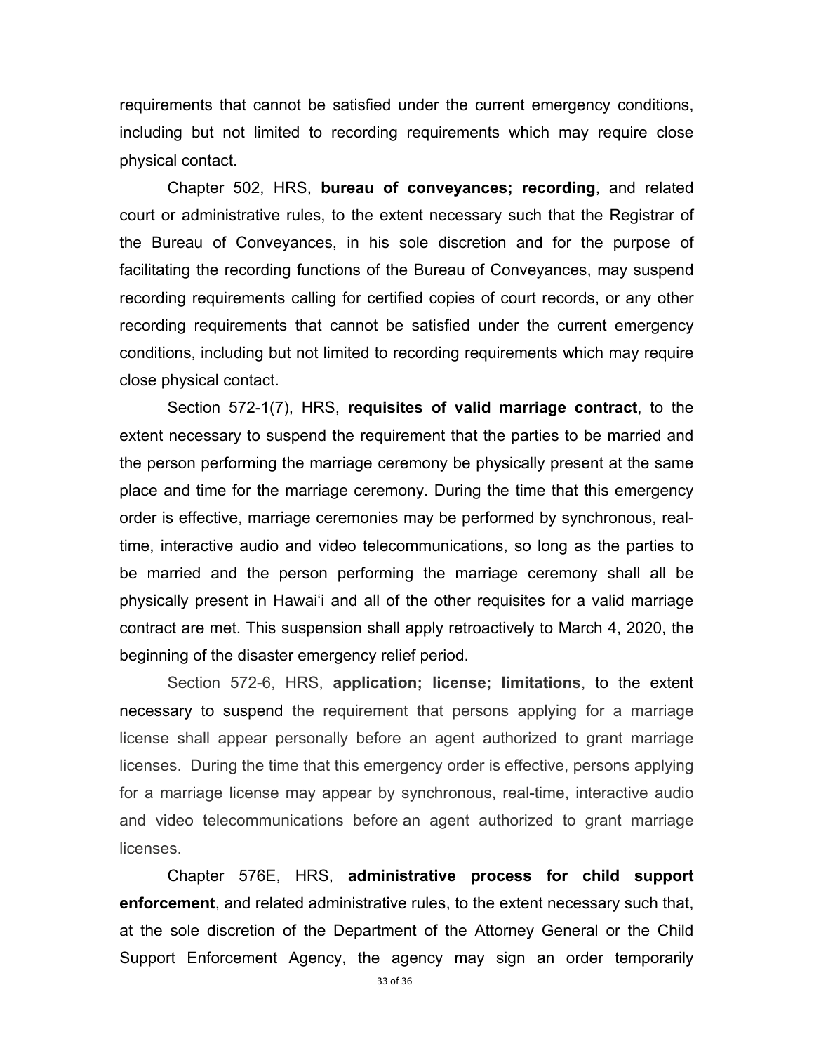requirements that cannot be satisfied under the current emergency conditions, including but not limited to recording requirements which may require close physical contact.

Chapter 502, HRS, **bureau of conveyances; recording**, and related court or administrative rules, to the extent necessary such that the Registrar of the Bureau of Conveyances, in his sole discretion and for the purpose of facilitating the recording functions of the Bureau of Conveyances, may suspend recording requirements calling for certified copies of court records, or any other recording requirements that cannot be satisfied under the current emergency conditions, including but not limited to recording requirements which may require close physical contact.

Section 572-1(7), HRS, **requisites of valid marriage contract**, to the extent necessary to suspend the requirement that the parties to be married and the person performing the marriage ceremony be physically present at the same place and time for the marriage ceremony. During the time that this emergency order is effective, marriage ceremonies may be performed by synchronous, real-time, interactive audio and video telecommunications, so long as the parties to be married and the person performing the marriage ceremony shall all be physically present in Hawaiʻi and all of the other requisites for a valid marriage contract are met. This suspension shall apply retroactively to March 4, 2020, the beginning of the disaster emergency relief period.

Section 572-6, HRS, **application; license; limitations**, to the extent necessary to suspend the requirement that persons applying for a marriage license shall appear personally before an agent authorized to grant marriage licenses. During the time that this emergency order is effective, persons applying for a marriage license may appear by synchronous, real-time, interactive audio and video telecommunications before an agent authorized to grant marriage licenses.

Chapter 576E, HRS, **administrative process for child support enforcement**, and related administrative rules, to the extent necessary such that, at the sole discretion of the Department of the Attorney General or the Child Support Enforcement Agency, the agency may sign an order temporarily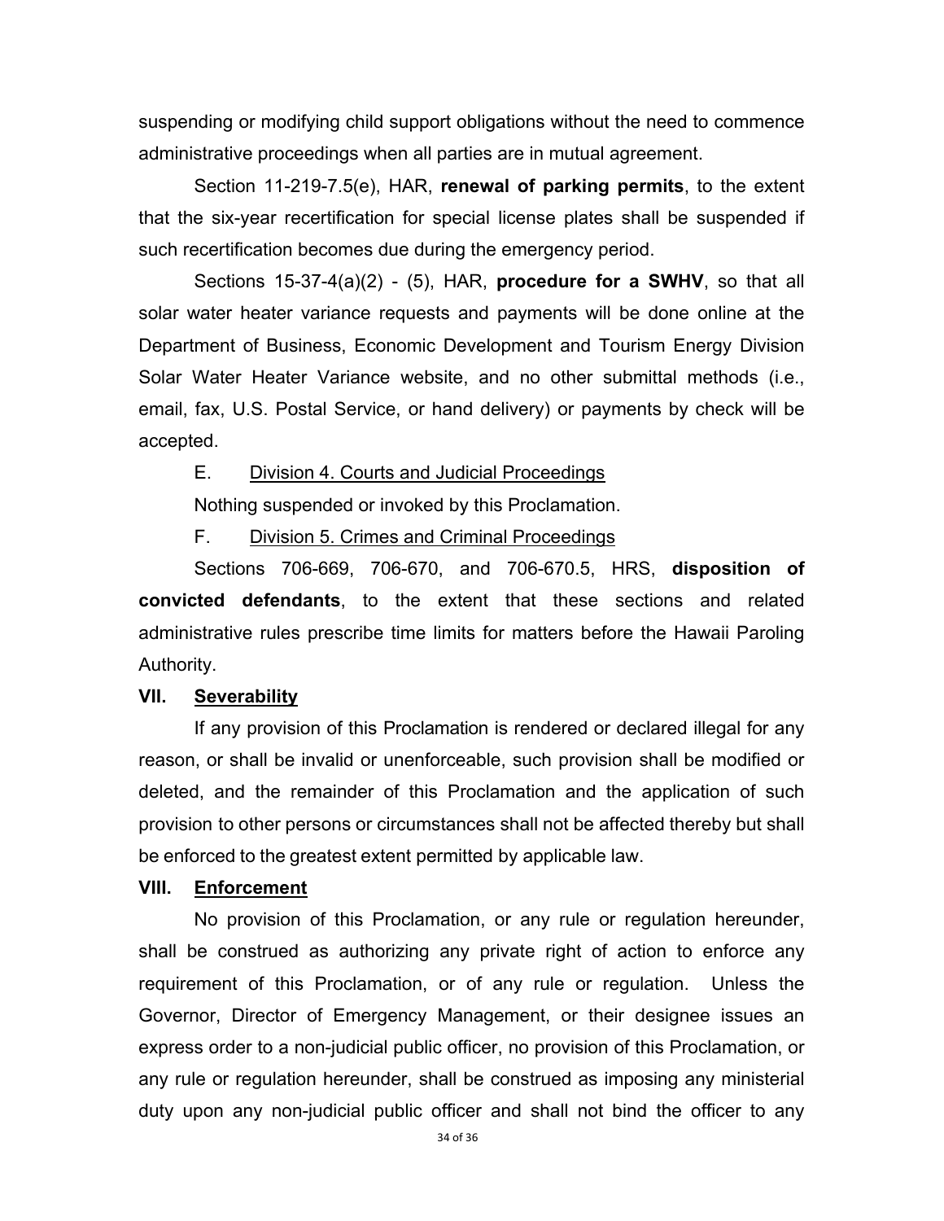suspending or modifying child support obligations without the need to commence administrative proceedings when all parties are in mutual agreement.

Section 11-219-7.5(e), HAR, **renewal of parking permits**, to the extent that the six-year recertification for special license plates shall be suspended if such recertification becomes due during the emergency period.

Sections 15-37-4(a)(2) - (5), HAR, **procedure for a SWHV**, so that all solar water heater variance requests and payments will be done online at the Department of Business, Economic Development and Tourism Energy Division Solar Water Heater Variance website, and no other submittal methods (i.e., email, fax, U.S. Postal Service, or hand delivery) or payments by check will be accepted.

E. Division 4. Courts and Judicial Proceedings

Nothing suspended or invoked by this Proclamation.

F. Division 5. Crimes and Criminal Proceedings

Sections 706-669, 706-670, and 706-670.5, HRS, **disposition of convicted defendants**, to the extent that these sections and related administrative rules prescribe time limits for matters before the Hawaii Paroling Authority.

## VII. Severability

If any provision of this Proclamation is rendered or declared illegal for any reason, or shall be invalid or unenforceable, such provision shall be modified or deleted, and the remainder of this Proclamation and the application of such provision to other persons or circumstances shall not be affected thereby but shall be enforced to the greatest extent permitted by applicable law.

## VIII. Enforcement

No provision of this Proclamation, or any rule or regulation hereunder, shall be construed as authorizing any private right of action to enforce any requirement of this Proclamation, or of any rule or regulation. Unless the Governor, Director of Emergency Management, or their designee issues an express order to a non-judicial public officer, no provision of this Proclamation, or any rule or regulation hereunder, shall be construed as imposing any ministerial duty upon any non-judicial public officer and shall not bind the officer to any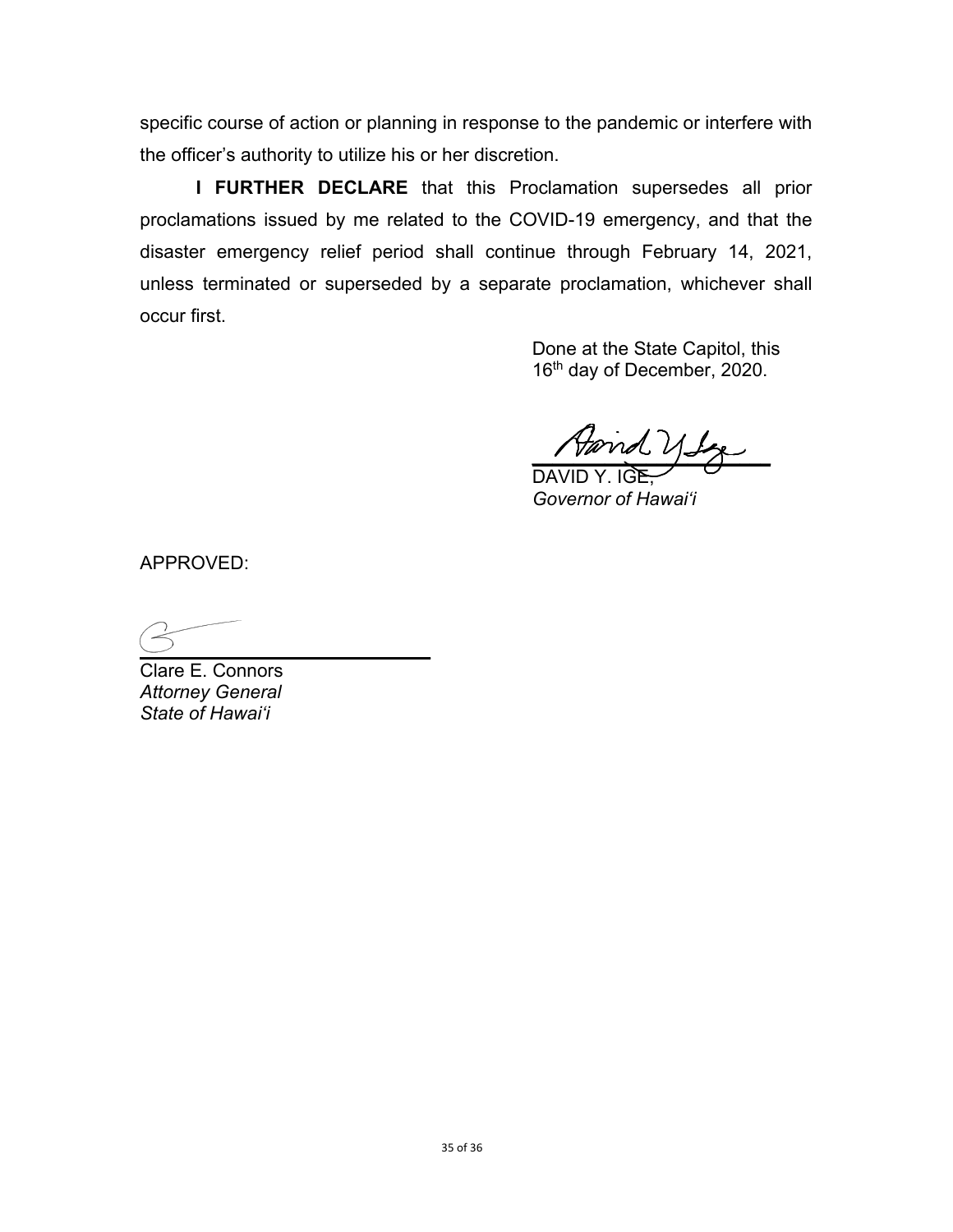specific course of action or planning in response to the pandemic or interfere with the officer's authority to utilize his or her discretion.

**I FURTHER DECLARE** that this Proclamation supersedes all prior proclamations issued by me related to the COVID-19 emergency, and that the disaster emergency relief period shall continue through February 14, 2021, unless terminated or superseded by a separate proclamation, whichever shall occur first.

Done at the State Capitol, this
16th day of December, 2020.

DAVID Y. IGE,
*Governor of Hawai'i*

APPROVED:

Clare E. Connors
*Attorney General*
*State of Hawai'i*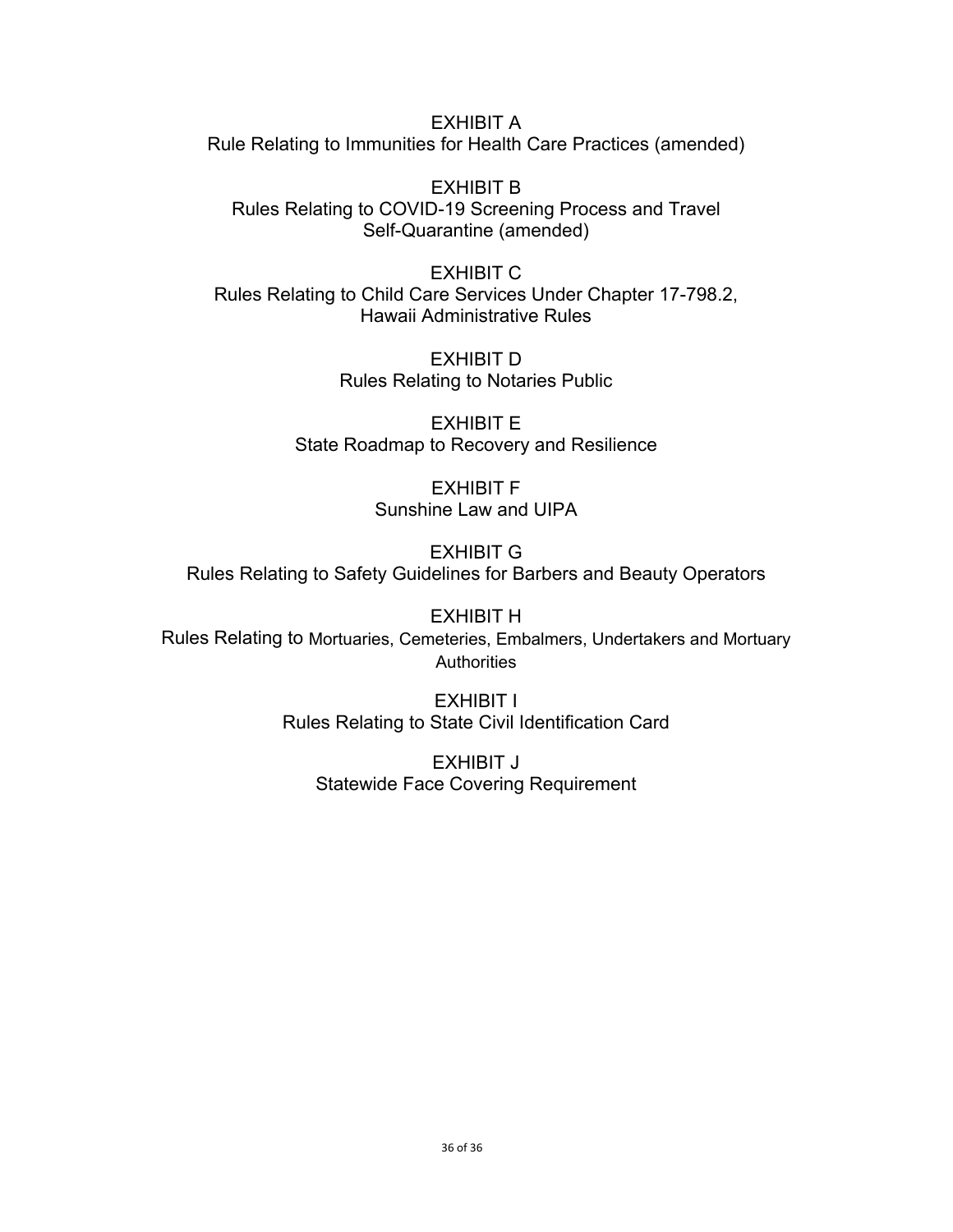EXHIBIT A
Rule Relating to Immunities for Health Care Practices (amended)

EXHIBIT B
Rules Relating to COVID-19 Screening Process and Travel Self-Quarantine (amended)

EXHIBIT C
Rules Relating to Child Care Services Under Chapter 17-798.2, Hawaii Administrative Rules

EXHIBIT D
Rules Relating to Notaries Public

EXHIBIT E
State Roadmap to Recovery and Resilience

EXHIBIT F
Sunshine Law and UIPA

EXHIBIT G
Rules Relating to Safety Guidelines for Barbers and Beauty Operators

EXHIBIT H
Rules Relating to Mortuaries, Cemeteries, Embalmers, Undertakers and Mortuary Authorities

EXHIBIT I
Rules Relating to State Civil Identification Card

EXHIBIT J
Statewide Face Covering Requirement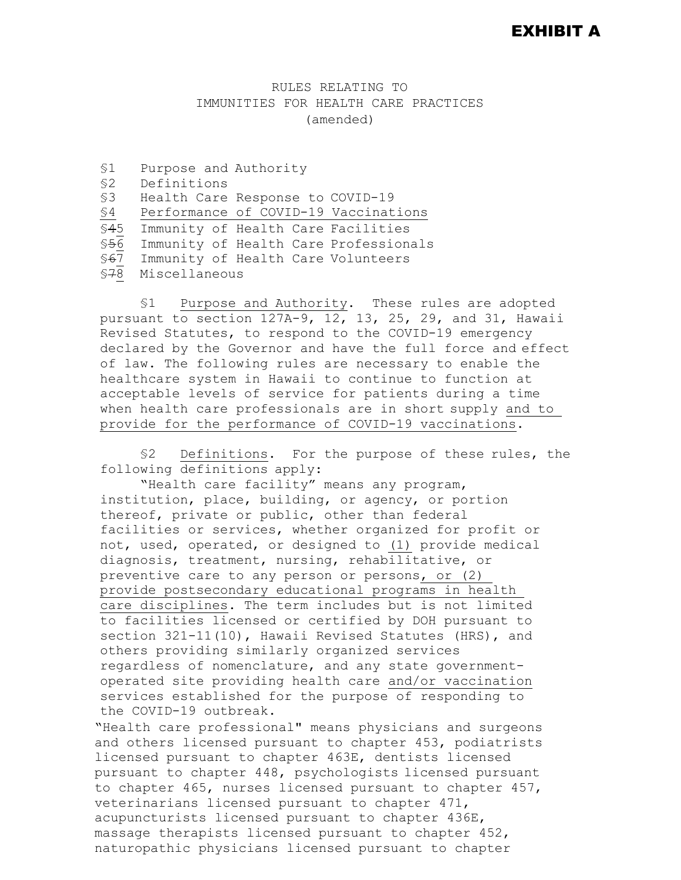**EXHIBIT A**

RULES RELATING TO
IMMUNITIES FOR HEALTH CARE PRACTICES
(amended)

§1 Purpose and Authority
§2 Definitions
§3 Health Care Response to COVID-19
<u>§4 Performance of COVID-19 Vaccinations</u>
§~~4~~<u>5</u> Immunity of Health Care Facilities
§~~5~~<u>6</u> Immunity of Health Care Professionals
§~~6~~<u>7</u> Immunity of Health Care Volunteers
§~~7~~<u>8</u> Miscellaneous

§1 <u>Purpose and Authority</u>. These rules are adopted pursuant to section 127A-9, 12, 13, 25, 29, and 31, Hawaii Revised Statutes, to respond to the COVID-19 emergency declared by the Governor and have the full force and effect of law. The following rules are necessary to enable the healthcare system in Hawaii to continue to function at acceptable levels of service for patients during a time when health care professionals are in short supply <u>and to provide for the performance of COVID-19 vaccinations</u>.

§2 <u>Definitions</u>. For the purpose of these rules, the following definitions apply:

"Health care facility" means any program, institution, place, building, or agency, or portion thereof, private or public, other than federal facilities or services, whether organized for profit or not, used, operated, or designed to <u>(1)</u> provide medical diagnosis, treatment, nursing, rehabilitative, or preventive care to any person or persons<u>, or (2) provide postsecondary educational programs in health care disciplines</u>. The term includes but is not limited to facilities licensed or certified by DOH pursuant to section 321-11(10), Hawaii Revised Statutes (HRS), and others providing similarly organized services regardless of nomenclature, and any state government-operated site providing health care <u>and/or vaccination</u> services established for the purpose of responding to the COVID-19 outbreak.

"Health care professional" means physicians and surgeons and others licensed pursuant to chapter 453, podiatrists licensed pursuant to chapter 463E, dentists licensed pursuant to chapter 448, psychologists licensed pursuant to chapter 465, nurses licensed pursuant to chapter 457, veterinarians licensed pursuant to chapter 471, acupuncturists licensed pursuant to chapter 436E, massage therapists licensed pursuant to chapter 452, naturopathic physicians licensed pursuant to chapter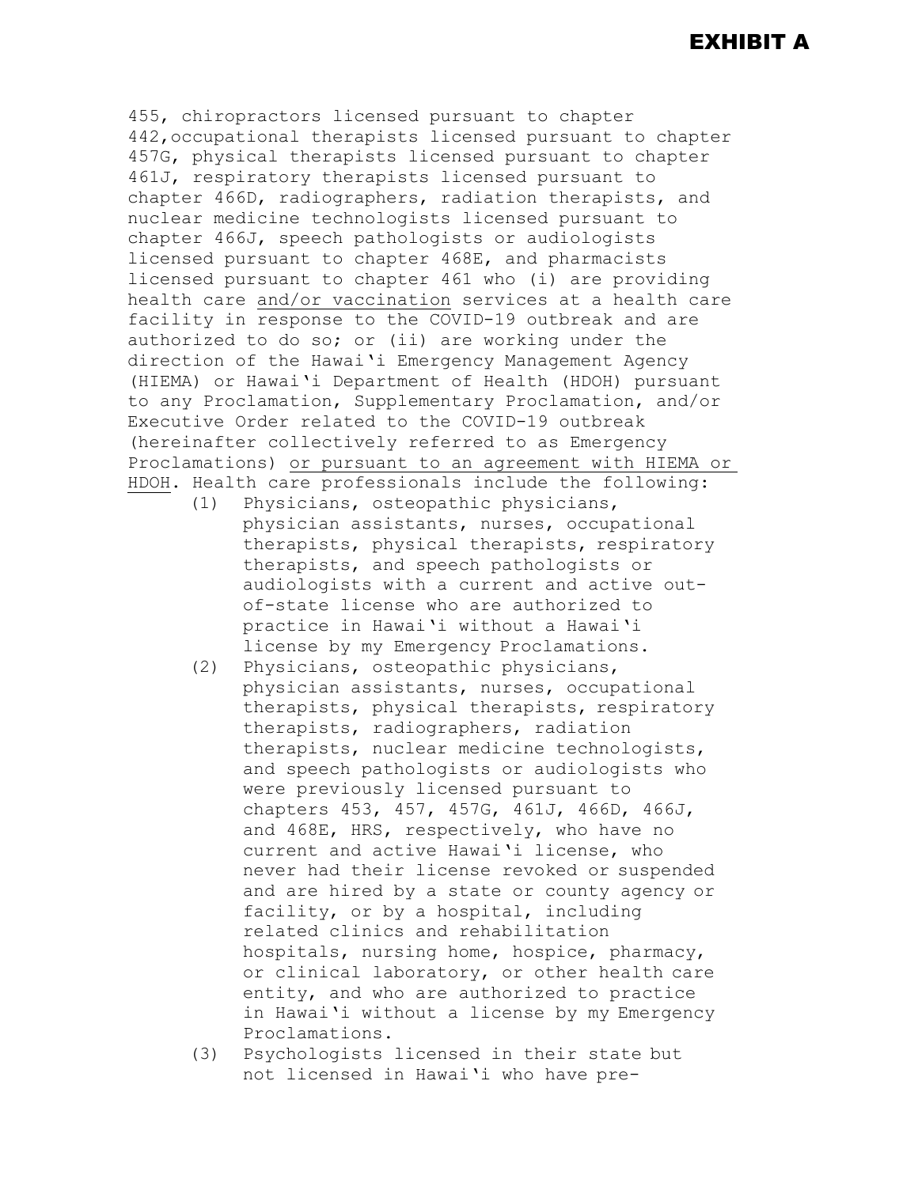# EXHIBIT A

455, chiropractors licensed pursuant to chapter 442,occupational therapists licensed pursuant to chapter 457G, physical therapists licensed pursuant to chapter 461J, respiratory therapists licensed pursuant to chapter 466D, radiographers, radiation therapists, and nuclear medicine technologists licensed pursuant to chapter 466J, speech pathologists or audiologists licensed pursuant to chapter 468E, and pharmacists licensed pursuant to chapter 461 who (i) are providing health care <u>and/or vaccination</u> services at a health care facility in response to the COVID-19 outbreak and are authorized to do so; or (ii) are working under the direction of the Hawai'i Emergency Management Agency (HIEMA) or Hawai'i Department of Health (HDOH) pursuant to any Proclamation, Supplementary Proclamation, and/or Executive Order related to the COVID-19 outbreak (hereinafter collectively referred to as Emergency Proclamations) <u>or pursuant to an agreement with HIEMA or HDOH</u>. Health care professionals include the following:

(1) Physicians, osteopathic physicians, physician assistants, nurses, occupational therapists, physical therapists, respiratory therapists, and speech pathologists or audiologists with a current and active out-of-state license who are authorized to practice in Hawai'i without a Hawai'i license by my Emergency Proclamations.

(2) Physicians, osteopathic physicians, physician assistants, nurses, occupational therapists, physical therapists, respiratory therapists, radiographers, radiation therapists, nuclear medicine technologists, and speech pathologists or audiologists who were previously licensed pursuant to chapters 453, 457, 457G, 461J, 466D, 466J, and 468E, HRS, respectively, who have no current and active Hawai'i license, who never had their license revoked or suspended and are hired by a state or county agency or facility, or by a hospital, including related clinics and rehabilitation hospitals, nursing home, hospice, pharmacy, or clinical laboratory, or other health care entity, and who are authorized to practice in Hawai'i without a license by my Emergency Proclamations.

(3) Psychologists licensed in their state but not licensed in Hawai'i who have pre-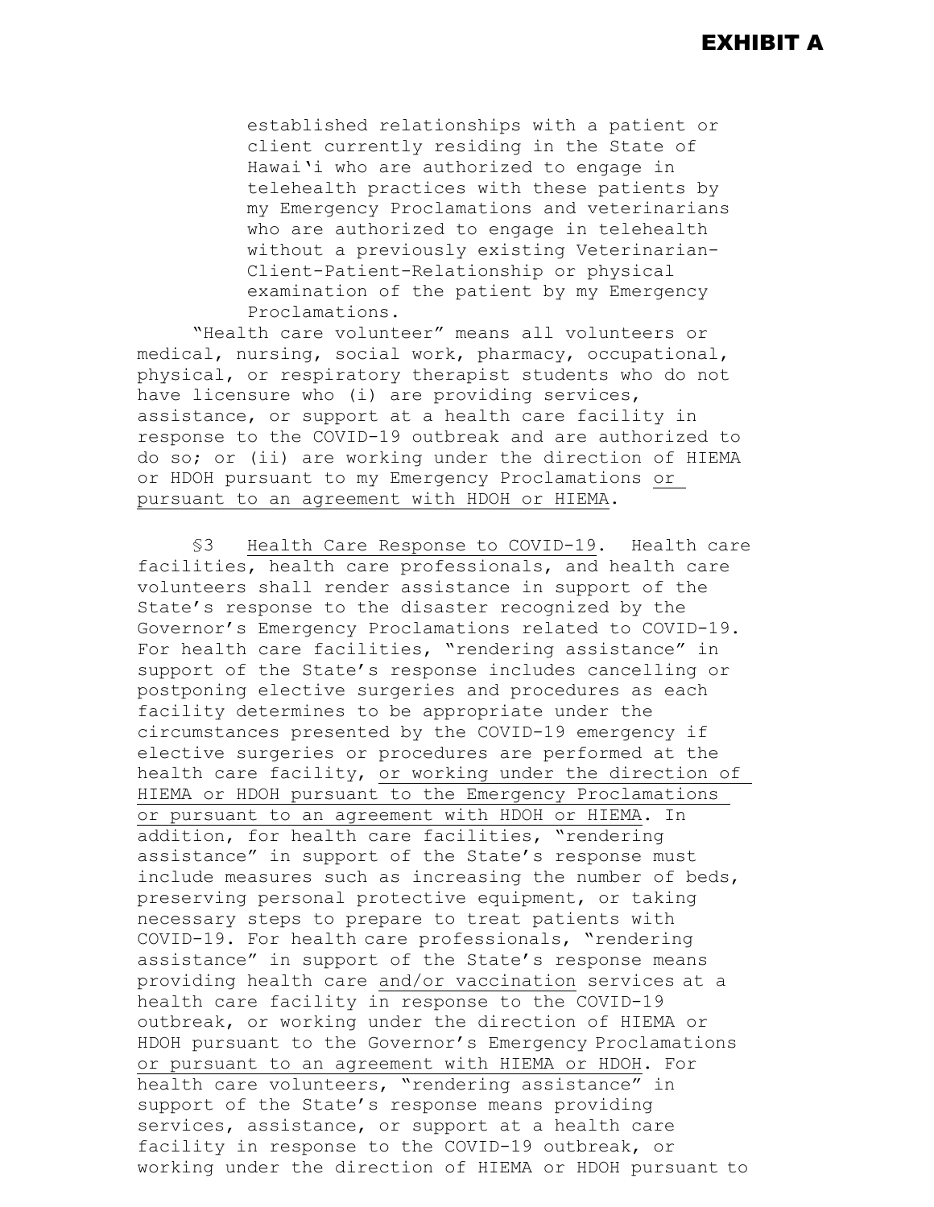# EXHIBIT A

established relationships with a patient or client currently residing in the State of Hawai'i who are authorized to engage in telehealth practices with these patients by my Emergency Proclamations and veterinarians who are authorized to engage in telehealth without a previously existing Veterinarian-Client-Patient-Relationship or physical examination of the patient by my Emergency Proclamations.

"Health care volunteer" means all volunteers or medical, nursing, social work, pharmacy, occupational, physical, or respiratory therapist students who do not have licensure who (i) are providing services, assistance, or support at a health care facility in response to the COVID-19 outbreak and are authorized to do so; or (ii) are working under the direction of HIEMA or HDOH pursuant to my Emergency Proclamations <u>or pursuant to an agreement with HDOH or HIEMA</u>.

§3 <u>Health Care Response to COVID-19</u>. Health care facilities, health care professionals, and health care volunteers shall render assistance in support of the State's response to the disaster recognized by the Governor's Emergency Proclamations related to COVID-19. For health care facilities, "rendering assistance" in support of the State's response includes cancelling or postponing elective surgeries and procedures as each facility determines to be appropriate under the circumstances presented by the COVID-19 emergency if elective surgeries or procedures are performed at the health care facility, <u>or working under the direction of HIEMA or HDOH pursuant to the Emergency Proclamations or pursuant to an agreement with HDOH or HIEMA</u>. In addition, for health care facilities, "rendering assistance" in support of the State's response must include measures such as increasing the number of beds, preserving personal protective equipment, or taking necessary steps to prepare to treat patients with COVID-19. For health care professionals, "rendering assistance" in support of the State's response means providing health care <u>and/or vaccination</u> services at a health care facility in response to the COVID-19 outbreak, or working under the direction of HIEMA or HDOH pursuant to the Governor's Emergency Proclamations <u>or pursuant to an agreement with HIEMA or HDOH</u>. For health care volunteers, "rendering assistance" in support of the State's response means providing services, assistance, or support at a health care facility in response to the COVID-19 outbreak, or working under the direction of HIEMA or HDOH pursuant to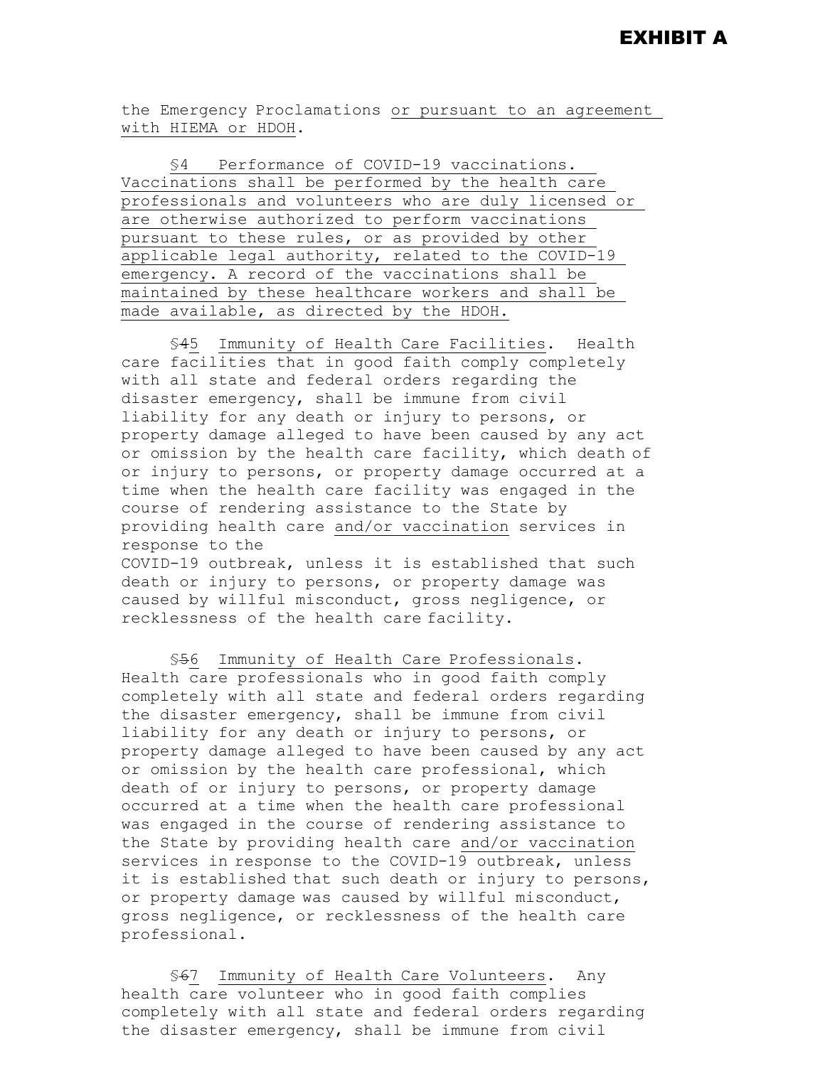**EXHIBIT A**

the Emergency Proclamations or pursuant to an agreement with HIEMA or HDOH.

§4 Performance of COVID-19 vaccinations. Vaccinations shall be performed by the health care professionals and volunteers who are duly licensed or are otherwise authorized to perform vaccinations pursuant to these rules, or as provided by other applicable legal authority, related to the COVID-19 emergency. A record of the vaccinations shall be maintained by these healthcare workers and shall be made available, as directed by the HDOH.

§~~4~~5 Immunity of Health Care Facilities. Health care facilities that in good faith comply completely with all state and federal orders regarding the disaster emergency, shall be immune from civil liability for any death or injury to persons, or property damage alleged to have been caused by any act or omission by the health care facility, which death of or injury to persons, or property damage occurred at a time when the health care facility was engaged in the course of rendering assistance to the State by providing health care and/or vaccination services in response to the COVID-19 outbreak, unless it is established that such death or injury to persons, or property damage was caused by willful misconduct, gross negligence, or recklessness of the health care facility.

§~~5~~6 Immunity of Health Care Professionals. Health care professionals who in good faith comply completely with all state and federal orders regarding the disaster emergency, shall be immune from civil liability for any death or injury to persons, or property damage alleged to have been caused by any act or omission by the health care professional, which death of or injury to persons, or property damage occurred at a time when the health care professional was engaged in the course of rendering assistance to the State by providing health care and/or vaccination services in response to the COVID-19 outbreak, unless it is established that such death or injury to persons, or property damage was caused by willful misconduct, gross negligence, or recklessness of the health care professional.

§~~6~~7 Immunity of Health Care Volunteers. Any health care volunteer who in good faith complies completely with all state and federal orders regarding the disaster emergency, shall be immune from civil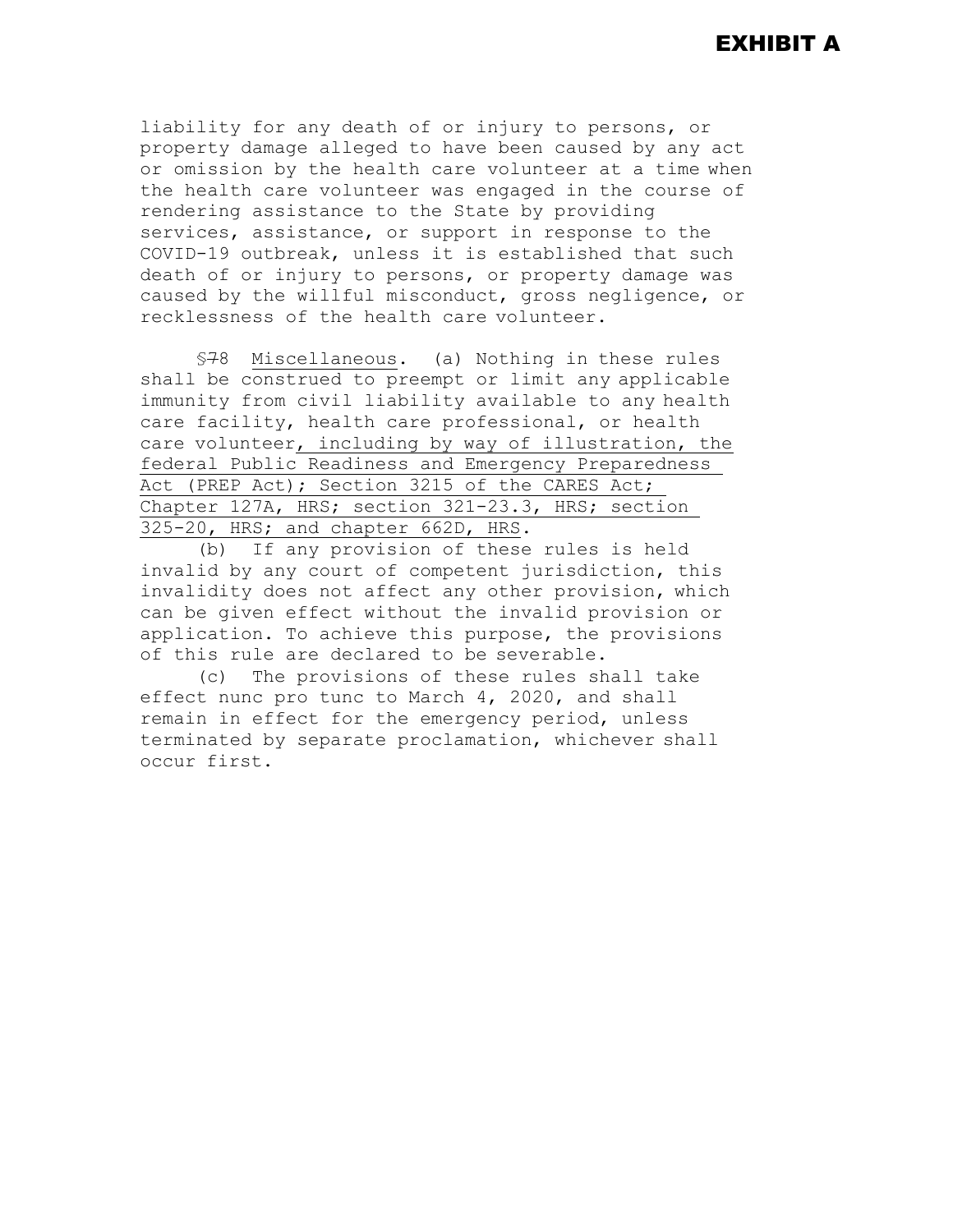**EXHIBIT A**

liability for any death of or injury to persons, or property damage alleged to have been caused by any act or omission by the health care volunteer at a time when the health care volunteer was engaged in the course of rendering assistance to the State by providing services, assistance, or support in response to the COVID-19 outbreak, unless it is established that such death of or injury to persons, or property damage was caused by the willful misconduct, gross negligence, or recklessness of the health care volunteer.

§~~7~~8 Miscellaneous. (a) Nothing in these rules shall be construed to preempt or limit any applicable immunity from civil liability available to any health care facility, health care professional, or health care volunteer, including by way of illustration, the federal Public Readiness and Emergency Preparedness Act (PREP Act); Section 3215 of the CARES Act; Chapter 127A, HRS; section 321-23.3, HRS; section 325-20, HRS; and chapter 662D, HRS.

(b) If any provision of these rules is held invalid by any court of competent jurisdiction, this invalidity does not affect any other provision, which can be given effect without the invalid provision or application. To achieve this purpose, the provisions of this rule are declared to be severable.

(c) The provisions of these rules shall take effect nunc pro tunc to March 4, 2020, and shall remain in effect for the emergency period, unless terminated by separate proclamation, whichever shall occur first.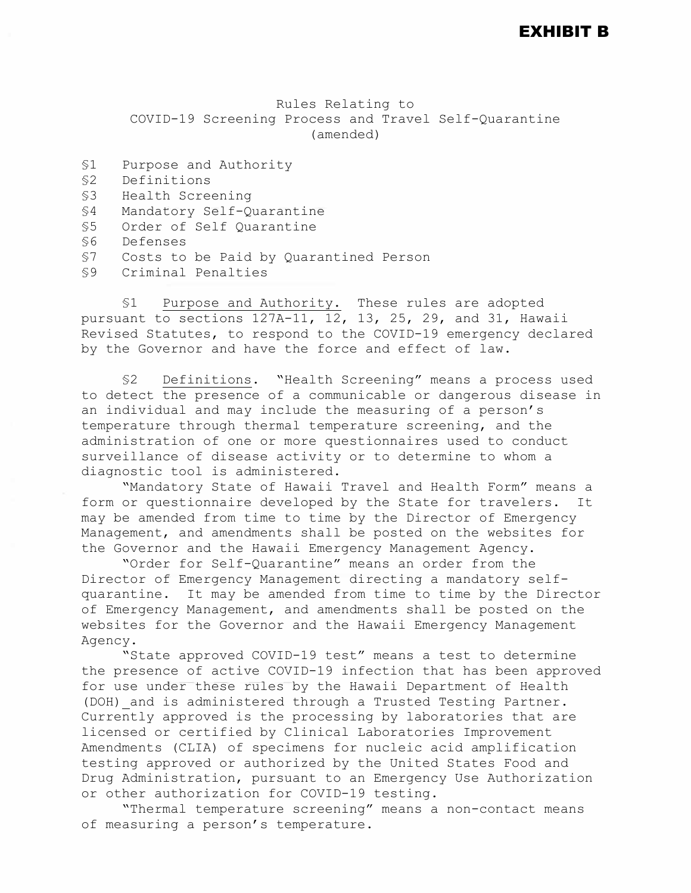**EXHIBIT B**

Rules Relating to
COVID-19 Screening Process and Travel Self-Quarantine
(amended)

§1 Purpose and Authority
§2 Definitions
§3 Health Screening
§4 Mandatory Self-Quarantine
§5 Order of Self Quarantine
§6 Defenses
§7 Costs to be Paid by Quarantined Person
§9 Criminal Penalties

§1 Purpose and Authority. These rules are adopted pursuant to sections 127A-11, 12, 13, 25, 29, and 31, Hawaii Revised Statutes, to respond to the COVID-19 emergency declared by the Governor and have the force and effect of law.

§2 Definitions. "Health Screening" means a process used to detect the presence of a communicable or dangerous disease in an individual and may include the measuring of a person's temperature through thermal temperature screening, and the administration of one or more questionnaires used to conduct surveillance of disease activity or to determine to whom a diagnostic tool is administered.

"Mandatory State of Hawaii Travel and Health Form" means a form or questionnaire developed by the State for travelers. It may be amended from time to time by the Director of Emergency Management, and amendments shall be posted on the websites for the Governor and the Hawaii Emergency Management Agency.

"Order for Self-Quarantine" means an order from the Director of Emergency Management directing a mandatory self-quarantine. It may be amended from time to time by the Director of Emergency Management, and amendments shall be posted on the websites for the Governor and the Hawaii Emergency Management Agency.

"State approved COVID-19 test" means a test to determine the presence of active COVID-19 infection that has been approved for use under these rules by the Hawaii Department of Health (DOH) and is administered through a Trusted Testing Partner. Currently approved is the processing by laboratories that are licensed or certified by Clinical Laboratories Improvement Amendments (CLIA) of specimens for nucleic acid amplification testing approved or authorized by the United States Food and Drug Administration, pursuant to an Emergency Use Authorization or other authorization for COVID-19 testing.

"Thermal temperature screening" means a non-contact means of measuring a person's temperature.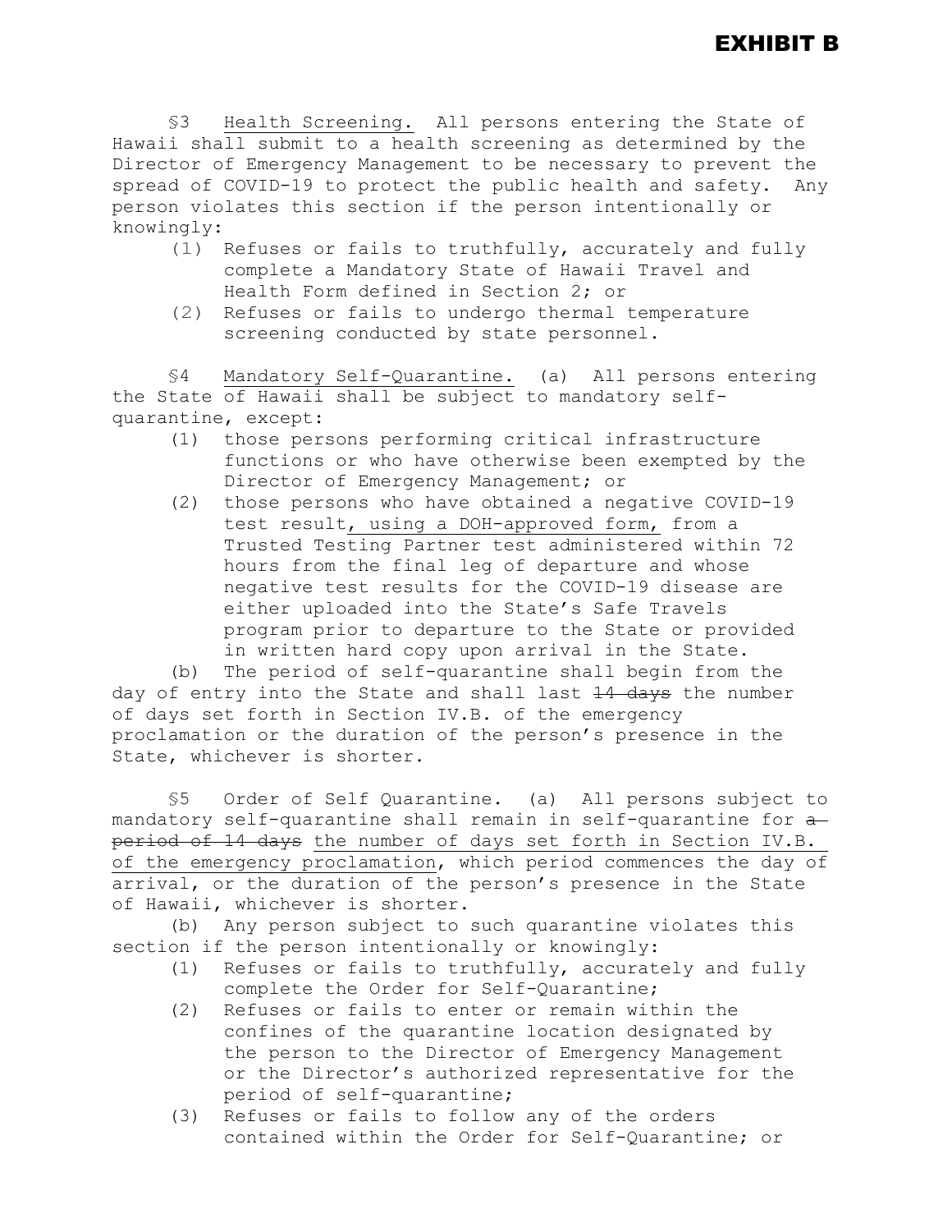# EXHIBIT B

§3 Health Screening. All persons entering the State of Hawaii shall submit to a health screening as determined by the Director of Emergency Management to be necessary to prevent the spread of COVID-19 to protect the public health and safety. Any person violates this section if the person intentionally or knowingly:

(1) Refuses or fails to truthfully, accurately and fully complete a Mandatory State of Hawaii Travel and Health Form defined in Section 2; or

(2) Refuses or fails to undergo thermal temperature screening conducted by state personnel.

§4 Mandatory Self-Quarantine. (a) All persons entering the State of Hawaii shall be subject to mandatory self-quarantine, except:

(1) those persons performing critical infrastructure functions or who have otherwise been exempted by the Director of Emergency Management; or

(2) those persons who have obtained a negative COVID-19 test result, using a DOH-approved form, from a Trusted Testing Partner test administered within 72 hours from the final leg of departure and whose negative test results for the COVID-19 disease are either uploaded into the State's Safe Travels program prior to departure to the State or provided in written hard copy upon arrival in the State.

(b) The period of self-quarantine shall begin from the day of entry into the State and shall last ~~14 days~~ the number of days set forth in Section IV.B. of the emergency proclamation or the duration of the person's presence in the State, whichever is shorter.

§5 Order of Self Quarantine. (a) All persons subject to mandatory self-quarantine shall remain in self-quarantine for ~~a period of 14 days~~ the number of days set forth in Section IV.B. of the emergency proclamation, which period commences the day of arrival, or the duration of the person's presence in the State of Hawaii, whichever is shorter.

(b) Any person subject to such quarantine violates this section if the person intentionally or knowingly:

(1) Refuses or fails to truthfully, accurately and fully complete the Order for Self-Quarantine;

(2) Refuses or fails to enter or remain within the confines of the quarantine location designated by the person to the Director of Emergency Management or the Director's authorized representative for the period of self-quarantine;

(3) Refuses or fails to follow any of the orders contained within the Order for Self-Quarantine; or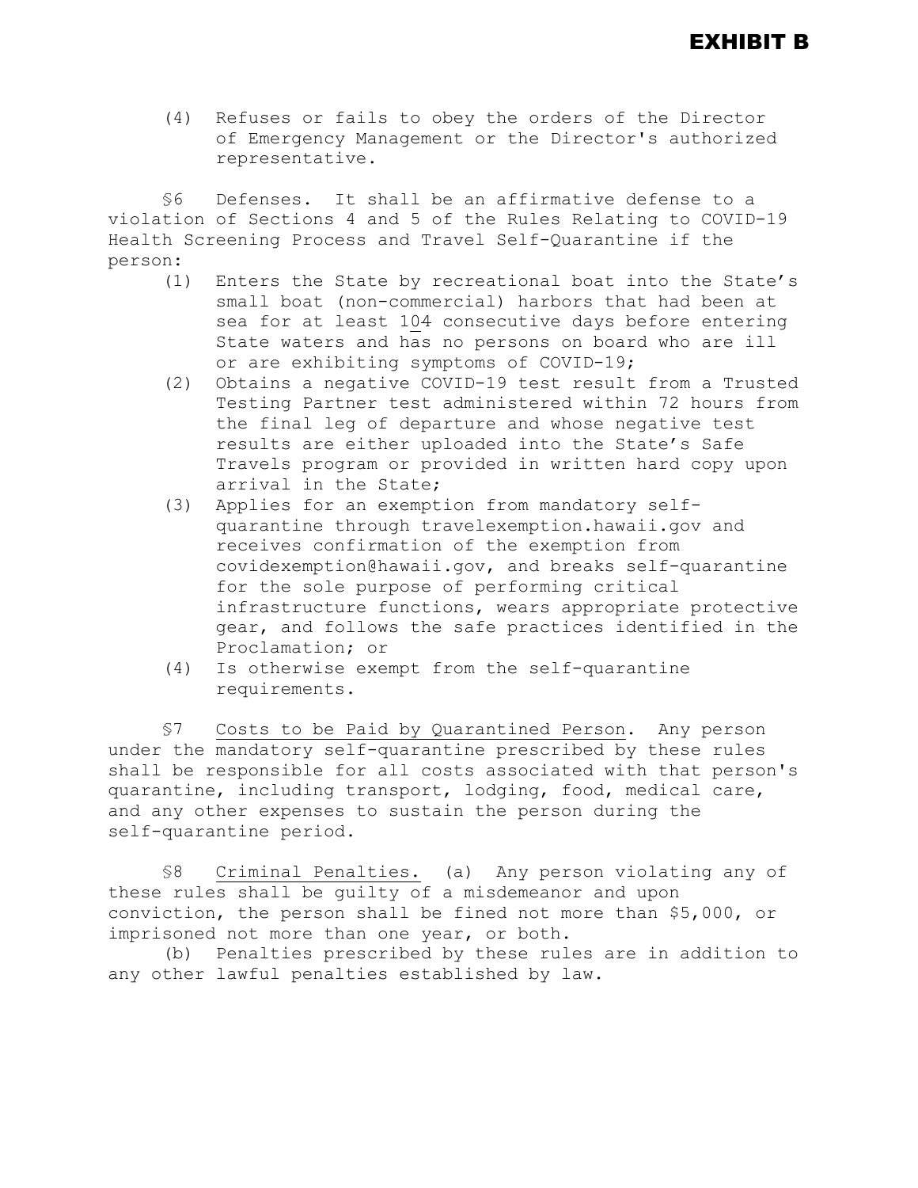# EXHIBIT B

(4) Refuses or fails to obey the orders of the Director of Emergency Management or the Director's authorized representative.

§6 Defenses. It shall be an affirmative defense to a violation of Sections 4 and 5 of the Rules Relating to COVID-19 Health Screening Process and Travel Self-Quarantine if the person:

(1) Enters the State by recreational boat into the State's small boat (non-commercial) harbors that had been at sea for at least 104 consecutive days before entering State waters and has no persons on board who are ill or are exhibiting symptoms of COVID-19;

(2) Obtains a negative COVID-19 test result from a Trusted Testing Partner test administered within 72 hours from the final leg of departure and whose negative test results are either uploaded into the State's Safe Travels program or provided in written hard copy upon arrival in the State;

(3) Applies for an exemption from mandatory self-quarantine through travelexemption.hawaii.gov and receives confirmation of the exemption from covidexemption@hawaii.gov, and breaks self-quarantine for the sole purpose of performing critical infrastructure functions, wears appropriate protective gear, and follows the safe practices identified in the Proclamation; or

(4) Is otherwise exempt from the self-quarantine requirements.

§7 Costs to be Paid by Quarantined Person. Any person under the mandatory self-quarantine prescribed by these rules shall be responsible for all costs associated with that person's quarantine, including transport, lodging, food, medical care, and any other expenses to sustain the person during the self-quarantine period.

§8 Criminal Penalties. (a) Any person violating any of these rules shall be guilty of a misdemeanor and upon conviction, the person shall be fined not more than $5,000, or imprisoned not more than one year, or both.

(b) Penalties prescribed by these rules are in addition to any other lawful penalties established by law.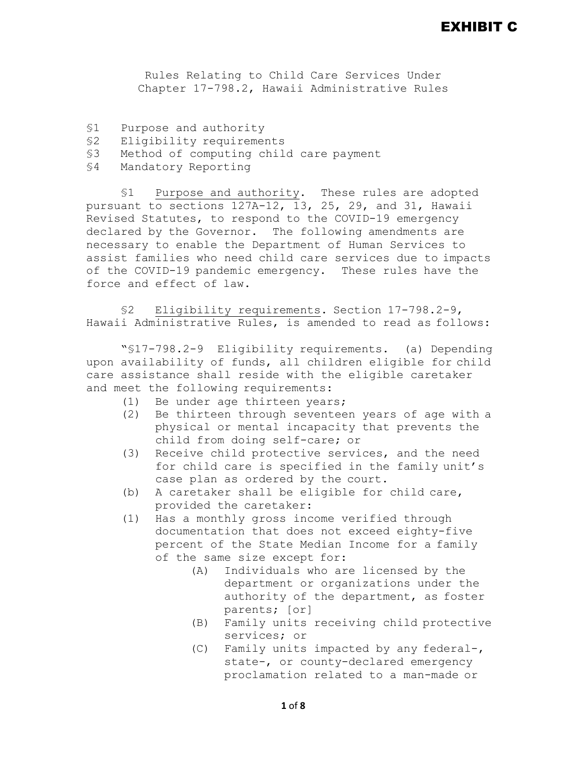# EXHIBIT C

Rules Relating to Child Care Services Under Chapter 17-798.2, Hawaii Administrative Rules

§1 Purpose and authority
§2 Eligibility requirements
§3 Method of computing child care payment
§4 Mandatory Reporting

§1 Purpose and authority. These rules are adopted pursuant to sections 127A-12, 13, 25, 29, and 31, Hawaii Revised Statutes, to respond to the COVID-19 emergency declared by the Governor. The following amendments are necessary to enable the Department of Human Services to assist families who need child care services due to impacts of the COVID-19 pandemic emergency. These rules have the force and effect of law.

§2 Eligibility requirements. Section 17-798.2-9, Hawaii Administrative Rules, is amended to read as follows:

"§17-798.2-9 Eligibility requirements. (a) Depending upon availability of funds, all children eligible for child care assistance shall reside with the eligible caretaker and meet the following requirements:

(1) Be under age thirteen years;
(2) Be thirteen through seventeen years of age with a physical or mental incapacity that prevents the child from doing self-care; or
(3) Receive child protective services, and the need for child care is specified in the family unit's case plan as ordered by the court.

(b) A caretaker shall be eligible for child care, provided the caretaker:

(1) Has a monthly gross income verified through documentation that does not exceed eighty-five percent of the State Median Income for a family of the same size except for:
   (A) Individuals who are licensed by the department or organizations under the authority of the department, as foster parents; [or]
   (B) Family units receiving child protective services; or
   (C) Family units impacted by any federal-, state-, or county-declared emergency proclamation related to a man-made or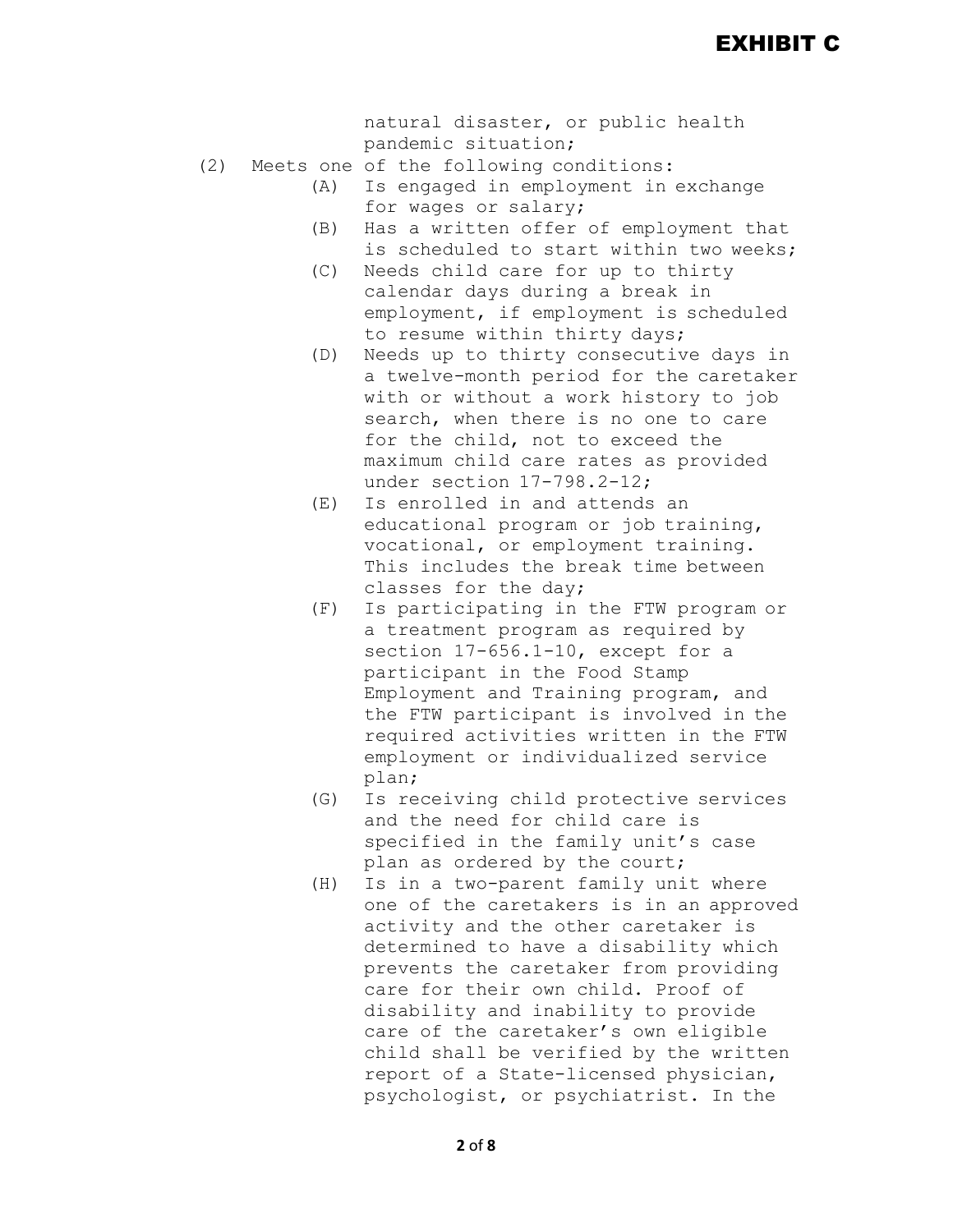natural disaster, or public health pandemic situation;

(2) Meets one of the following conditions:

  (A) Is engaged in employment in exchange for wages or salary;

  (B) Has a written offer of employment that is scheduled to start within two weeks;

  (C) Needs child care for up to thirty calendar days during a break in employment, if employment is scheduled to resume within thirty days;

  (D) Needs up to thirty consecutive days in a twelve-month period for the caretaker with or without a work history to job search, when there is no one to care for the child, not to exceed the maximum child care rates as provided under section 17-798.2-12;

  (E) Is enrolled in and attends an educational program or job training, vocational, or employment training. This includes the break time between classes for the day;

  (F) Is participating in the FTW program or a treatment program as required by section 17-656.1-10, except for a participant in the Food Stamp Employment and Training program, and the FTW participant is involved in the required activities written in the FTW employment or individualized service plan;

  (G) Is receiving child protective services and the need for child care is specified in the family unit's case plan as ordered by the court;

  (H) Is in a two-parent family unit where one of the caretakers is in an approved activity and the other caretaker is determined to have a disability which prevents the caretaker from providing care for their own child. Proof of disability and inability to provide care of the caretaker's own eligible child shall be verified by the written report of a State-licensed physician, psychologist, or psychiatrist. In the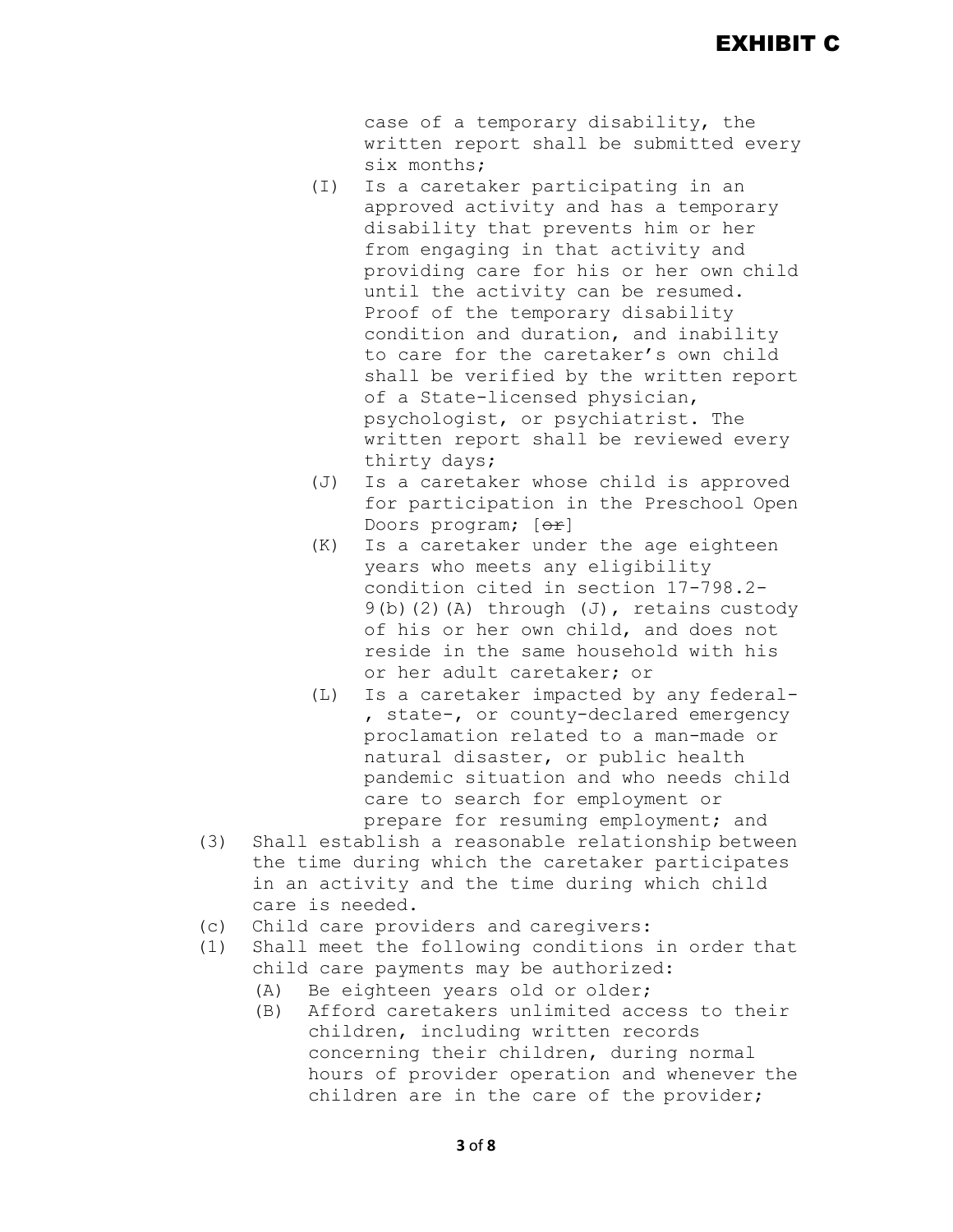# EXHIBIT C

case of a temporary disability, the written report shall be submitted every six months;

(I) Is a caretaker participating in an approved activity and has a temporary disability that prevents him or her from engaging in that activity and providing care for his or her own child until the activity can be resumed. Proof of the temporary disability condition and duration, and inability to care for the caretaker's own child shall be verified by the written report of a State-licensed physician, psychologist, or psychiatrist. The written report shall be reviewed every thirty days;

(J) Is a caretaker whose child is approved for participation in the Preschool Open Doors program; [~~or~~]

(K) Is a caretaker under the age eighteen years who meets any eligibility condition cited in section 17-798.2-9(b)(2)(A) through (J), retains custody of his or her own child, and does not reside in the same household with his or her adult caretaker; or

(L) Is a caretaker impacted by any federal-, state-, or county-declared emergency proclamation related to a man-made or natural disaster, or public health pandemic situation and who needs child care to search for employment or prepare for resuming employment; and

(3) Shall establish a reasonable relationship between the time during which the caretaker participates in an activity and the time during which child care is needed.

(c) Child care providers and caregivers:

(1) Shall meet the following conditions in order that child care payments may be authorized:

(A) Be eighteen years old or older;

(B) Afford caretakers unlimited access to their children, including written records concerning their children, during normal hours of provider operation and whenever the children are in the care of the provider;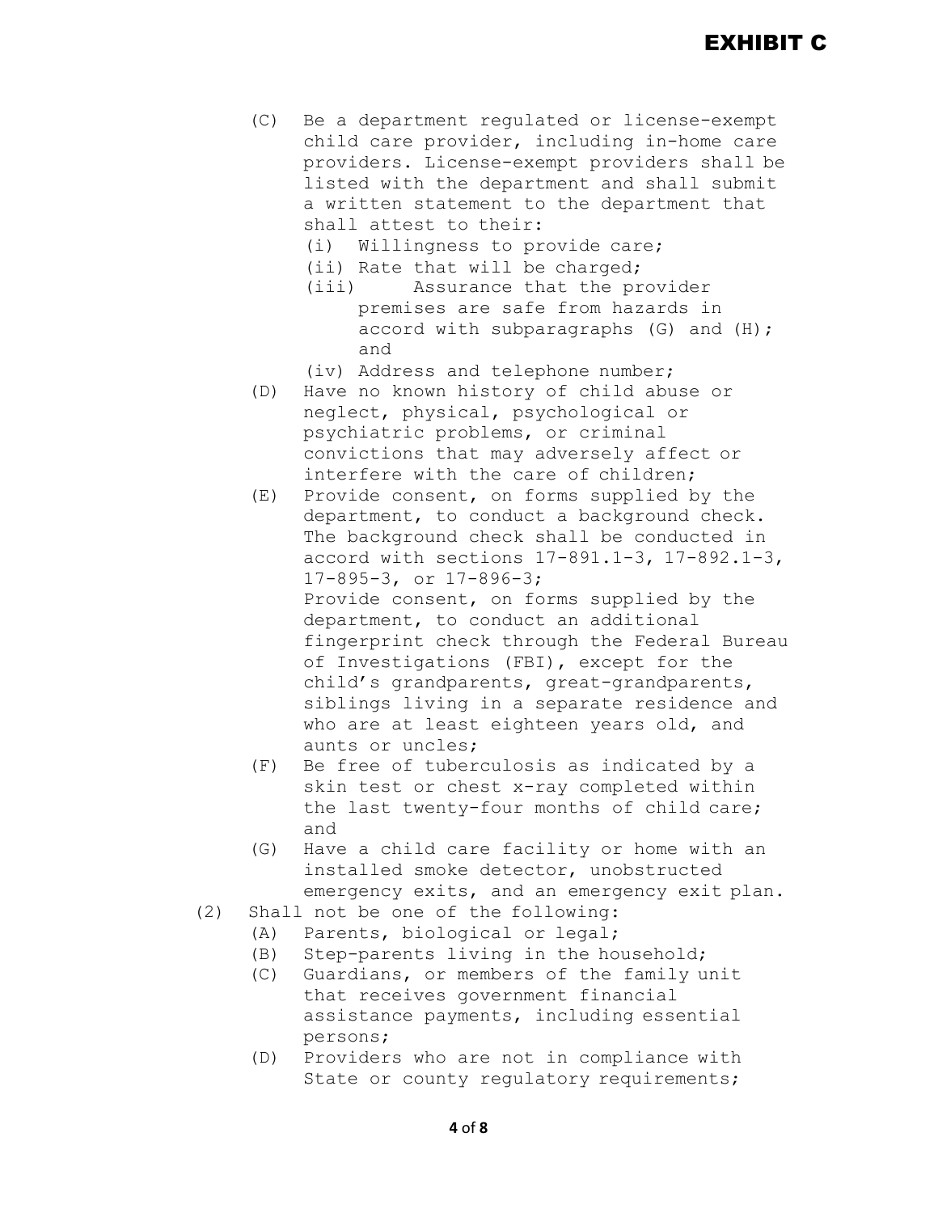# EXHIBIT C

- (C) Be a department regulated or license-exempt child care provider, including in-home care providers. License-exempt providers shall be listed with the department and shall submit a written statement to the department that shall attest to their:
  - (i) Willingness to provide care;
  - (ii) Rate that will be charged;
  - (iii) Assurance that the provider premises are safe from hazards in accord with subparagraphs (G) and (H); and
  - (iv) Address and telephone number;
- (D) Have no known history of child abuse or neglect, physical, psychological or psychiatric problems, or criminal convictions that may adversely affect or interfere with the care of children;
- (E) Provide consent, on forms supplied by the department, to conduct a background check. The background check shall be conducted in accord with sections 17-891.1-3, 17-892.1-3, 17-895-3, or 17-896-3;
  Provide consent, on forms supplied by the department, to conduct an additional fingerprint check through the Federal Bureau of Investigations (FBI), except for the child's grandparents, great-grandparents, siblings living in a separate residence and who are at least eighteen years old, and aunts or uncles;
- (F) Be free of tuberculosis as indicated by a skin test or chest x-ray completed within the last twenty-four months of child care; and
- (G) Have a child care facility or home with an installed smoke detector, unobstructed emergency exits, and an emergency exit plan.

(2) Shall not be one of the following:

- (A) Parents, biological or legal;
- (B) Step-parents living in the household;
- (C) Guardians, or members of the family unit that receives government financial assistance payments, including essential persons;
- (D) Providers who are not in compliance with State or county regulatory requirements;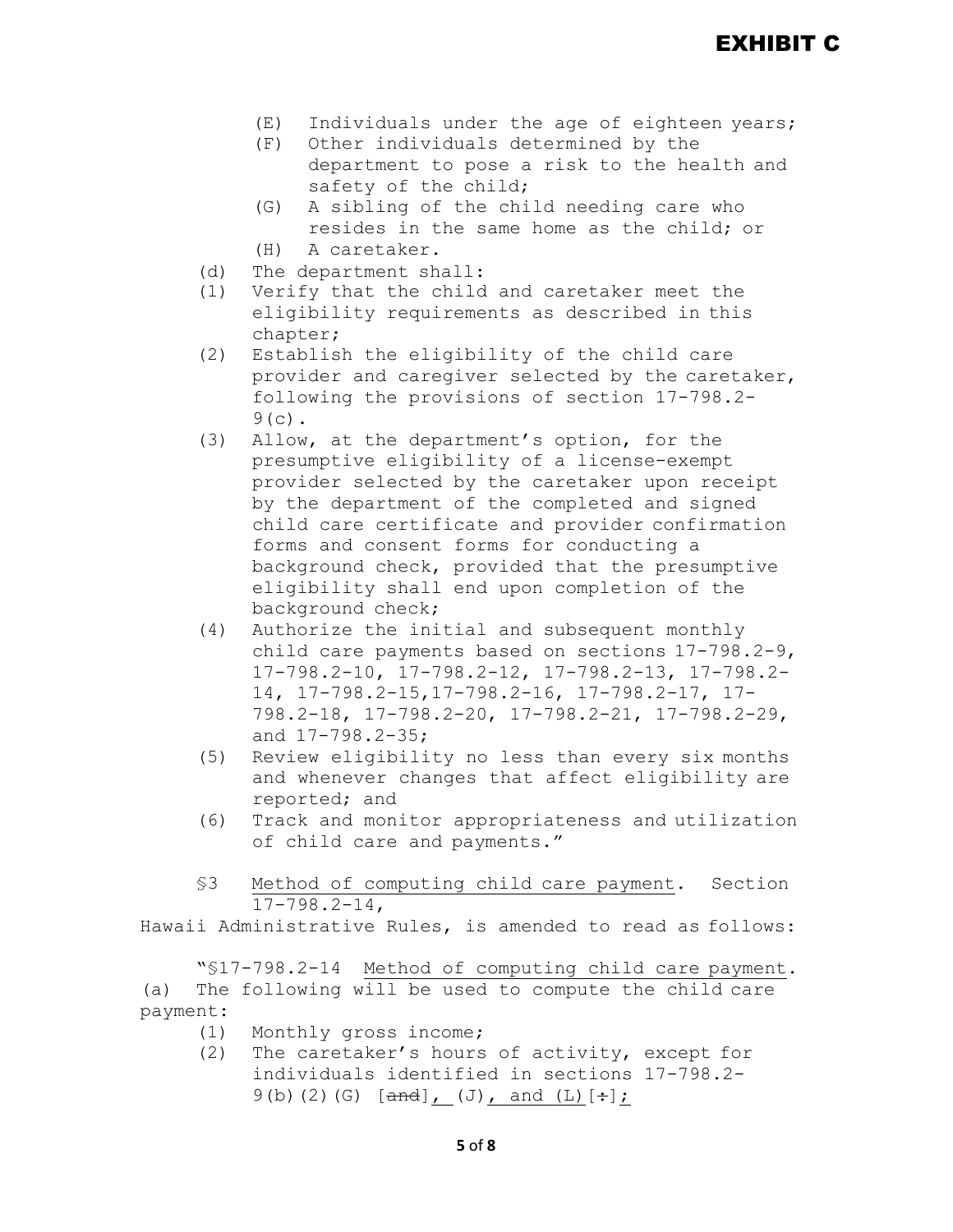# EXHIBIT C

(E) Individuals under the age of eighteen years;

(F) Other individuals determined by the department to pose a risk to the health and safety of the child;

(G) A sibling of the child needing care who resides in the same home as the child; or

(H) A caretaker.

(d) The department shall:

(1) Verify that the child and caretaker meet the eligibility requirements as described in this chapter;

(2) Establish the eligibility of the child care provider and caregiver selected by the caretaker, following the provisions of section 17-798.2-9(c).

(3) Allow, at the department's option, for the presumptive eligibility of a license-exempt provider selected by the caretaker upon receipt by the department of the completed and signed child care certificate and provider confirmation forms and consent forms for conducting a background check, provided that the presumptive eligibility shall end upon completion of the background check;

(4) Authorize the initial and subsequent monthly child care payments based on sections 17-798.2-9, 17-798.2-10, 17-798.2-12, 17-798.2-13, 17-798.2-14, 17-798.2-15,17-798.2-16, 17-798.2-17, 17-798.2-18, 17-798.2-20, 17-798.2-21, 17-798.2-29, and 17-798.2-35;

(5) Review eligibility no less than every six months and whenever changes that affect eligibility are reported; and

(6) Track and monitor appropriateness and utilization of child care and payments."

§3 Method of computing child care payment. Section 17-798.2-14, Hawaii Administrative Rules, is amended to read as follows:

"§17-798.2-14 Method of computing child care payment. (a) The following will be used to compute the child care payment:

(1) Monthly gross income;

(2) The caretaker's hours of activity, except for individuals identified in sections 17-798.2-9(b)(2)(G) [~~and~~], (J), and (L)[~~:~~];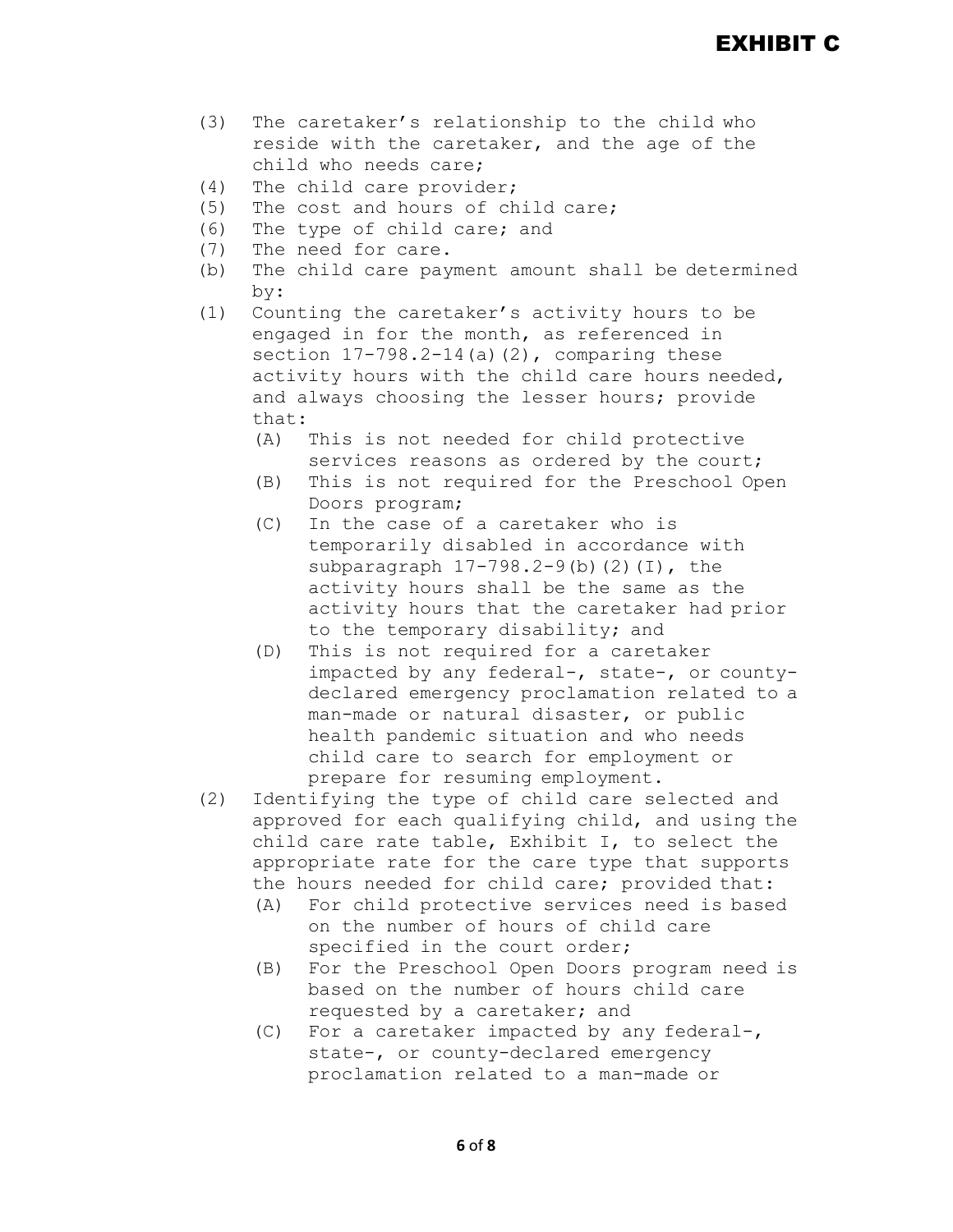# EXHIBIT C

(3) The caretaker's relationship to the child who reside with the caretaker, and the age of the child who needs care;
(4) The child care provider;
(5) The cost and hours of child care;
(6) The type of child care; and
(7) The need for care.

(b) The child care payment amount shall be determined by:

(1) Counting the caretaker's activity hours to be engaged in for the month, as referenced in section 17-798.2-14(a)(2), comparing these activity hours with the child care hours needed, and always choosing the lesser hours; provide that:
   - (A) This is not needed for child protective services reasons as ordered by the court;
   - (B) This is not required for the Preschool Open Doors program;
   - (C) In the case of a caretaker who is temporarily disabled in accordance with subparagraph 17-798.2-9(b)(2)(I), the activity hours shall be the same as the activity hours that the caretaker had prior to the temporary disability; and
   - (D) This is not required for a caretaker impacted by any federal-, state-, or county-declared emergency proclamation related to a man-made or natural disaster, or public health pandemic situation and who needs child care to search for employment or prepare for resuming employment.

(2) Identifying the type of child care selected and approved for each qualifying child, and using the child care rate table, Exhibit I, to select the appropriate rate for the care type that supports the hours needed for child care; provided that:
   - (A) For child protective services need is based on the number of hours of child care specified in the court order;
   - (B) For the Preschool Open Doors program need is based on the number of hours child care requested by a caretaker; and
   - (C) For a caretaker impacted by any federal-, state-, or county-declared emergency proclamation related to a man-made or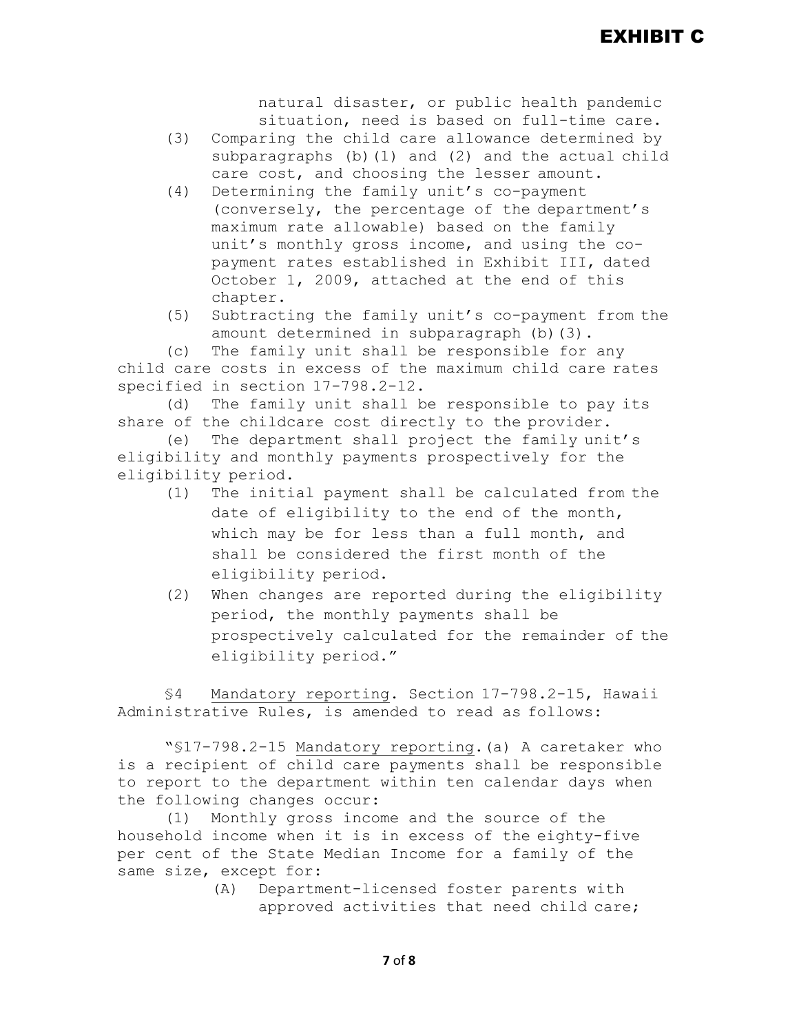natural disaster, or public health pandemic situation, need is based on full-time care.

(3) Comparing the child care allowance determined by subparagraphs (b)(1) and (2) and the actual child care cost, and choosing the lesser amount.

(4) Determining the family unit's co-payment (conversely, the percentage of the department's maximum rate allowable) based on the family unit's monthly gross income, and using the co-payment rates established in Exhibit III, dated October 1, 2009, attached at the end of this chapter.

(5) Subtracting the family unit's co-payment from the amount determined in subparagraph (b)(3).

(c) The family unit shall be responsible for any child care costs in excess of the maximum child care rates specified in section 17-798.2-12.

(d) The family unit shall be responsible to pay its share of the childcare cost directly to the provider.

(e) The department shall project the family unit's eligibility and monthly payments prospectively for the eligibility period.

(1) The initial payment shall be calculated from the date of eligibility to the end of the month, which may be for less than a full month, and shall be considered the first month of the eligibility period.

(2) When changes are reported during the eligibility period, the monthly payments shall be prospectively calculated for the remainder of the eligibility period."

§4 Mandatory reporting. Section 17-798.2-15, Hawaii Administrative Rules, is amended to read as follows:

"§17-798.2-15 Mandatory reporting. (a) A caretaker who is a recipient of child care payments shall be responsible to report to the department within ten calendar days when the following changes occur:

(1) Monthly gross income and the source of the household income when it is in excess of the eighty-five per cent of the State Median Income for a family of the same size, except for:

(A) Department-licensed foster parents with approved activities that need child care;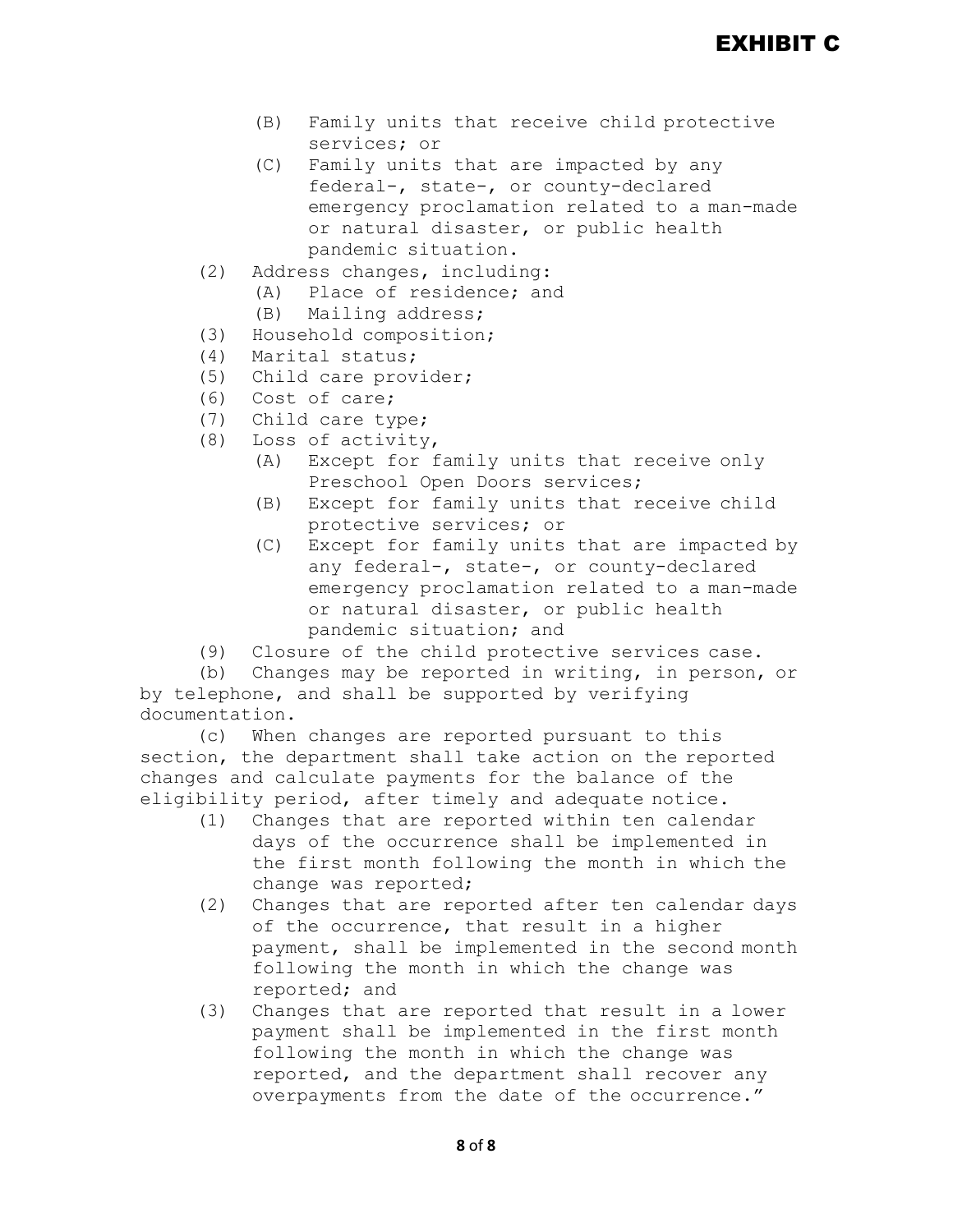**EXHIBIT C**

(B) Family units that receive child protective services; or

(C) Family units that are impacted by any federal-, state-, or county-declared emergency proclamation related to a man-made or natural disaster, or public health pandemic situation.

(2) Address changes, including:

(A) Place of residence; and

(B) Mailing address;

(3) Household composition;

(4) Marital status;

(5) Child care provider;

(6) Cost of care;

(7) Child care type;

(8) Loss of activity,

(A) Except for family units that receive only Preschool Open Doors services;

(B) Except for family units that receive child protective services; or

(C) Except for family units that are impacted by any federal-, state-, or county-declared emergency proclamation related to a man-made or natural disaster, or public health pandemic situation; and

(9) Closure of the child protective services case.

(b) Changes may be reported in writing, in person, or by telephone, and shall be supported by verifying documentation.

(c) When changes are reported pursuant to this section, the department shall take action on the reported changes and calculate payments for the balance of the eligibility period, after timely and adequate notice.

(1) Changes that are reported within ten calendar days of the occurrence shall be implemented in the first month following the month in which the change was reported;

(2) Changes that are reported after ten calendar days of the occurrence, that result in a higher payment, shall be implemented in the second month following the month in which the change was reported; and

(3) Changes that are reported that result in a lower payment shall be implemented in the first month following the month in which the change was reported, and the department shall recover any overpayments from the date of the occurrence."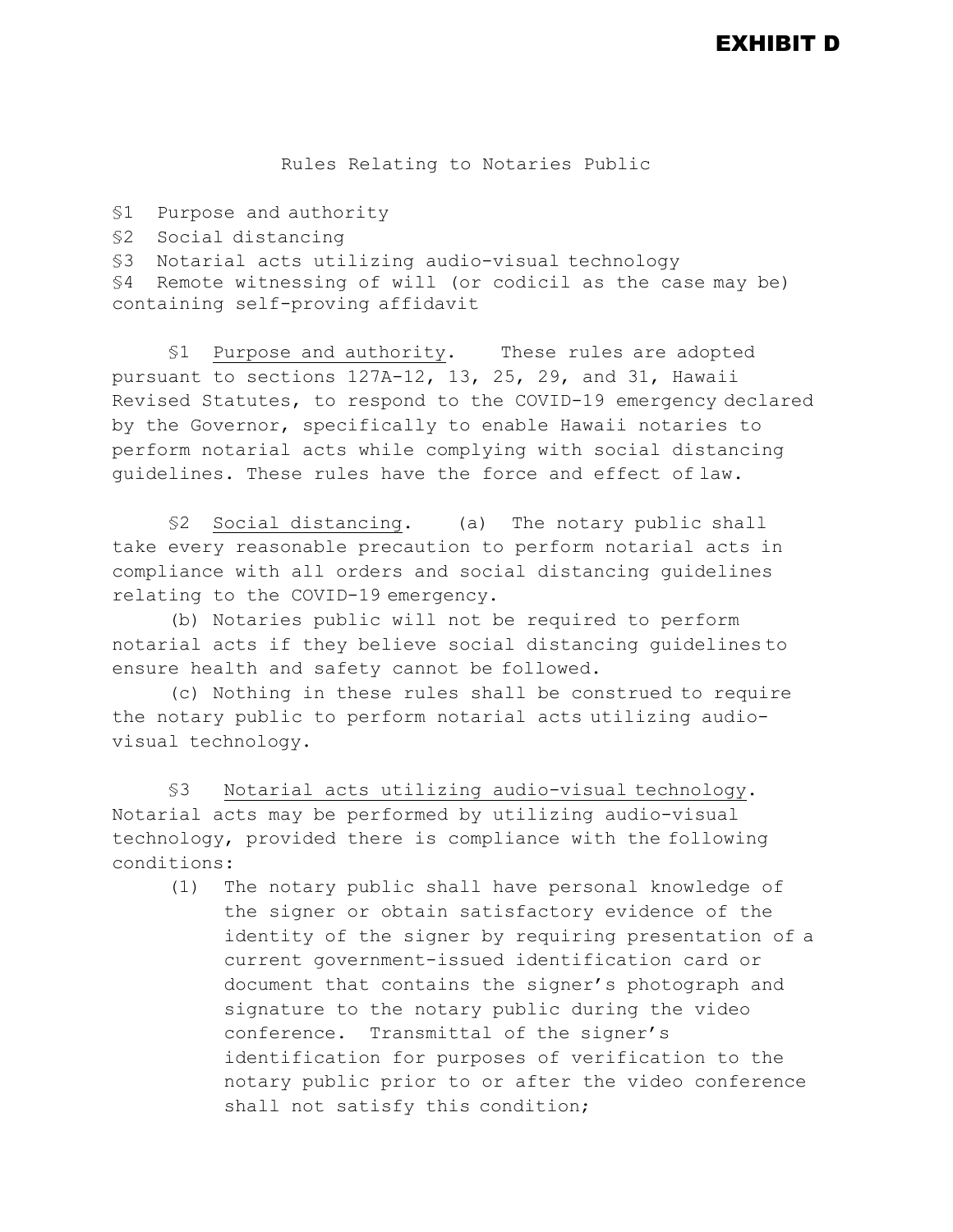**EXHIBIT D**

# Rules Relating to Notaries Public

§1 Purpose and authority

§2 Social distancing

§3 Notarial acts utilizing audio-visual technology

§4 Remote witnessing of will (or codicil as the case may be) containing self-proving affidavit

§1 Purpose and authority. These rules are adopted pursuant to sections 127A-12, 13, 25, 29, and 31, Hawaii Revised Statutes, to respond to the COVID-19 emergency declared by the Governor, specifically to enable Hawaii notaries to perform notarial acts while complying with social distancing guidelines. These rules have the force and effect of law.

§2 Social distancing. (a) The notary public shall take every reasonable precaution to perform notarial acts in compliance with all orders and social distancing guidelines relating to the COVID-19 emergency.

(b) Notaries public will not be required to perform notarial acts if they believe social distancing guidelines to ensure health and safety cannot be followed.

(c) Nothing in these rules shall be construed to require the notary public to perform notarial acts utilizing audio-visual technology.

§3 Notarial acts utilizing audio-visual technology. Notarial acts may be performed by utilizing audio-visual technology, provided there is compliance with the following conditions:

(1) The notary public shall have personal knowledge of the signer or obtain satisfactory evidence of the identity of the signer by requiring presentation of a current government-issued identification card or document that contains the signer's photograph and signature to the notary public during the video conference. Transmittal of the signer's identification for purposes of verification to the notary public prior to or after the video conference shall not satisfy this condition;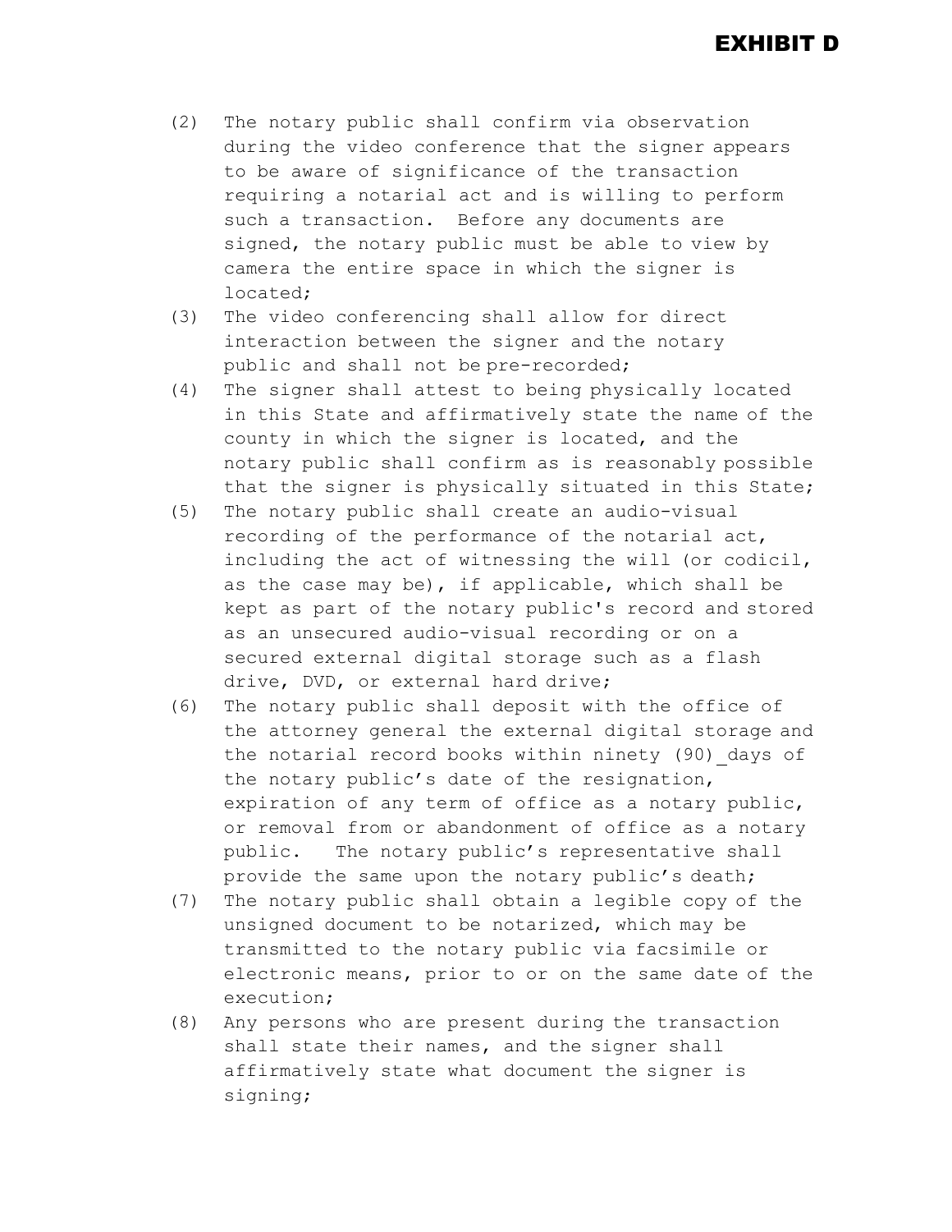**EXHIBIT D**

(2) The notary public shall confirm via observation during the video conference that the signer appears to be aware of significance of the transaction requiring a notarial act and is willing to perform such a transaction. Before any documents are signed, the notary public must be able to view by camera the entire space in which the signer is located;

(3) The video conferencing shall allow for direct interaction between the signer and the notary public and shall not be pre-recorded;

(4) The signer shall attest to being physically located in this State and affirmatively state the name of the county in which the signer is located, and the notary public shall confirm as is reasonably possible that the signer is physically situated in this State;

(5) The notary public shall create an audio-visual recording of the performance of the notarial act, including the act of witnessing the will (or codicil, as the case may be), if applicable, which shall be kept as part of the notary public's record and stored as an unsecured audio-visual recording or on a secured external digital storage such as a flash drive, DVD, or external hard drive;

(6) The notary public shall deposit with the office of the attorney general the external digital storage and the notarial record books within ninety (90)_days of the notary public's date of the resignation, expiration of any term of office as a notary public, or removal from or abandonment of office as a notary public. The notary public's representative shall provide the same upon the notary public's death;

(7) The notary public shall obtain a legible copy of the unsigned document to be notarized, which may be transmitted to the notary public via facsimile or electronic means, prior to or on the same date of the execution;

(8) Any persons who are present during the transaction shall state their names, and the signer shall affirmatively state what document the signer is signing;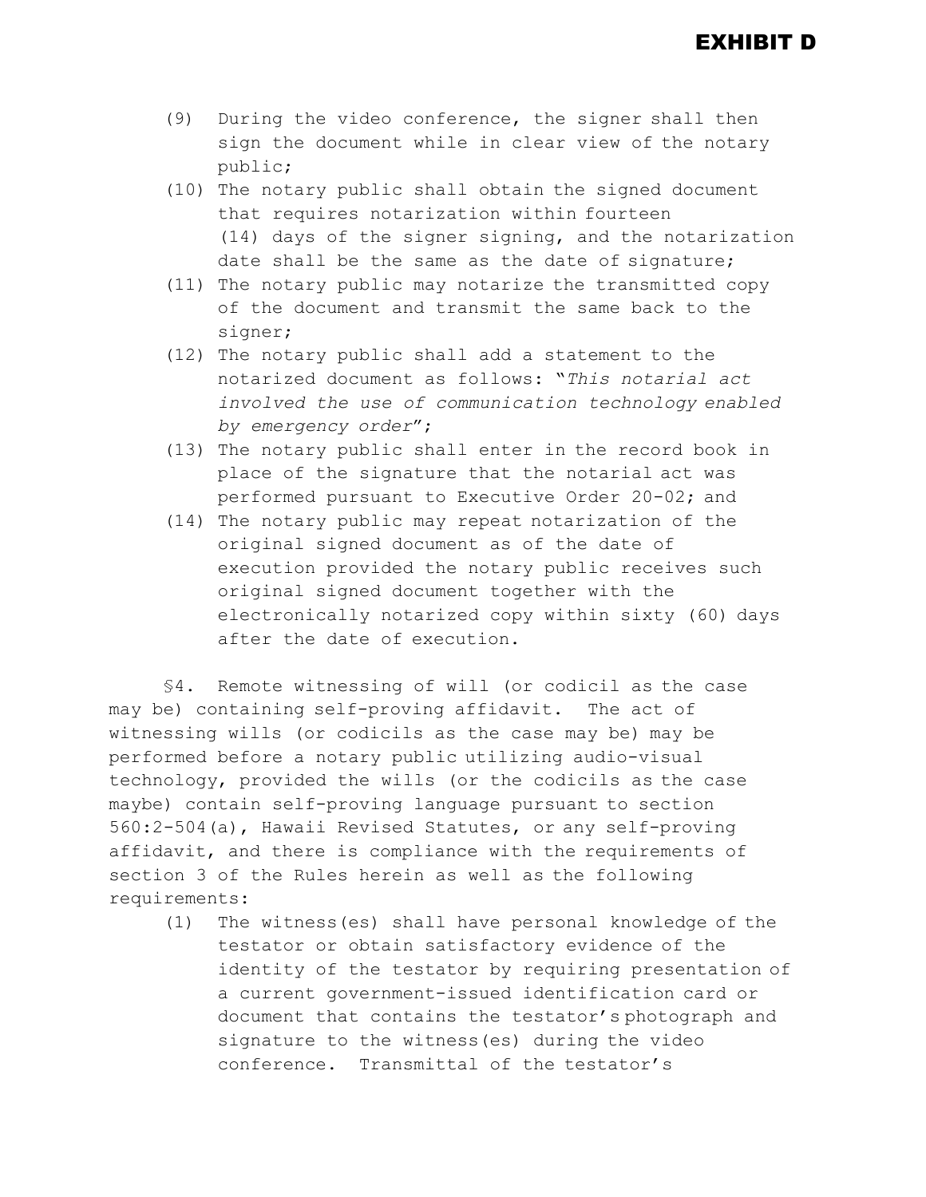**EXHIBIT D**

(9) During the video conference, the signer shall then sign the document while in clear view of the notary public;

(10) The notary public shall obtain the signed document that requires notarization within fourteen (14) days of the signer signing, and the notarization date shall be the same as the date of signature;

(11) The notary public may notarize the transmitted copy of the document and transmit the same back to the signer;

(12) The notary public shall add a statement to the notarized document as follows: "*This notarial act involved the use of communication technology enabled by emergency order*";

(13) The notary public shall enter in the record book in place of the signature that the notarial act was performed pursuant to Executive Order 20-02; and

(14) The notary public may repeat notarization of the original signed document as of the date of execution provided the notary public receives such original signed document together with the electronically notarized copy within sixty (60) days after the date of execution.

§4. Remote witnessing of will (or codicil as the case may be) containing self-proving affidavit. The act of witnessing wills (or codicils as the case may be) may be performed before a notary public utilizing audio-visual technology, provided the wills (or the codicils as the case maybe) contain self-proving language pursuant to section 560:2-504(a), Hawaii Revised Statutes, or any self-proving affidavit, and there is compliance with the requirements of section 3 of the Rules herein as well as the following requirements:

(1) The witness(es) shall have personal knowledge of the testator or obtain satisfactory evidence of the identity of the testator by requiring presentation of a current government-issued identification card or document that contains the testator's photograph and signature to the witness(es) during the video conference. Transmittal of the testator's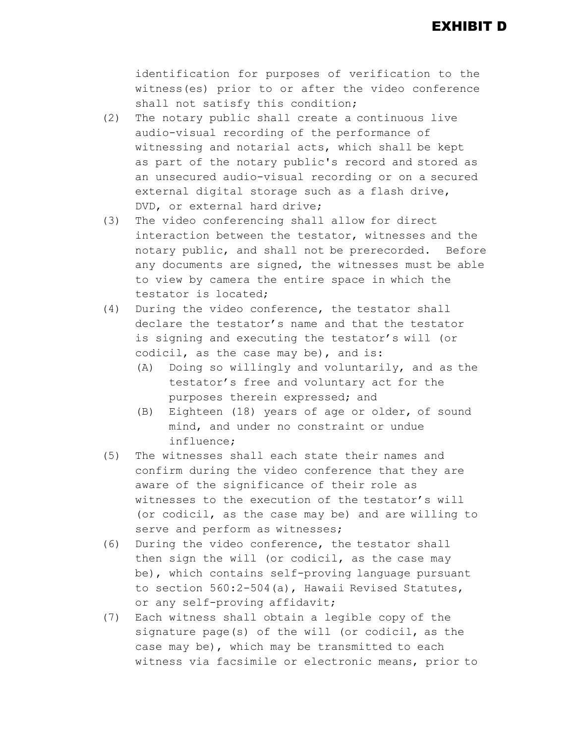# EXHIBIT D

identification for purposes of verification to the witness(es) prior to or after the video conference shall not satisfy this condition;

(2) The notary public shall create a continuous live audio-visual recording of the performance of witnessing and notarial acts, which shall be kept as part of the notary public's record and stored as an unsecured audio-visual recording or on a secured external digital storage such as a flash drive, DVD, or external hard drive;

(3) The video conferencing shall allow for direct interaction between the testator, witnesses and the notary public, and shall not be prerecorded. Before any documents are signed, the witnesses must be able to view by camera the entire space in which the testator is located;

(4) During the video conference, the testator shall declare the testator's name and that the testator is signing and executing the testator's will (or codicil, as the case may be), and is:

   (A) Doing so willingly and voluntarily, and as the testator's free and voluntary act for the purposes therein expressed; and

   (B) Eighteen (18) years of age or older, of sound mind, and under no constraint or undue influence;

(5) The witnesses shall each state their names and confirm during the video conference that they are aware of the significance of their role as witnesses to the execution of the testator's will (or codicil, as the case may be) and are willing to serve and perform as witnesses;

(6) During the video conference, the testator shall then sign the will (or codicil, as the case may be), which contains self-proving language pursuant to section 560:2-504(a), Hawaii Revised Statutes, or any self-proving affidavit;

(7) Each witness shall obtain a legible copy of the signature page(s) of the will (or codicil, as the case may be), which may be transmitted to each witness via facsimile or electronic means, prior to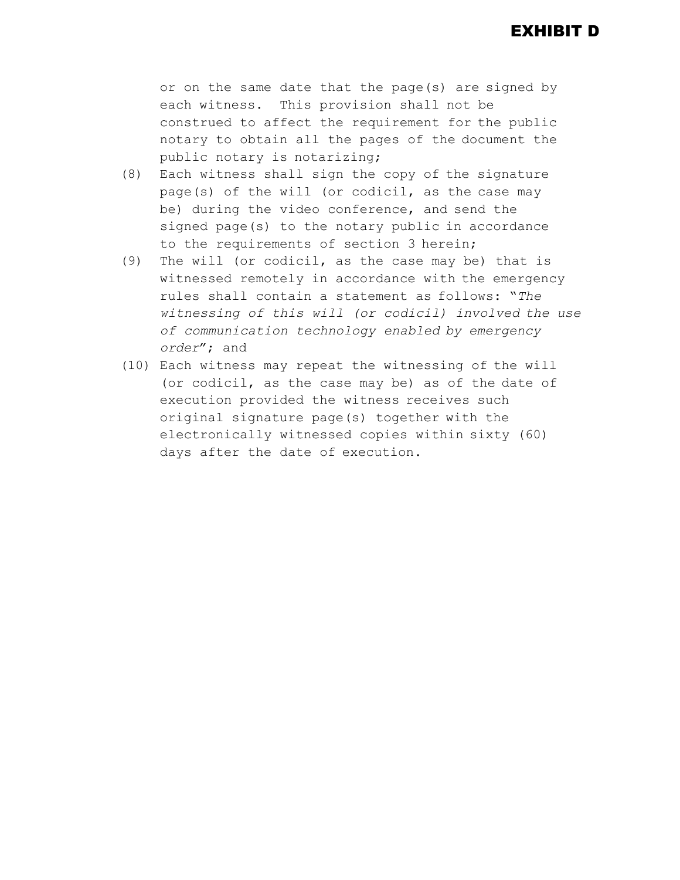# EXHIBIT D

or on the same date that the page(s) are signed by each witness. This provision shall not be construed to affect the requirement for the public notary to obtain all the pages of the document the public notary is notarizing;

(8) Each witness shall sign the copy of the signature page(s) of the will (or codicil, as the case may be) during the video conference, and send the signed page(s) to the notary public in accordance to the requirements of section 3 herein;

(9) The will (or codicil, as the case may be) that is witnessed remotely in accordance with the emergency rules shall contain a statement as follows: "*The witnessing of this will (or codicil) involved the use of communication technology enabled by emergency order*"; and

(10) Each witness may repeat the witnessing of the will (or codicil, as the case may be) as of the date of execution provided the witness receives such original signature page(s) together with the electronically witnessed copies within sixty (60) days after the date of execution.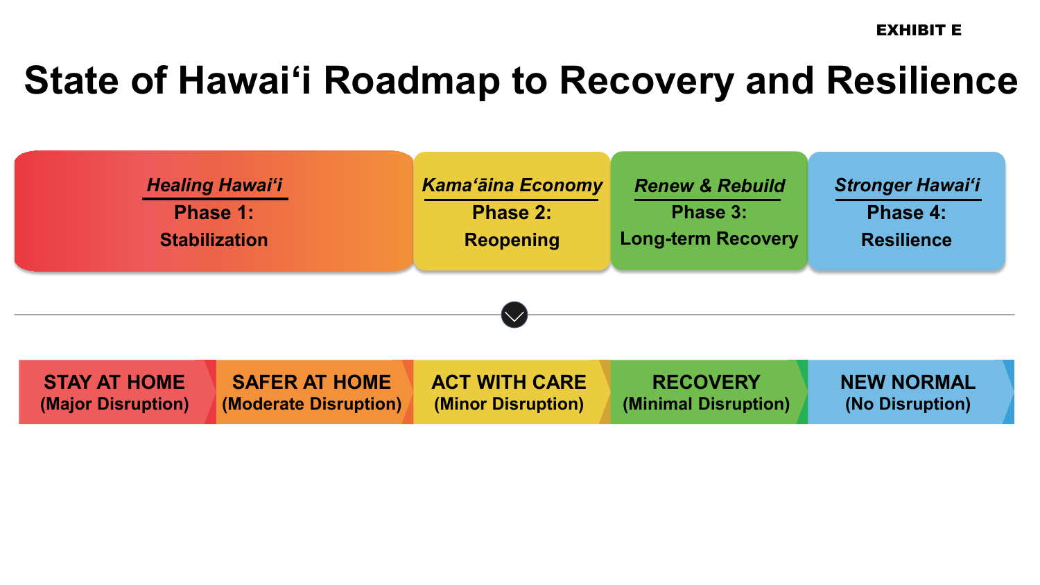EXHIBIT E

# State of Hawaiʻi Roadmap to Recovery and Resilience

| *Healing Hawaiʻi* | *Kamaʻāina Economy* | *Renew & Rebuild* | *Stronger Hawaiʻi* |
|---|---|---|---|
| **Phase 1:** | **Phase 2:** | **Phase 3:** | **Phase 4:** |
| **Stabilization** | **Reopening** | **Long-term Recovery** | **Resilience** |

| **STAY AT HOME** | **SAFER AT HOME** | **ACT WITH CARE** | **RECOVERY** | **NEW NORMAL** |
|---|---|---|---|---|
| **(Major Disruption)** | **(Moderate Disruption)** | **(Minor Disruption)** | **(Minimal Disruption)** | **(No Disruption)** |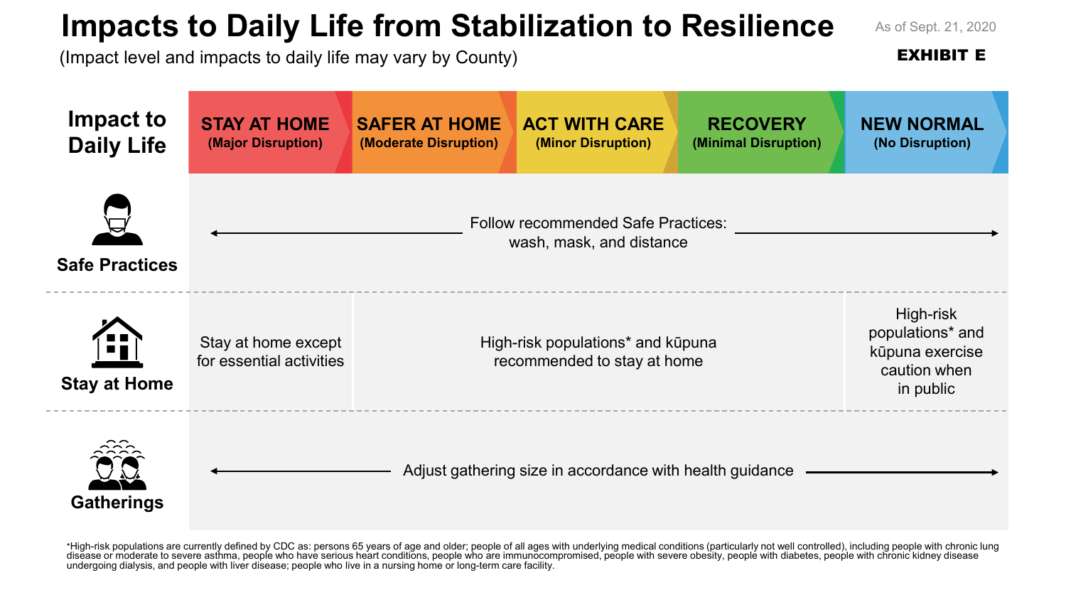# Impacts to Daily Life from Stabilization to Resilience

(Impact level and impacts to daily life may vary by County)

As of Sept. 21, 2020

**EXHIBIT E**

| Impact to Daily Life | STAY AT HOME (Major Disruption) | SAFER AT HOME (Moderate Disruption) | ACT WITH CARE (Minor Disruption) | RECOVERY (Minimal Disruption) | NEW NORMAL (No Disruption) |
|---|---|---|---|---|---|
| **Safe Practices** | ← Follow recommended Safe Practices: wash, mask, and distance → | | | | |
| **Stay at Home** | Stay at home except for essential activities | High-risk populations* and kūpuna recommended to stay at home | | | High-risk populations* and kūpuna exercise caution when in public |
| **Gatherings** | ← Adjust gathering size in accordance with health guidance → | | | | |

*High-risk populations are currently defined by CDC as: persons 65 years of age and older; people of all ages with underlying medical conditions (particularly not well controlled), including people with chronic lung disease or moderate to severe asthma, people who have serious heart conditions, people who are immunocompromised, people with severe obesity, people with diabetes, people with chronic kidney disease undergoing dialysis, and people with liver disease; people who live in a nursing home or long-term care facility.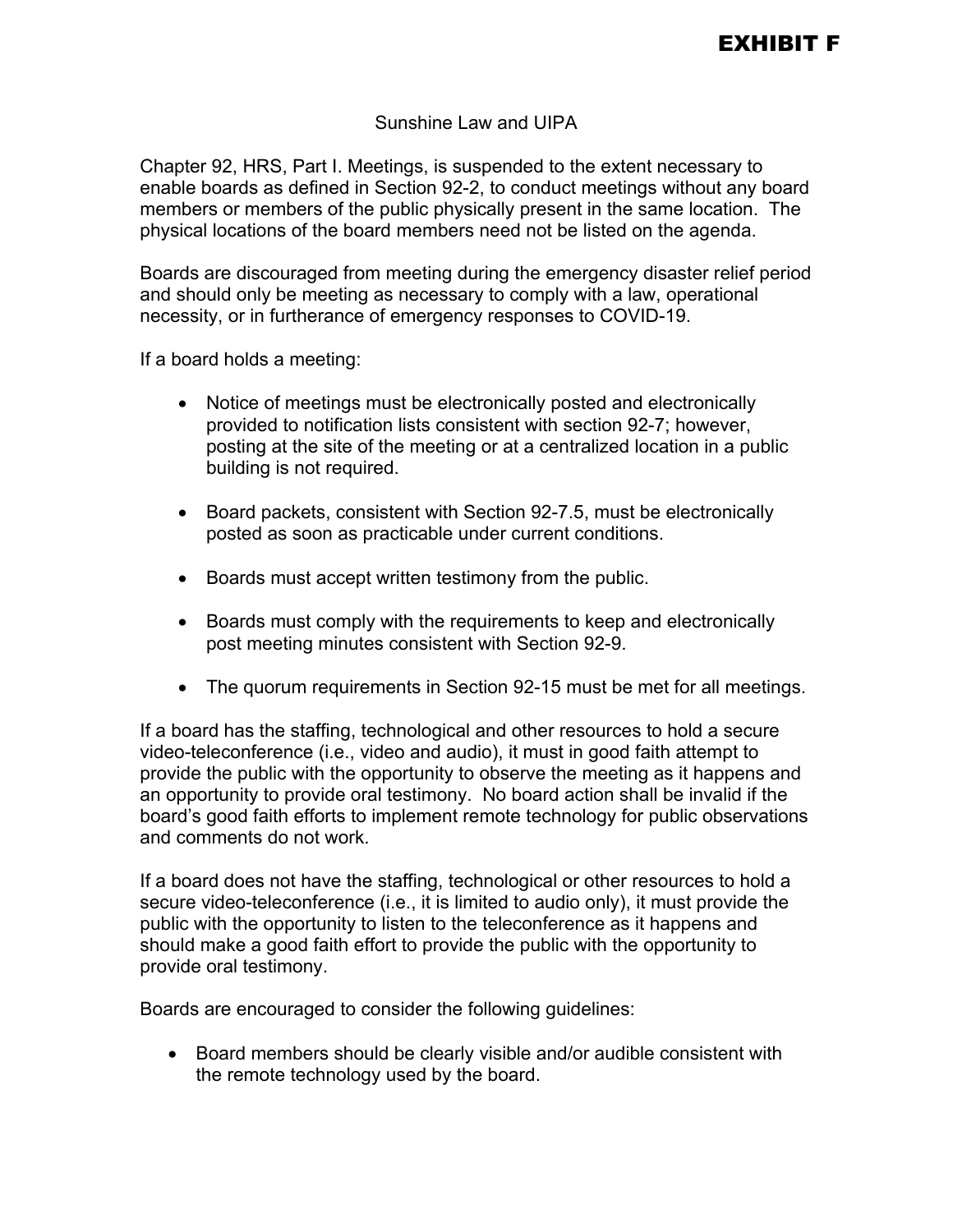**EXHIBIT F**

## Sunshine Law and UIPA

Chapter 92, HRS, Part I. Meetings, is suspended to the extent necessary to enable boards as defined in Section 92-2, to conduct meetings without any board members or members of the public physically present in the same location. The physical locations of the board members need not be listed on the agenda.

Boards are discouraged from meeting during the emergency disaster relief period and should only be meeting as necessary to comply with a law, operational necessity, or in furtherance of emergency responses to COVID-19.

If a board holds a meeting:

- Notice of meetings must be electronically posted and electronically provided to notification lists consistent with section 92-7; however, posting at the site of the meeting or at a centralized location in a public building is not required.
- Board packets, consistent with Section 92-7.5, must be electronically posted as soon as practicable under current conditions.
- Boards must accept written testimony from the public.
- Boards must comply with the requirements to keep and electronically post meeting minutes consistent with Section 92-9.
- The quorum requirements in Section 92-15 must be met for all meetings.

If a board has the staffing, technological and other resources to hold a secure video-teleconference (i.e., video and audio), it must in good faith attempt to provide the public with the opportunity to observe the meeting as it happens and an opportunity to provide oral testimony. No board action shall be invalid if the board's good faith efforts to implement remote technology for public observations and comments do not work.

If a board does not have the staffing, technological or other resources to hold a secure video-teleconference (i.e., it is limited to audio only), it must provide the public with the opportunity to listen to the teleconference as it happens and should make a good faith effort to provide the public with the opportunity to provide oral testimony.

Boards are encouraged to consider the following guidelines:

- Board members should be clearly visible and/or audible consistent with the remote technology used by the board.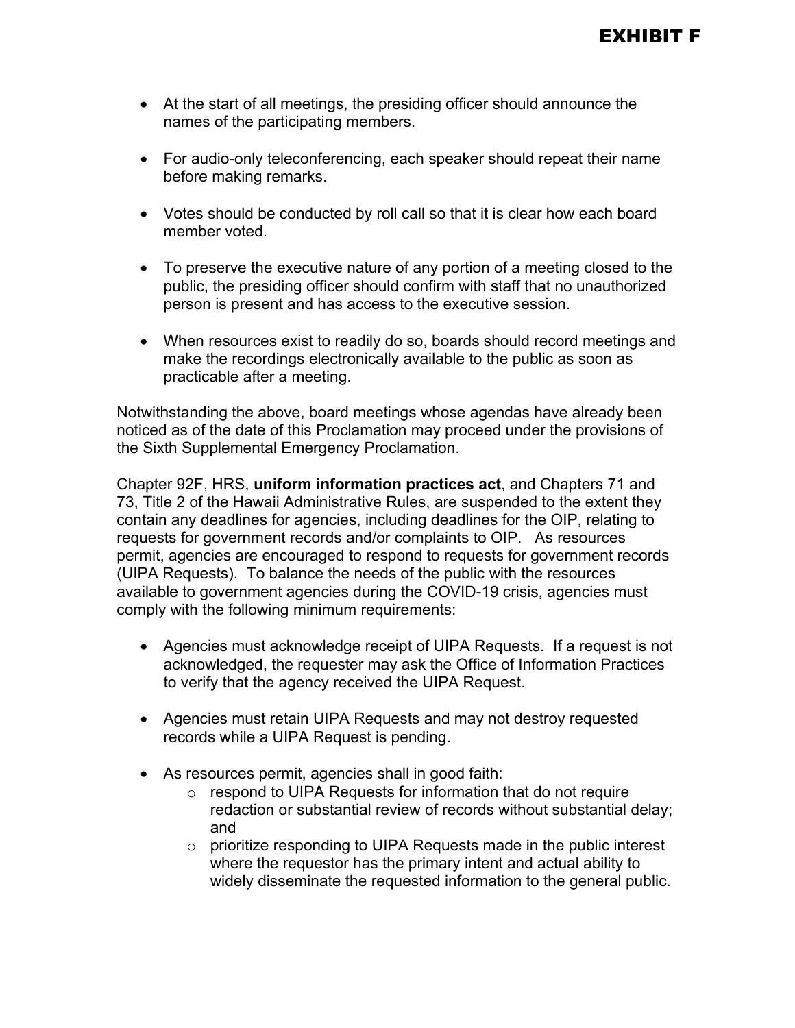# EXHIBIT F

- At the start of all meetings, the presiding officer should announce the names of the participating members.
- For audio-only teleconferencing, each speaker should repeat their name before making remarks.
- Votes should be conducted by roll call so that it is clear how each board member voted.
- To preserve the executive nature of any portion of a meeting closed to the public, the presiding officer should confirm with staff that no unauthorized person is present and has access to the executive session.
- When resources exist to readily do so, boards should record meetings and make the recordings electronically available to the public as soon as practicable after a meeting.

Notwithstanding the above, board meetings whose agendas have already been noticed as of the date of this Proclamation may proceed under the provisions of the Sixth Supplemental Emergency Proclamation.

Chapter 92F, HRS, **uniform information practices act**, and Chapters 71 and 73, Title 2 of the Hawaii Administrative Rules, are suspended to the extent they contain any deadlines for agencies, including deadlines for the OIP, relating to requests for government records and/or complaints to OIP. As resources permit, agencies are encouraged to respond to requests for government records (UIPA Requests). To balance the needs of the public with the resources available to government agencies during the COVID-19 crisis, agencies must comply with the following minimum requirements:

- Agencies must acknowledge receipt of UIPA Requests. If a request is not acknowledged, the requester may ask the Office of Information Practices to verify that the agency received the UIPA Request.
- Agencies must retain UIPA Requests and may not destroy requested records while a UIPA Request is pending.
- As resources permit, agencies shall in good faith:
  - respond to UIPA Requests for information that do not require redaction or substantial review of records without substantial delay; and
  - prioritize responding to UIPA Requests made in the public interest where the requestor has the primary intent and actual ability to widely disseminate the requested information to the general public.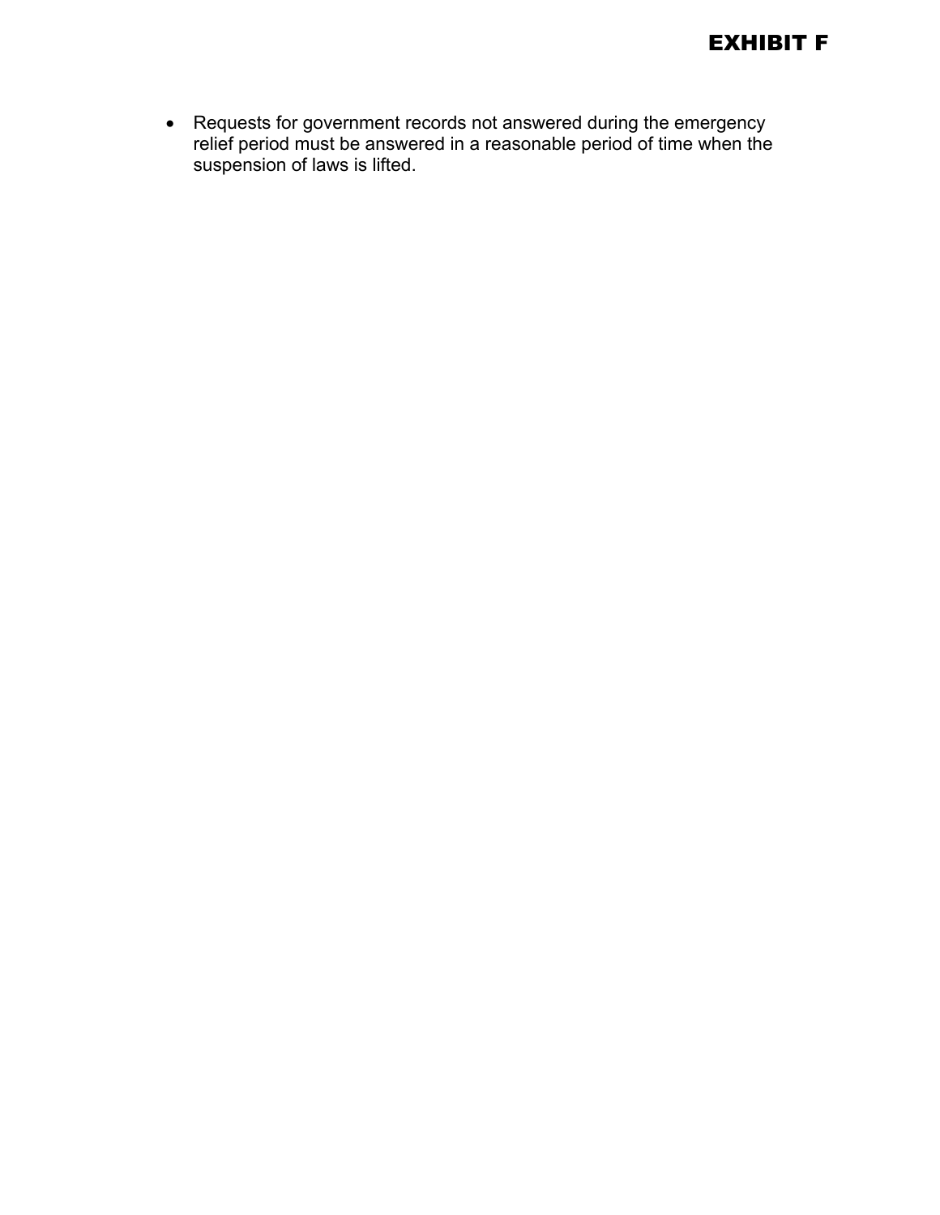- Requests for government records not answered during the emergency relief period must be answered in a reasonable period of time when the suspension of laws is lifted.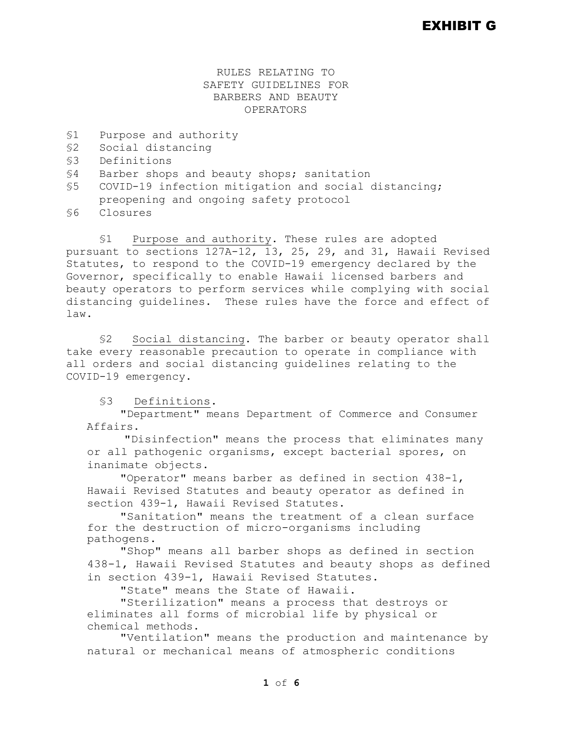**EXHIBIT G**

# RULES RELATING TO SAFETY GUIDELINES FOR BARBERS AND BEAUTY OPERATORS

§1 Purpose and authority
§2 Social distancing
§3 Definitions
§4 Barber shops and beauty shops; sanitation
§5 COVID-19 infection mitigation and social distancing; preopening and ongoing safety protocol
§6 Closures

§1 Purpose and authority. These rules are adopted pursuant to sections 127A-12, 13, 25, 29, and 31, Hawaii Revised Statutes, to respond to the COVID-19 emergency declared by the Governor, specifically to enable Hawaii licensed barbers and beauty operators to perform services while complying with social distancing guidelines. These rules have the force and effect of law.

§2 Social distancing. The barber or beauty operator shall take every reasonable precaution to operate in compliance with all orders and social distancing guidelines relating to the COVID-19 emergency.

§3 Definitions.

"Department" means Department of Commerce and Consumer Affairs.

"Disinfection" means the process that eliminates many or all pathogenic organisms, except bacterial spores, on inanimate objects.

"Operator" means barber as defined in section 438-1, Hawaii Revised Statutes and beauty operator as defined in section 439-1, Hawaii Revised Statutes.

"Sanitation" means the treatment of a clean surface for the destruction of micro-organisms including pathogens.

"Shop" means all barber shops as defined in section 438-1, Hawaii Revised Statutes and beauty shops as defined in section 439-1, Hawaii Revised Statutes.

"State" means the State of Hawaii.

"Sterilization" means a process that destroys or eliminates all forms of microbial life by physical or chemical methods.

"Ventilation" means the production and maintenance by natural or mechanical means of atmospheric conditions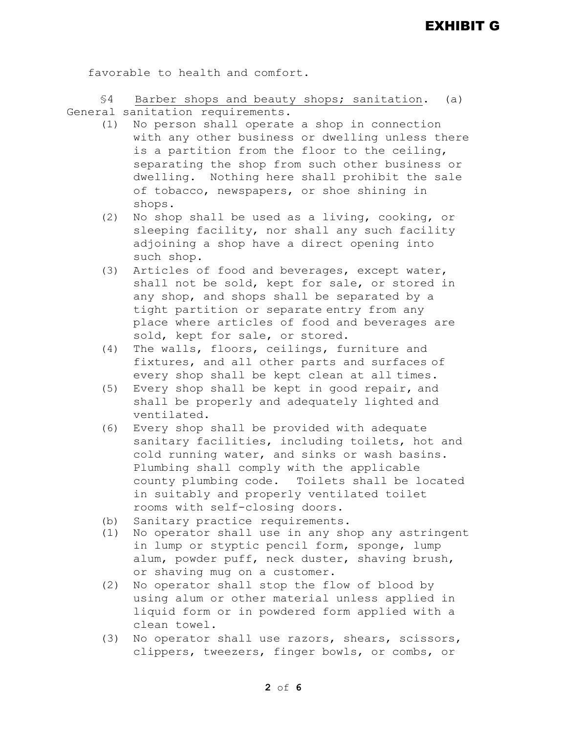favorable to health and comfort.

§4 Barber shops and beauty shops; sanitation. (a) General sanitation requirements.

(1) No person shall operate a shop in connection with any other business or dwelling unless there is a partition from the floor to the ceiling, separating the shop from such other business or dwelling. Nothing here shall prohibit the sale of tobacco, newspapers, or shoe shining in shops.

(2) No shop shall be used as a living, cooking, or sleeping facility, nor shall any such facility adjoining a shop have a direct opening into such shop.

(3) Articles of food and beverages, except water, shall not be sold, kept for sale, or stored in any shop, and shops shall be separated by a tight partition or separate entry from any place where articles of food and beverages are sold, kept for sale, or stored.

(4) The walls, floors, ceilings, furniture and fixtures, and all other parts and surfaces of every shop shall be kept clean at all times.

(5) Every shop shall be kept in good repair, and shall be properly and adequately lighted and ventilated.

(6) Every shop shall be provided with adequate sanitary facilities, including toilets, hot and cold running water, and sinks or wash basins. Plumbing shall comply with the applicable county plumbing code. Toilets shall be located in suitably and properly ventilated toilet rooms with self-closing doors.

(b) Sanitary practice requirements.

(1) No operator shall use in any shop any astringent in lump or styptic pencil form, sponge, lump alum, powder puff, neck duster, shaving brush, or shaving mug on a customer.

(2) No operator shall stop the flow of blood by using alum or other material unless applied in liquid form or in powdered form applied with a clean towel.

(3) No operator shall use razors, shears, scissors, clippers, tweezers, finger bowls, or combs, or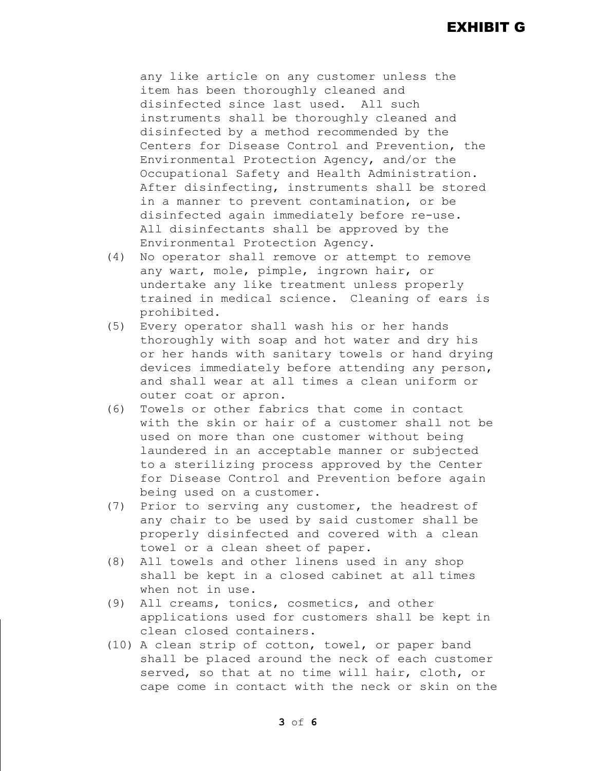any like article on any customer unless the item has been thoroughly cleaned and disinfected since last used. All such instruments shall be thoroughly cleaned and disinfected by a method recommended by the Centers for Disease Control and Prevention, the Environmental Protection Agency, and/or the Occupational Safety and Health Administration. After disinfecting, instruments shall be stored in a manner to prevent contamination, or be disinfected again immediately before re-use. All disinfectants shall be approved by the Environmental Protection Agency.

(4) No operator shall remove or attempt to remove any wart, mole, pimple, ingrown hair, or undertake any like treatment unless properly trained in medical science. Cleaning of ears is prohibited.

(5) Every operator shall wash his or her hands thoroughly with soap and hot water and dry his or her hands with sanitary towels or hand drying devices immediately before attending any person, and shall wear at all times a clean uniform or outer coat or apron.

(6) Towels or other fabrics that come in contact with the skin or hair of a customer shall not be used on more than one customer without being laundered in an acceptable manner or subjected to a sterilizing process approved by the Center for Disease Control and Prevention before again being used on a customer.

(7) Prior to serving any customer, the headrest of any chair to be used by said customer shall be properly disinfected and covered with a clean towel or a clean sheet of paper.

(8) All towels and other linens used in any shop shall be kept in a closed cabinet at all times when not in use.

(9) All creams, tonics, cosmetics, and other applications used for customers shall be kept in clean closed containers.

(10) A clean strip of cotton, towel, or paper band shall be placed around the neck of each customer served, so that at no time will hair, cloth, or cape come in contact with the neck or skin on the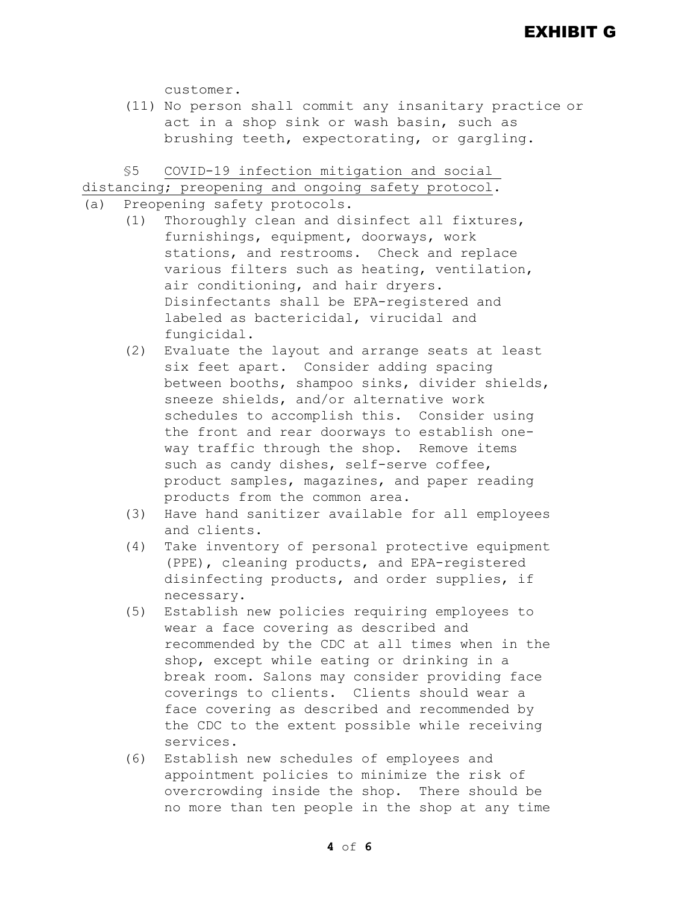customer.

(11) No person shall commit any insanitary practice or act in a shop sink or wash basin, such as brushing teeth, expectorating, or gargling.

§5 COVID-19 infection mitigation and social distancing; preopening and ongoing safety protocol.

(a) Preopening safety protocols.

(1) Thoroughly clean and disinfect all fixtures, furnishings, equipment, doorways, work stations, and restrooms. Check and replace various filters such as heating, ventilation, air conditioning, and hair dryers. Disinfectants shall be EPA-registered and labeled as bactericidal, virucidal and fungicidal.

(2) Evaluate the layout and arrange seats at least six feet apart. Consider adding spacing between booths, shampoo sinks, divider shields, sneeze shields, and/or alternative work schedules to accomplish this. Consider using the front and rear doorways to establish one-way traffic through the shop. Remove items such as candy dishes, self-serve coffee, product samples, magazines, and paper reading products from the common area.

(3) Have hand sanitizer available for all employees and clients.

(4) Take inventory of personal protective equipment (PPE), cleaning products, and EPA-registered disinfecting products, and order supplies, if necessary.

(5) Establish new policies requiring employees to wear a face covering as described and recommended by the CDC at all times when in the shop, except while eating or drinking in a break room. Salons may consider providing face coverings to clients. Clients should wear a face covering as described and recommended by the CDC to the extent possible while receiving services.

(6) Establish new schedules of employees and appointment policies to minimize the risk of overcrowding inside the shop. There should be no more than ten people in the shop at any time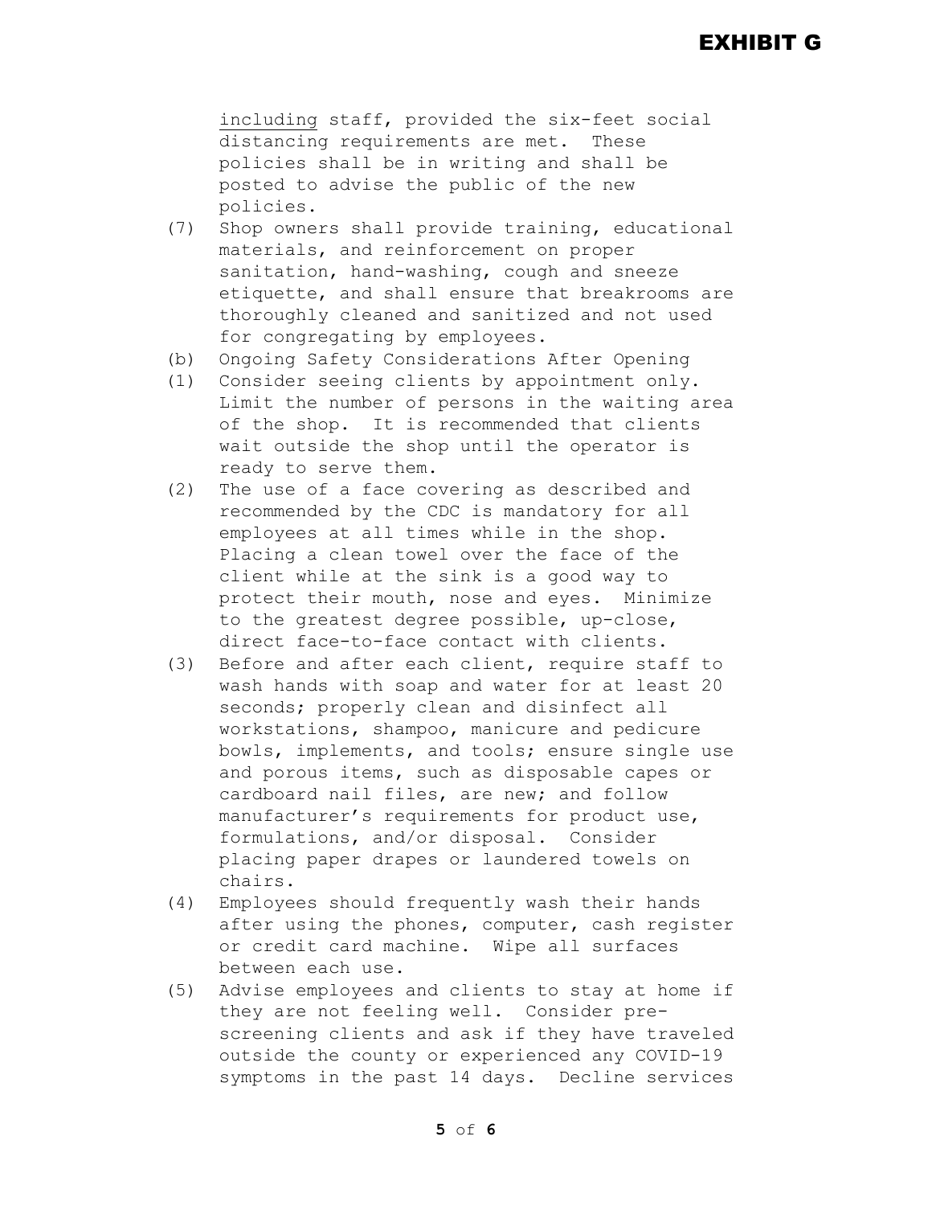including staff, provided the six-feet social distancing requirements are met. These policies shall be in writing and shall be posted to advise the public of the new policies.

(7) Shop owners shall provide training, educational materials, and reinforcement on proper sanitation, hand-washing, cough and sneeze etiquette, and shall ensure that breakrooms are thoroughly cleaned and sanitized and not used for congregating by employees.

(b) Ongoing Safety Considerations After Opening

(1) Consider seeing clients by appointment only. Limit the number of persons in the waiting area of the shop. It is recommended that clients wait outside the shop until the operator is ready to serve them.

(2) The use of a face covering as described and recommended by the CDC is mandatory for all employees at all times while in the shop. Placing a clean towel over the face of the client while at the sink is a good way to protect their mouth, nose and eyes. Minimize to the greatest degree possible, up-close, direct face-to-face contact with clients.

(3) Before and after each client, require staff to wash hands with soap and water for at least 20 seconds; properly clean and disinfect all workstations, shampoo, manicure and pedicure bowls, implements, and tools; ensure single use and porous items, such as disposable capes or cardboard nail files, are new; and follow manufacturer's requirements for product use, formulations, and/or disposal. Consider placing paper drapes or laundered towels on chairs.

(4) Employees should frequently wash their hands after using the phones, computer, cash register or credit card machine. Wipe all surfaces between each use.

(5) Advise employees and clients to stay at home if they are not feeling well. Consider pre-screening clients and ask if they have traveled outside the county or experienced any COVID-19 symptoms in the past 14 days. Decline services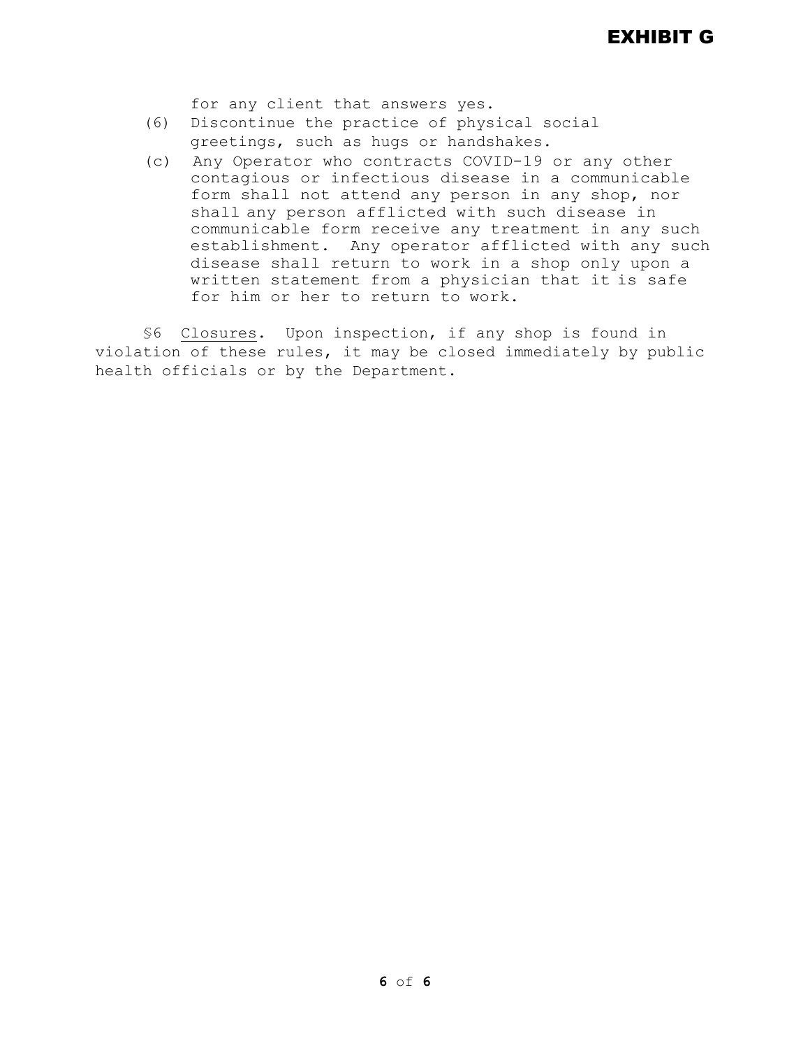# EXHIBIT G

for any client that answers yes.

(6) Discontinue the practice of physical social greetings, such as hugs or handshakes.

(c) Any Operator who contracts COVID-19 or any other contagious or infectious disease in a communicable form shall not attend any person in any shop, nor shall any person afflicted with such disease in communicable form receive any treatment in any such establishment. Any operator afflicted with any such disease shall return to work in a shop only upon a written statement from a physician that it is safe for him or her to return to work.

§6 Closures. Upon inspection, if any shop is found in violation of these rules, it may be closed immediately by public health officials or by the Department.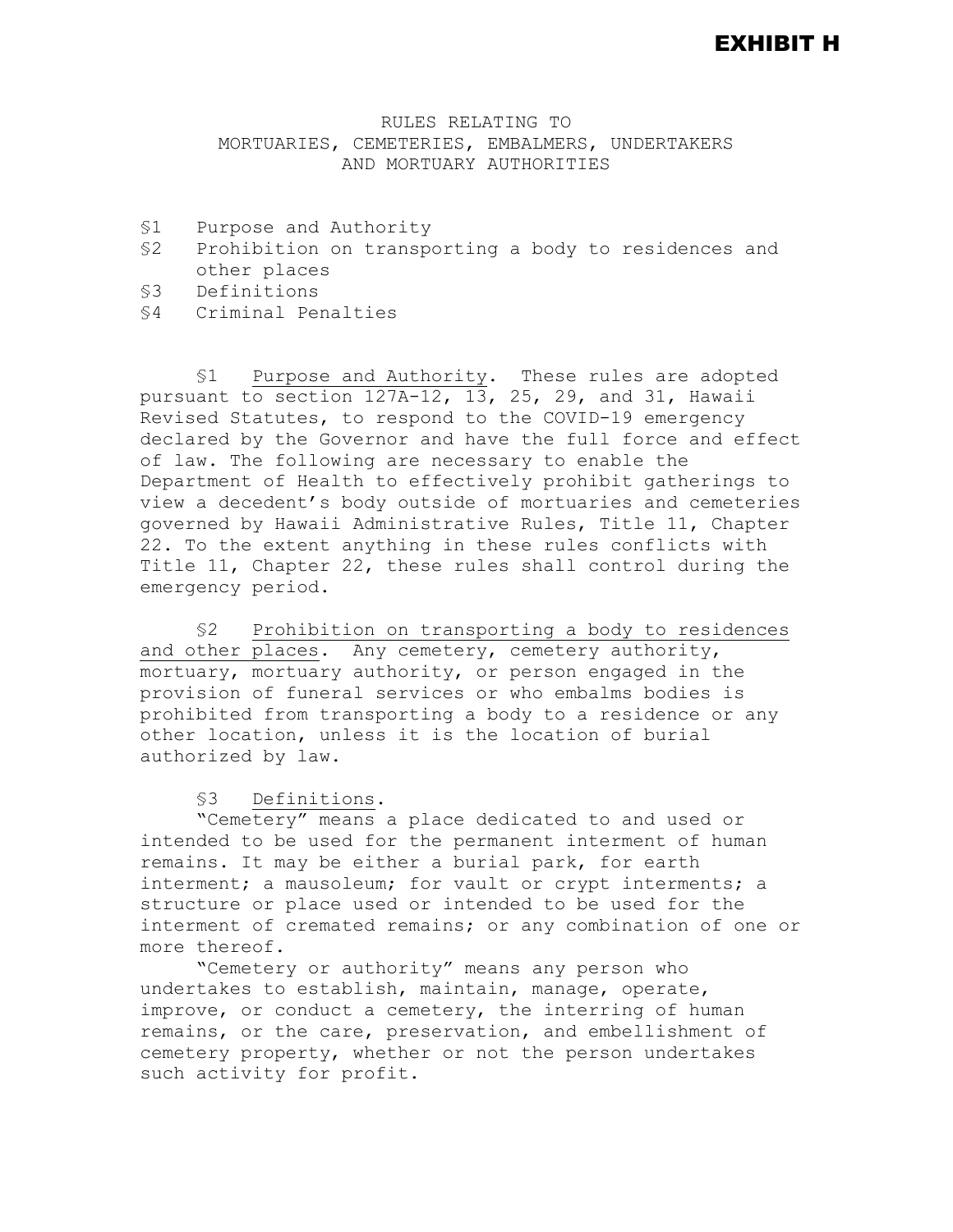# EXHIBIT H

RULES RELATING TO
MORTUARIES, CEMETERIES, EMBALMERS, UNDERTAKERS
AND MORTUARY AUTHORITIES

§1 Purpose and Authority
§2 Prohibition on transporting a body to residences and other places
§3 Definitions
§4 Criminal Penalties

§1 Purpose and Authority. These rules are adopted pursuant to section 127A-12, 13, 25, 29, and 31, Hawaii Revised Statutes, to respond to the COVID-19 emergency declared by the Governor and have the full force and effect of law. The following are necessary to enable the Department of Health to effectively prohibit gatherings to view a decedent's body outside of mortuaries and cemeteries governed by Hawaii Administrative Rules, Title 11, Chapter 22. To the extent anything in these rules conflicts with Title 11, Chapter 22, these rules shall control during the emergency period.

§2 Prohibition on transporting a body to residences and other places. Any cemetery, cemetery authority, mortuary, mortuary authority, or person engaged in the provision of funeral services or who embalms bodies is prohibited from transporting a body to a residence or any other location, unless it is the location of burial authorized by law.

§3 Definitions.

"Cemetery" means a place dedicated to and used or intended to be used for the permanent interment of human remains. It may be either a burial park, for earth interment; a mausoleum; for vault or crypt interments; a structure or place used or intended to be used for the interment of cremated remains; or any combination of one or more thereof.

"Cemetery or authority" means any person who undertakes to establish, maintain, manage, operate, improve, or conduct a cemetery, the interring of human remains, or the care, preservation, and embellishment of cemetery property, whether or not the person undertakes such activity for profit.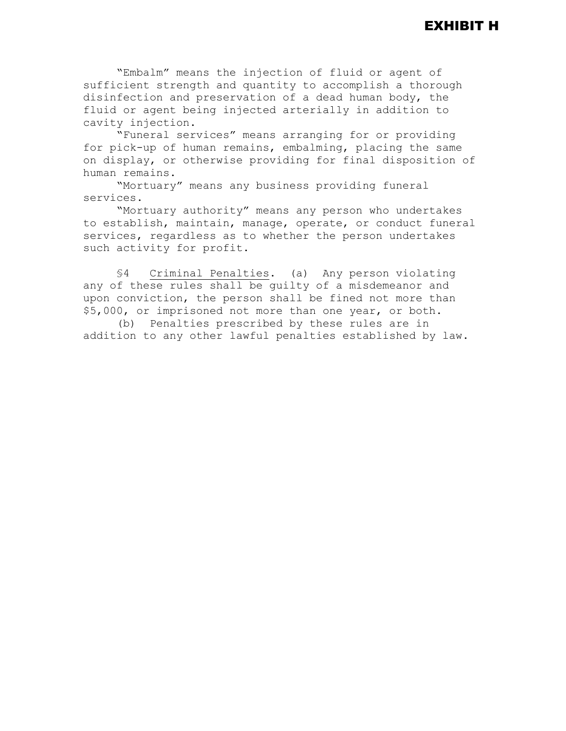**EXHIBIT H**

"Embalm" means the injection of fluid or agent of sufficient strength and quantity to accomplish a thorough disinfection and preservation of a dead human body, the fluid or agent being injected arterially in addition to cavity injection.

"Funeral services" means arranging for or providing for pick-up of human remains, embalming, placing the same on display, or otherwise providing for final disposition of human remains.

"Mortuary" means any business providing funeral services.

"Mortuary authority" means any person who undertakes to establish, maintain, manage, operate, or conduct funeral services, regardless as to whether the person undertakes such activity for profit.

§4 Criminal Penalties. (a) Any person violating any of these rules shall be guilty of a misdemeanor and upon conviction, the person shall be fined not more than $5,000, or imprisoned not more than one year, or both.

(b) Penalties prescribed by these rules are in addition to any other lawful penalties established by law.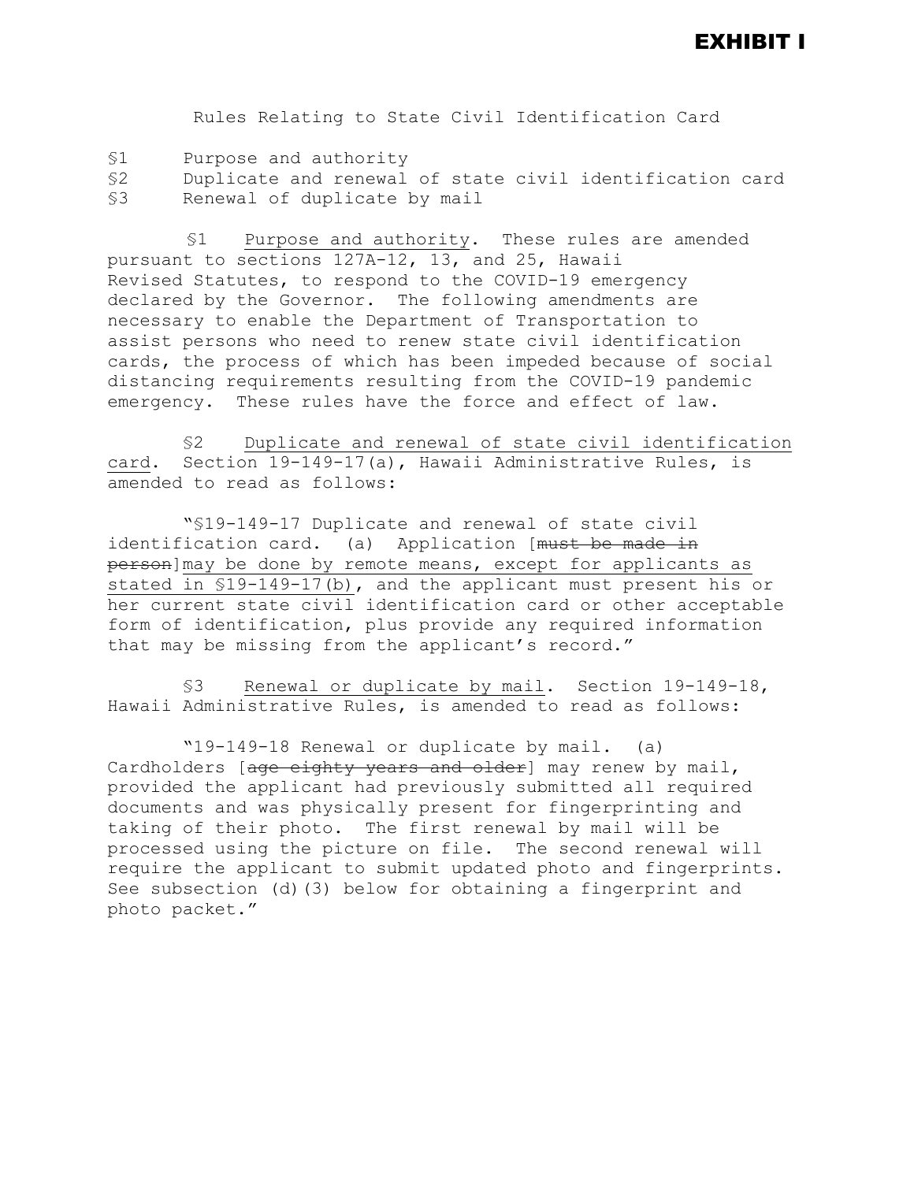# EXHIBIT I

Rules Relating to State Civil Identification Card

§1 Purpose and authority
§2 Duplicate and renewal of state civil identification card
§3 Renewal of duplicate by mail

§1 <u>Purpose and authority</u>. These rules are amended pursuant to sections 127A-12, 13, and 25, Hawaii Revised Statutes, to respond to the COVID-19 emergency declared by the Governor. The following amendments are necessary to enable the Department of Transportation to assist persons who need to renew state civil identification cards, the process of which has been impeded because of social distancing requirements resulting from the COVID-19 pandemic emergency. These rules have the force and effect of law.

§2 <u>Duplicate and renewal of state civil identification card</u>. Section 19-149-17(a), Hawaii Administrative Rules, is amended to read as follows:

"§19-149-17 Duplicate and renewal of state civil identification card. (a) Application [~~must be made in person~~]<u>may be done by remote means, except for applicants as stated in §19-149-17(b)</u>, and the applicant must present his or her current state civil identification card or other acceptable form of identification, plus provide any required information that may be missing from the applicant's record."

§3 <u>Renewal or duplicate by mail</u>. Section 19-149-18, Hawaii Administrative Rules, is amended to read as follows:

"19-149-18 Renewal or duplicate by mail. (a) Cardholders [~~age eighty years and older~~] may renew by mail, provided the applicant had previously submitted all required documents and was physically present for fingerprinting and taking of their photo. The first renewal by mail will be processed using the picture on file. The second renewal will require the applicant to submit updated photo and fingerprints. See subsection (d)(3) below for obtaining a fingerprint and photo packet."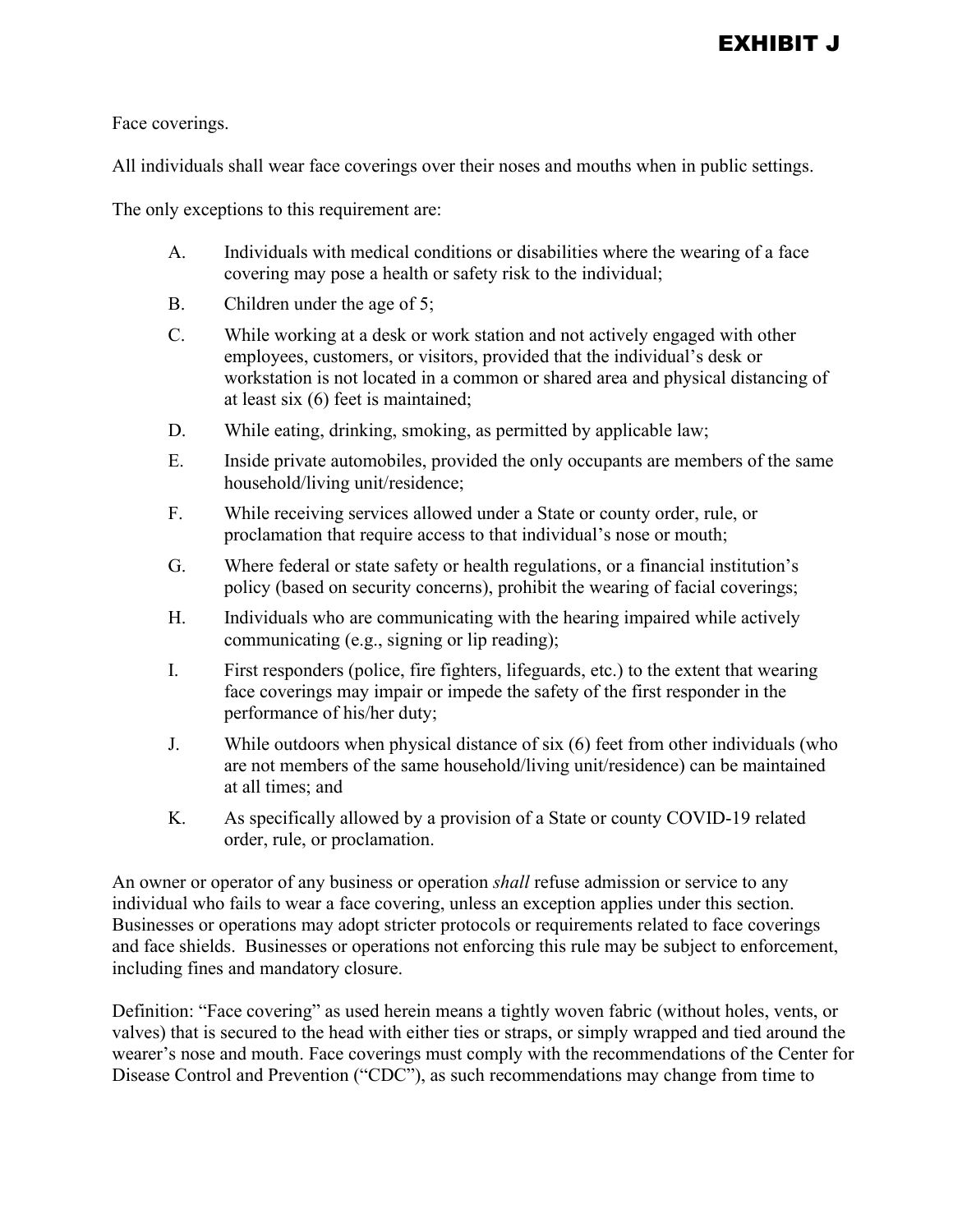# EXHIBIT J

Face coverings.

All individuals shall wear face coverings over their noses and mouths when in public settings.

The only exceptions to this requirement are:

A. Individuals with medical conditions or disabilities where the wearing of a face covering may pose a health or safety risk to the individual;

B. Children under the age of 5;

C. While working at a desk or work station and not actively engaged with other employees, customers, or visitors, provided that the individual's desk or workstation is not located in a common or shared area and physical distancing of at least six (6) feet is maintained;

D. While eating, drinking, smoking, as permitted by applicable law;

E. Inside private automobiles, provided the only occupants are members of the same household/living unit/residence;

F. While receiving services allowed under a State or county order, rule, or proclamation that require access to that individual's nose or mouth;

G. Where federal or state safety or health regulations, or a financial institution's policy (based on security concerns), prohibit the wearing of facial coverings;

H. Individuals who are communicating with the hearing impaired while actively communicating (e.g., signing or lip reading);

I. First responders (police, fire fighters, lifeguards, etc.) to the extent that wearing face coverings may impair or impede the safety of the first responder in the performance of his/her duty;

J. While outdoors when physical distance of six (6) feet from other individuals (who are not members of the same household/living unit/residence) can be maintained at all times; and

K. As specifically allowed by a provision of a State or county COVID-19 related order, rule, or proclamation.

An owner or operator of any business or operation *shall* refuse admission or service to any individual who fails to wear a face covering, unless an exception applies under this section. Businesses or operations may adopt stricter protocols or requirements related to face coverings and face shields. Businesses or operations not enforcing this rule may be subject to enforcement, including fines and mandatory closure.

Definition: "Face covering" as used herein means a tightly woven fabric (without holes, vents, or valves) that is secured to the head with either ties or straps, or simply wrapped and tied around the wearer's nose and mouth. Face coverings must comply with the recommendations of the Center for Disease Control and Prevention ("CDC"), as such recommendations may change from time to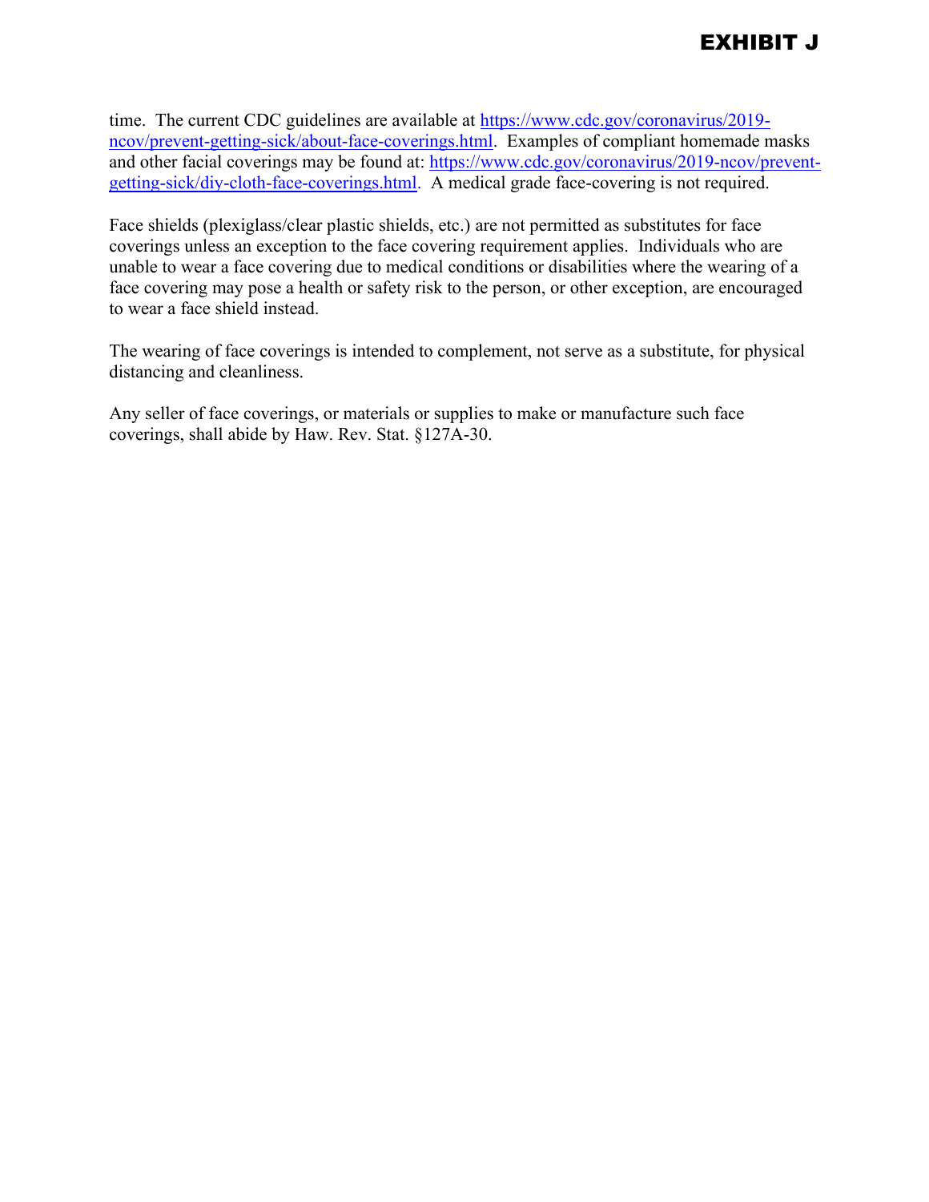# EXHIBIT J

time. The current CDC guidelines are available at https://www.cdc.gov/coronavirus/2019-ncov/prevent-getting-sick/about-face-coverings.html. Examples of compliant homemade masks and other facial coverings may be found at: https://www.cdc.gov/coronavirus/2019-ncov/prevent-getting-sick/diy-cloth-face-coverings.html. A medical grade face-covering is not required.

Face shields (plexiglass/clear plastic shields, etc.) are not permitted as substitutes for face coverings unless an exception to the face covering requirement applies. Individuals who are unable to wear a face covering due to medical conditions or disabilities where the wearing of a face covering may pose a health or safety risk to the person, or other exception, are encouraged to wear a face shield instead.

The wearing of face coverings is intended to complement, not serve as a substitute, for physical distancing and cleanliness.

Any seller of face coverings, or materials or supplies to make or manufacture such face coverings, shall abide by Haw. Rev. Stat. §127A-30.